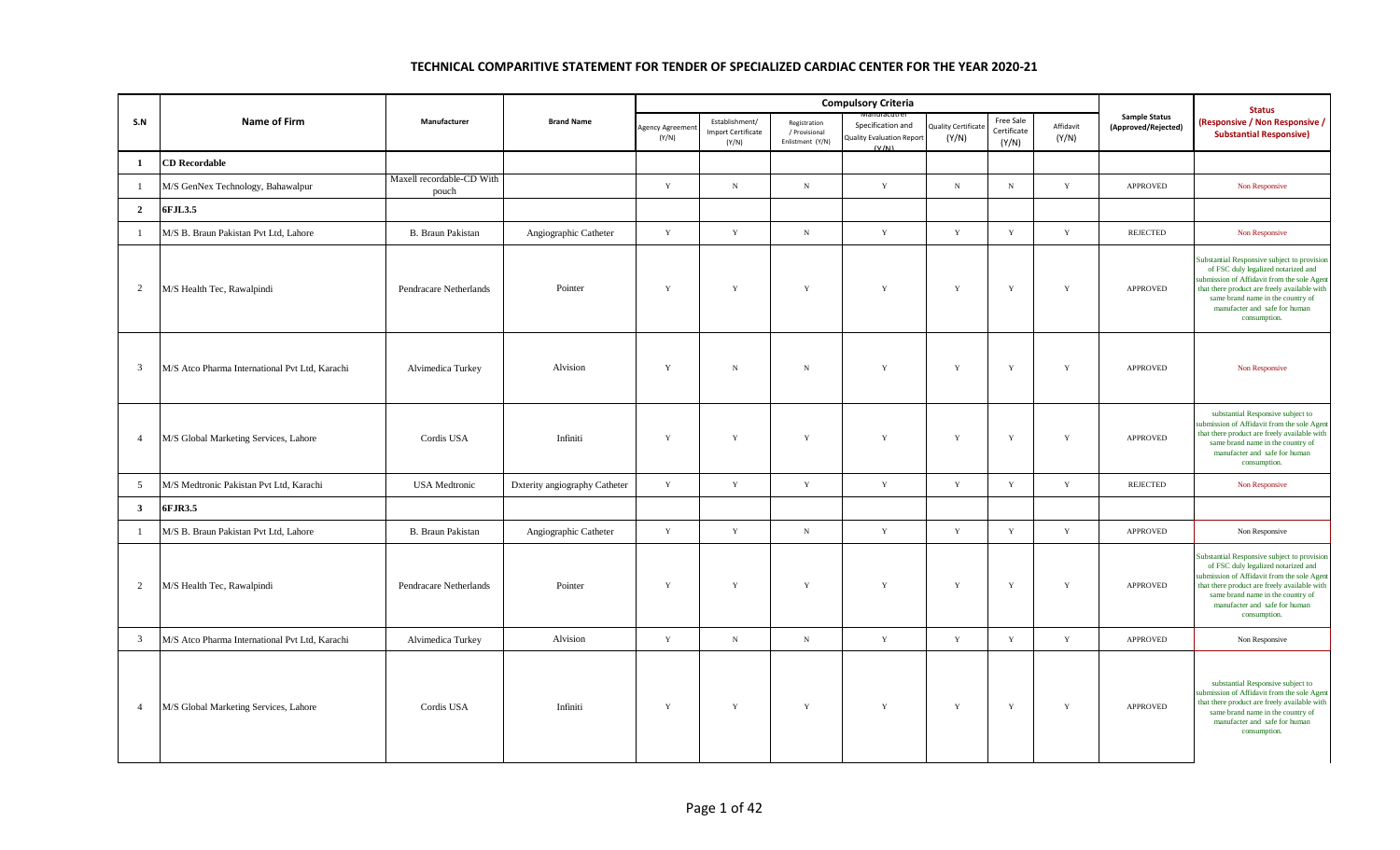# TECHNICAL COMPARITIVE STATEMENT FOR TENDER OF SPECIALIZED CARDIAC CENTER FOR THE YEAR 2020-21

| S.N | Name of Firm | Manufacturer | Brand Name | Compulsory Criteria | | | | | | | Sample Status (Approved/Rejected) | Status (Responsive / Non Responsive / Substantial Responsive) |
|---|---|---|---|---|---|---|---|---|---|---|---|---|
| | | | | Agency Agreement (Y/N) | Establishment/ Import Certificate (Y/N) | Registration / Provisional Enlistment (Y/N) | Manufacturer Specification and Quality Evaluation Report (Y/N) | Quality Certificate (Y/N) | Free Sale Certificate (Y/N) | Affidavit (Y/N) | | |
| **1** | **CD Recordable** | | | | | | | | | | | |
| 1 | M/S GenNex Technology, Bahawalpur | Maxell recordable-CD With pouch | | Y | N | N | Y | N | N | Y | APPROVED | Non Responsive |
| **2** | **6FJL3.5** | | | | | | | | | | | |
| 1 | M/S B. Braun Pakistan Pvt Ltd, Lahore | B. Braun Pakistan | Angiographic Catheter | Y | Y | N | Y | Y | Y | Y | REJECTED | Non Responsive |
| 2 | M/S Health Tec, Rawalpindi | Pendracare Netherlands | Pointer | Y | Y | Y | Y | Y | Y | Y | APPROVED | Substantial Responsive subject to provision of FSC duly legalized notarized and submission of Affidavit from the sole Agent that there product are freely available with same brand name in the country of manufacter and safe for human consumption. |
| 3 | M/S Atco Pharma International Pvt Ltd, Karachi | Alvimedica Turkey | Alvision | Y | N | N | Y | Y | Y | Y | APPROVED | Non Responsive |
| 4 | M/S Global Marketing Services, Lahore | Cordis USA | Infiniti | Y | Y | Y | Y | Y | Y | Y | APPROVED | substantial Responsive subject to submission of Affidavit from the sole Agent that there product are freely available with same brand name in the country of manufacter and safe for human consumption. |
| 5 | M/S Medtronic Pakistan Pvt Ltd, Karachi | USA Medtronic | Dxterity angiography Catheter | Y | Y | Y | Y | Y | Y | Y | REJECTED | Non Responsive |
| **3** | **6FJR3.5** | | | | | | | | | | | |
| 1 | M/S B. Braun Pakistan Pvt Ltd, Lahore | B. Braun Pakistan | Angiographic Catheter | Y | Y | N | Y | Y | Y | Y | APPROVED | Non Responsive |
| 2 | M/S Health Tec, Rawalpindi | Pendracare Netherlands | Pointer | Y | Y | Y | Y | Y | Y | Y | APPROVED | Substantial Responsive subject to provision of FSC duly legalized notarized and submission of Affidavit from the sole Agent that there product are freely available with same brand name in the country of manufacter and safe for human consumption. |
| 3 | M/S Atco Pharma International Pvt Ltd, Karachi | Alvimedica Turkey | Alvision | Y | N | N | Y | Y | Y | Y | APPROVED | Non Responsive |
| 4 | M/S Global Marketing Services, Lahore | Cordis USA | Infiniti | Y | Y | Y | Y | Y | Y | Y | APPROVED | substantial Responsive subject to submission of Affidavit from the sole Agent that there product are freely available with same brand name in the country of manufacter and safe for human consumption. |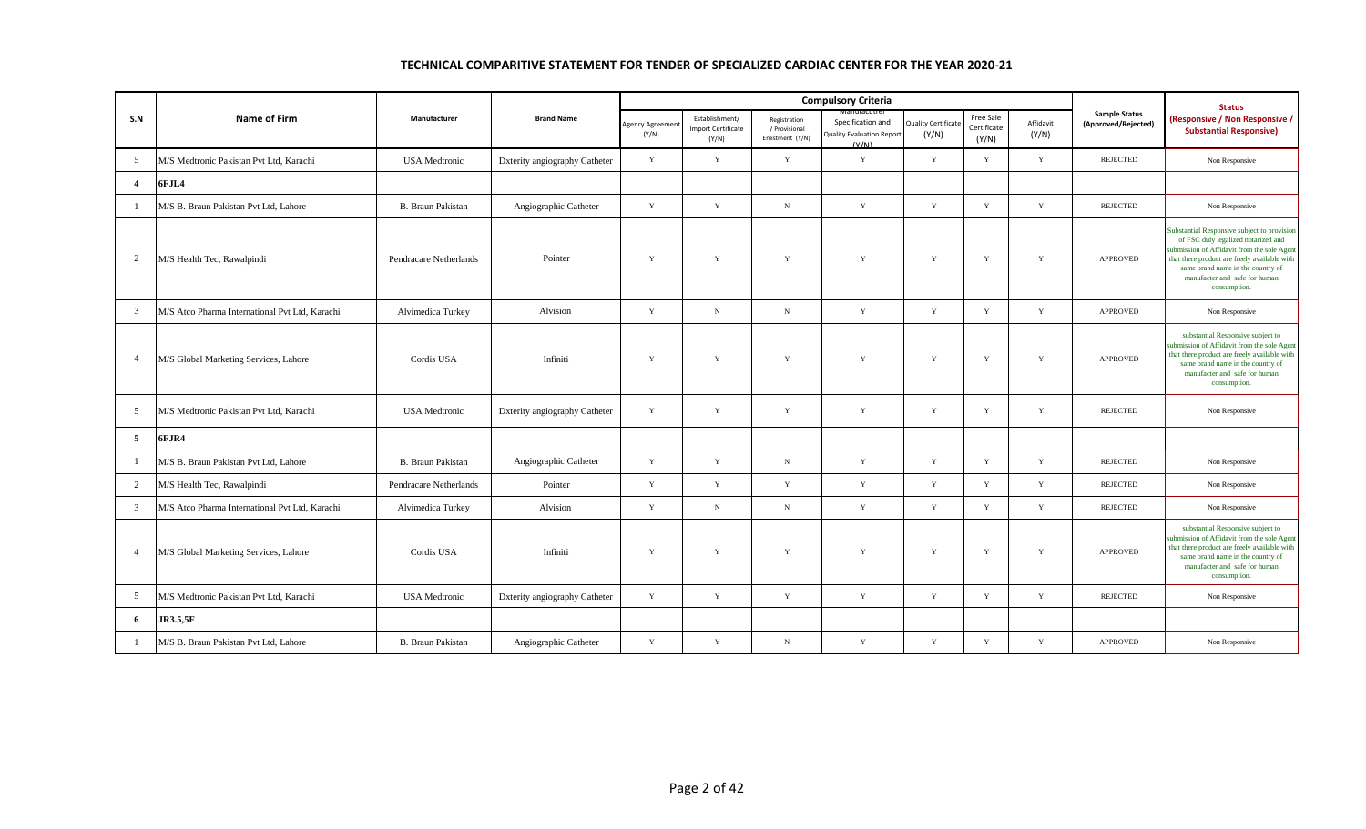# TECHNICAL COMPARITIVE STATEMENT FOR TENDER OF SPECIALIZED CARDIAC CENTER FOR THE YEAR 2020-21

| S.N | Name of Firm | Manufacturer | Brand Name | Compulsory Criteria | | | | | | | Sample Status (Approved/Rejected) | Status (Responsive / Non Responsive / Substantial Responsive) |
|---|---|---|---|---|---|---|---|---|---|---|---|---|
| | | | | Agency Agreement (Y/N) | Establishment/ Import Certificate (Y/N) | Registration / Provisional Enlistment (Y/N) | Manufacturer Specification and Quality Evaluation Report (Y/N) | Quality Certificate (Y/N) | Free Sale Certificate (Y/N) | Affidavit (Y/N) | | |
| 5 | M/S Medtronic Pakistan Pvt Ltd, Karachi | USA Medtronic | Dxterity angiography Catheter | Y | Y | Y | Y | Y | Y | Y | REJECTED | Non Responsive |
| 4 | 6FJL4 | | | | | | | | | | | |
| 1 | M/S B. Braun Pakistan Pvt Ltd, Lahore | B. Braun Pakistan | Angiographic Catheter | Y | Y | N | Y | Y | Y | Y | REJECTED | Non Responsive |
| 2 | M/S Health Tec, Rawalpindi | Pendracare Netherlands | Pointer | Y | Y | Y | Y | Y | Y | Y | APPROVED | Substantial Responsive subject to provision of FSC duly legalized notarized and submission of Affidavit from the sole Agent that there product are freely available with same brand name in the country of manufacter and safe for human consumption. |
| 3 | M/S Atco Pharma International Pvt Ltd, Karachi | Alvimedica Turkey | Alvision | Y | N | N | Y | Y | Y | Y | APPROVED | Non Responsive |
| 4 | M/S Global Marketing Services, Lahore | Cordis USA | Infiniti | Y | Y | Y | Y | Y | Y | Y | APPROVED | substantial Responsive subject to submission of Affidavit from the sole Agent that there product are freely available with same brand name in the country of manufacter and safe for human consumption. |
| 5 | M/S Medtronic Pakistan Pvt Ltd, Karachi | USA Medtronic | Dxterity angiography Catheter | Y | Y | Y | Y | Y | Y | Y | REJECTED | Non Responsive |
| 5 | 6FJR4 | | | | | | | | | | | |
| 1 | M/S B. Braun Pakistan Pvt Ltd, Lahore | B. Braun Pakistan | Angiographic Catheter | Y | Y | N | Y | Y | Y | Y | REJECTED | Non Responsive |
| 2 | M/S Health Tec, Rawalpindi | Pendracare Netherlands | Pointer | Y | Y | Y | Y | Y | Y | Y | REJECTED | Non Responsive |
| 3 | M/S Atco Pharma International Pvt Ltd, Karachi | Alvimedica Turkey | Alvision | Y | N | N | Y | Y | Y | Y | REJECTED | Non Responsive |
| 4 | M/S Global Marketing Services, Lahore | Cordis USA | Infiniti | Y | Y | Y | Y | Y | Y | Y | APPROVED | substantial Responsive subject to submission of Affidavit from the sole Agent that there product are freely available with same brand name in the country of manufacter and safe for human consumption. |
| 5 | M/S Medtronic Pakistan Pvt Ltd, Karachi | USA Medtronic | Dxterity angiography Catheter | Y | Y | Y | Y | Y | Y | Y | REJECTED | Non Responsive |
| 6 | JR3.5,5F | | | | | | | | | | | |
| 1 | M/S B. Braun Pakistan Pvt Ltd, Lahore | B. Braun Pakistan | Angiographic Catheter | Y | Y | N | Y | Y | Y | Y | APPROVED | Non Responsive |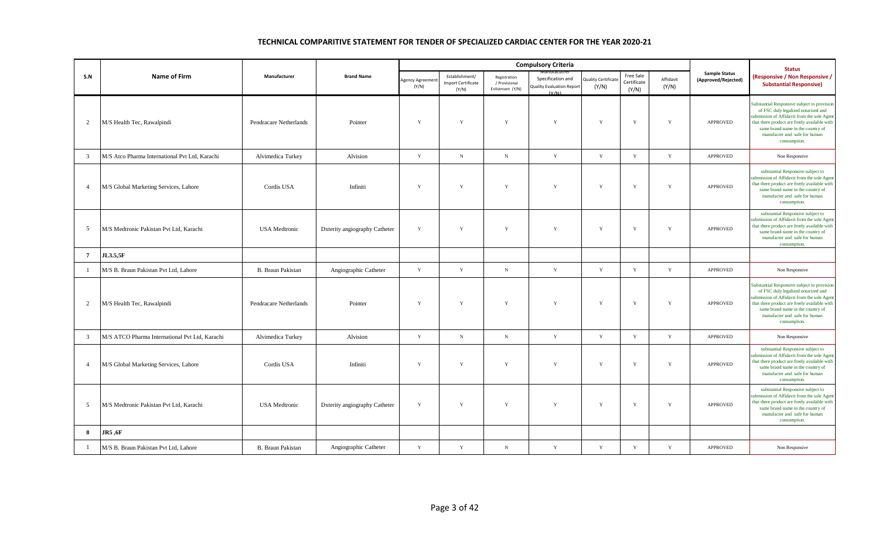## TECHNICAL COMPARITIVE STATEMENT FOR TENDER OF SPECIALIZED CARDIAC CENTER FOR THE YEAR 2020-21

| S.N | Name of Firm | Manufacturer | Brand Name | Compulsory Criteria | | | | | | | Sample Status (Approved/Rejected) | Status (Responsive / Non Responsive / Substantial Responsive) |
|---|---|---|---|---|---|---|---|---|---|---|---|---|
| | | | | Agency Agreement (Y/N) | Establishment/ Import Certificate (Y/N) | Registration / Provisional Enlistment (Y/N) | Manufacturer Specification and Quality Evaluation Report (Y/N) | Quality Certificate (Y/N) | Free Sale Certificate (Y/N) | Affidavit (Y/N) | | |
| 2 | M/S Health Tec, Rawalpindi | Pendracare Netherlands | Pointer | Y | Y | Y | Y | Y | Y | Y | APPROVED | Substantial Responsive subject to provision of FSC duly legalized notarized and submission of Affidavit from the sole Agent that there product are freely available with same brand name in the country of manufacter and safe for human consumption. |
| 3 | M/S Atco Pharma International Pvt Ltd, Karachi | Alvimedica Turkey | Alvision | Y | N | N | Y | Y | Y | Y | APPROVED | Non Responsive |
| 4 | M/S Global Marketing Services, Lahore | Cordis USA | Infiniti | Y | Y | Y | Y | Y | Y | Y | APPROVED | substantial Responsive subject to submission of Affidavit from the sole Agent that there product are freely available with same brand name in the country of manufacter and safe for human consumption. |
| 5 | M/S Medtronic Pakistan Pvt Ltd, Karachi | USA Medtronic | Dxterity angiography Catheter | Y | Y | Y | Y | Y | Y | Y | APPROVED | substantial Responsive subject to submission of Affidavit from the sole Agent that there product are freely available with same brand name in the country of manufacter and safe for human consumption. |
| **7** | **JL3.5,5F** | | | | | | | | | | | |
| 1 | M/S B. Braun Pakistan Pvt Ltd, Lahore | B. Braun Pakistan | Angiographic Catheter | Y | Y | N | Y | Y | Y | Y | APPROVED | Non Responsive |
| 2 | M/S Health Tec, Rawalpindi | Pendracare Netherlands | Pointer | Y | Y | Y | Y | Y | Y | Y | APPROVED | Substantial Responsive subject to provision of FSC duly legalized notarized and submission of Affidavit from the sole Agent that there product are freely available with same brand name in the country of manufacter and safe for human consumption. |
| 3 | M/S ATCO Pharma International Pvt Ltd, Karachi | Alvimedica Turkey | Alvision | Y | N | N | Y | Y | Y | Y | APPROVED | Non Responsive |
| 4 | M/S Global Marketing Services, Lahore | Cordis USA | Infiniti | Y | Y | Y | Y | Y | Y | Y | APPROVED | substantial Responsive subject to submission of Affidavit from the sole Agent that there product are freely available with same brand name in the country of manufacter and safe for human consumption. |
| 5 | M/S Medtronic Pakistan Pvt Ltd, Karachi | USA Medtronic | Dxterity angiography Catheter | Y | Y | Y | Y | Y | Y | Y | APPROVED | substantial Responsive subject to submission of Affidavit from the sole Agent that there product are freely available with same brand name in the country of manufacter and safe for human consumption. |
| **8** | **JR5 ,6F** | | | | | | | | | | | |
| 1 | M/S B. Braun Pakistan Pvt Ltd, Lahore | B. Braun Pakistan | Angiographic Catheter | Y | Y | N | Y | Y | Y | Y | APPROVED | Non Responsive |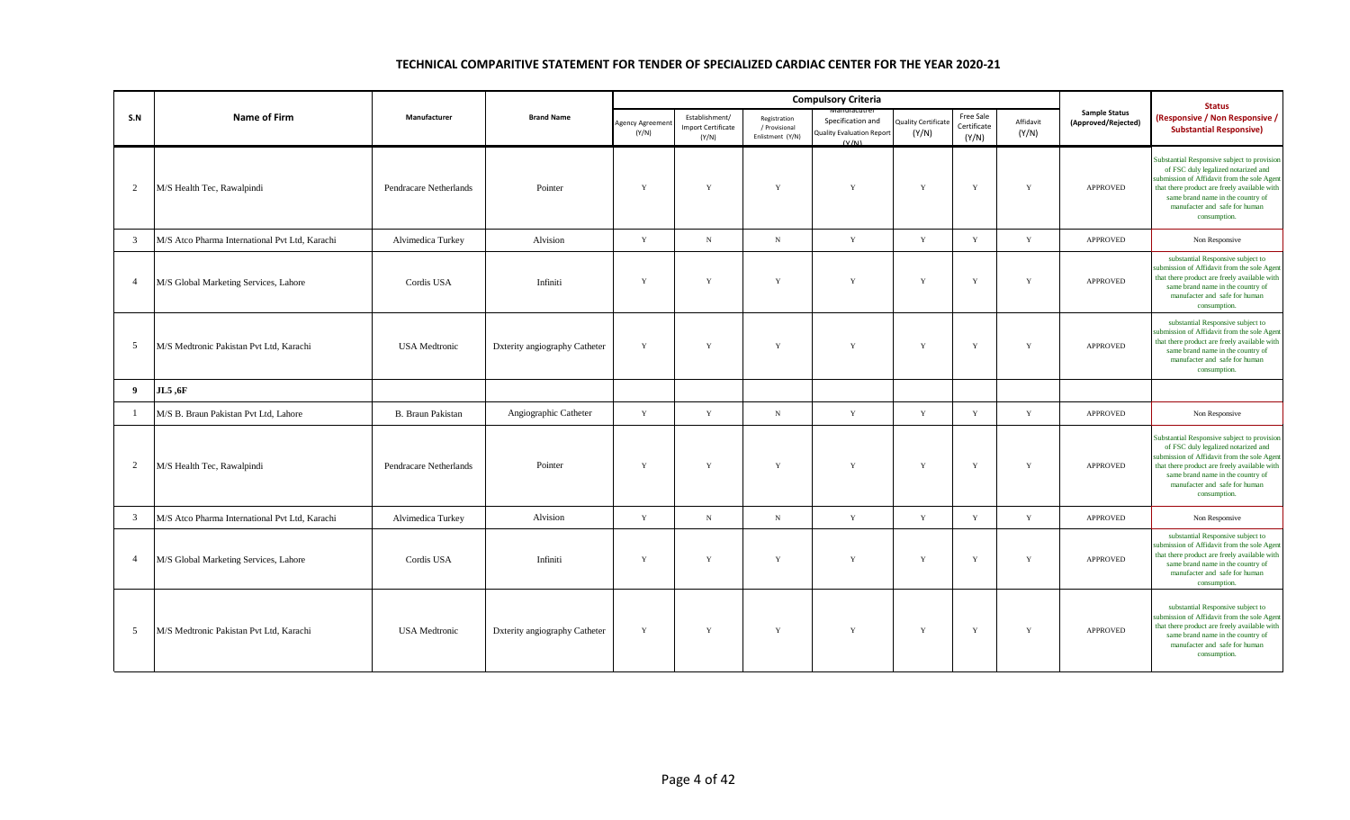# TECHNICAL COMPARITIVE STATEMENT FOR TENDER OF SPECIALIZED CARDIAC CENTER FOR THE YEAR 2020-21

| S.N | Name of Firm | Manufacturer | Brand Name | Compulsory Criteria | | | | | | | Sample Status (Approved/Rejected) | Status (Responsive / Non Responsive / Substantial Responsive) |
|---|---|---|---|---|---|---|---|---|---|---|---|---|
| | | | | Agency Agreement (Y/N) | Establishment/ Import Certificate (Y/N) | Registration / Provisional Enlistment (Y/N) | Manufacturer Specification and Quality Evaluation Report (Y/N) | Quality Certificate (Y/N) | Free Sale Certificate (Y/N) | Affidavit (Y/N) | | |
| 2 | M/S Health Tec, Rawalpindi | Pendracare Netherlands | Pointer | Y | Y | Y | Y | Y | Y | Y | APPROVED | Substantial Responsive subject to provision of FSC duly legalized notarized and submission of Affidavit from the sole Agent that there product are freely available with same brand name in the country of manufacter and safe for human consumption. |
| 3 | M/S Atco Pharma International Pvt Ltd, Karachi | Alvimedica Turkey | Alvision | Y | N | N | Y | Y | Y | Y | APPROVED | Non Responsive |
| 4 | M/S Global Marketing Services, Lahore | Cordis USA | Infiniti | Y | Y | Y | Y | Y | Y | Y | APPROVED | substantial Responsive subject to submission of Affidavit from the sole Agent that there product are freely available with same brand name in the country of manufacter and safe for human consumption. |
| 5 | M/S Medtronic Pakistan Pvt Ltd, Karachi | USA Medtronic | Dxterity angiography Catheter | Y | Y | Y | Y | Y | Y | Y | APPROVED | substantial Responsive subject to submission of Affidavit from the sole Agent that there product are freely available with same brand name in the country of manufacter and safe for human consumption. |
| **9** | **JL5 ,6F** | | | | | | | | | | | |
| 1 | M/S B. Braun Pakistan Pvt Ltd, Lahore | B. Braun Pakistan | Angiographic Catheter | Y | Y | N | Y | Y | Y | Y | APPROVED | Non Responsive |
| 2 | M/S Health Tec, Rawalpindi | Pendracare Netherlands | Pointer | Y | Y | Y | Y | Y | Y | Y | APPROVED | Substantial Responsive subject to provision of FSC duly legalized notarized and submission of Affidavit from the sole Agent that there product are freely available with same brand name in the country of manufacter and safe for human consumption. |
| 3 | M/S Atco Pharma International Pvt Ltd, Karachi | Alvimedica Turkey | Alvision | Y | N | N | Y | Y | Y | Y | APPROVED | Non Responsive |
| 4 | M/S Global Marketing Services, Lahore | Cordis USA | Infiniti | Y | Y | Y | Y | Y | Y | Y | APPROVED | substantial Responsive subject to submission of Affidavit from the sole Agent that there product are freely available with same brand name in the country of manufacter and safe for human consumption. |
| 5 | M/S Medtronic Pakistan Pvt Ltd, Karachi | USA Medtronic | Dxterity angiography Catheter | Y | Y | Y | Y | Y | Y | Y | APPROVED | substantial Responsive subject to submission of Affidavit from the sole Agent that there product are freely available with same brand name in the country of manufacter and safe for human consumption. |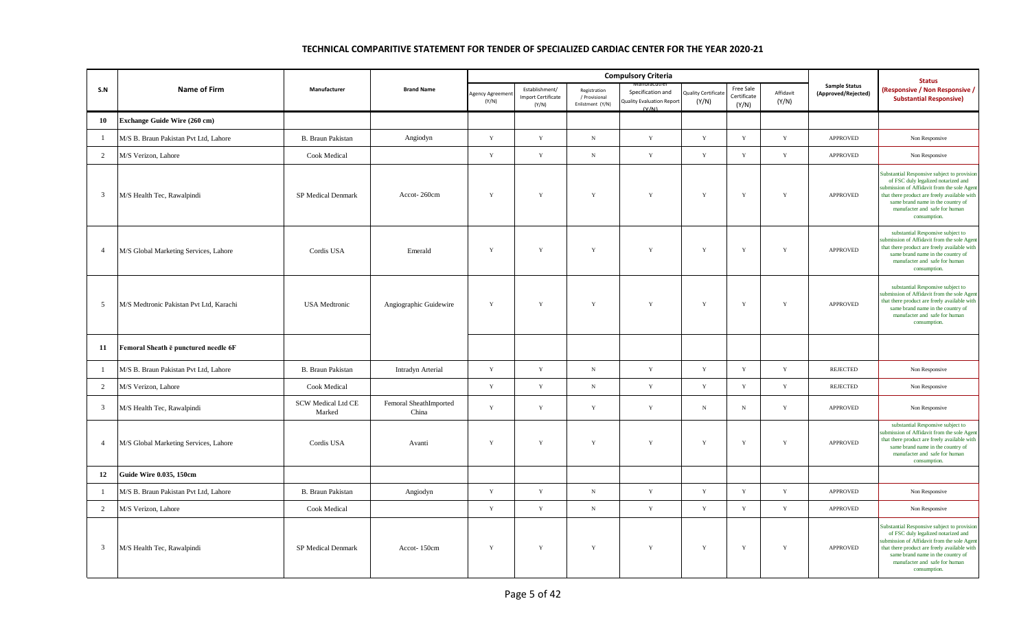## TECHNICAL COMPARITIVE STATEMENT FOR TENDER OF SPECIALIZED CARDIAC CENTER FOR THE YEAR 2020-21

| S.N | Name of Firm | Manufacturer | Brand Name | Compulsory Criteria | | | | | | | Sample Status (Approved/Rejected) | Status (Responsive / Non Responsive / Substantial Responsive) |
|---|---|---|---|---|---|---|---|---|---|---|---|---|
| | | | | Agency Agreement (Y/N) | Establishment/ Import Certificate (Y/N) | Registration / Provisional Enlistment (Y/N) | Manufacturer Specification and Quality Evaluation Report (Y/N) | Quality Certificate (Y/N) | Free Sale Certificate (Y/N) | Affidavit (Y/N) | | |
| **10** | **Exchange Guide Wire (260 cm)** | | | | | | | | | | | |
| 1 | M/S B. Braun Pakistan Pvt Ltd, Lahore | B. Braun Pakistan | Angiodyn | Y | Y | N | Y | Y | Y | Y | APPROVED | Non Responsive |
| 2 | M/S Verizon, Lahore | Cook Medical | | Y | Y | N | Y | Y | Y | Y | APPROVED | Non Responsive |
| 3 | M/S Health Tec, Rawalpindi | SP Medical Denmark | Accot- 260cm | Y | Y | Y | Y | Y | Y | Y | APPROVED | Substantial Responsive subject to provision of FSC duly legalized notarized and submission of Affidavit from the sole Agent that there product are freely available with same brand name in the country of manufacter and safe for human consumption. |
| 4 | M/S Global Marketing Services, Lahore | Cordis USA | Emerald | Y | Y | Y | Y | Y | Y | Y | APPROVED | substantial Responsive subject to submission of Affidavit from the sole Agent that there product are freely available with same brand name in the country of manufacter and safe for human consumption. |
| 5 | M/S Medtronic Pakistan Pvt Ltd, Karachi | USA Medtronic | Angiographic Guidewire | Y | Y | Y | Y | Y | Y | Y | APPROVED | substantial Responsive subject to submission of Affidavit from the sole Agent that there product are freely available with same brand name in the country of manufacter and safe for human consumption. |
| **11** | **Femoral Sheath ē punctured needle 6F** | | | | | | | | | | | |
| 1 | M/S B. Braun Pakistan Pvt Ltd, Lahore | B. Braun Pakistan | Intradyn Arterial | Y | Y | N | Y | Y | Y | Y | REJECTED | Non Responsive |
| 2 | M/S Verizon, Lahore | Cook Medical | | Y | Y | N | Y | Y | Y | Y | REJECTED | Non Responsive |
| 3 | M/S Health Tec, Rawalpindi | SCW Medical Ltd CE Marked | Femoral SheathImported China | Y | Y | Y | Y | N | N | Y | APPROVED | Non Responsive |
| 4 | M/S Global Marketing Services, Lahore | Cordis USA | Avanti | Y | Y | Y | Y | Y | Y | Y | APPROVED | substantial Responsive subject to submission of Affidavit from the sole Agent that there product are freely available with same brand name in the country of manufacter and safe for human consumption. |
| **12** | **Guide Wire 0.035, 150cm** | | | | | | | | | | | |
| 1 | M/S B. Braun Pakistan Pvt Ltd, Lahore | B. Braun Pakistan | Angiodyn | Y | Y | N | Y | Y | Y | Y | APPROVED | Non Responsive |
| 2 | M/S Verizon, Lahore | Cook Medical | | Y | Y | N | Y | Y | Y | Y | APPROVED | Non Responsive |
| 3 | M/S Health Tec, Rawalpindi | SP Medical Denmark | Accot- 150cm | Y | Y | Y | Y | Y | Y | Y | APPROVED | Substantial Responsive subject to provision of FSC duly legalized notarized and submission of Affidavit from the sole Agent that there product are freely available with same brand name in the country of manufacter and safe for human consumption. |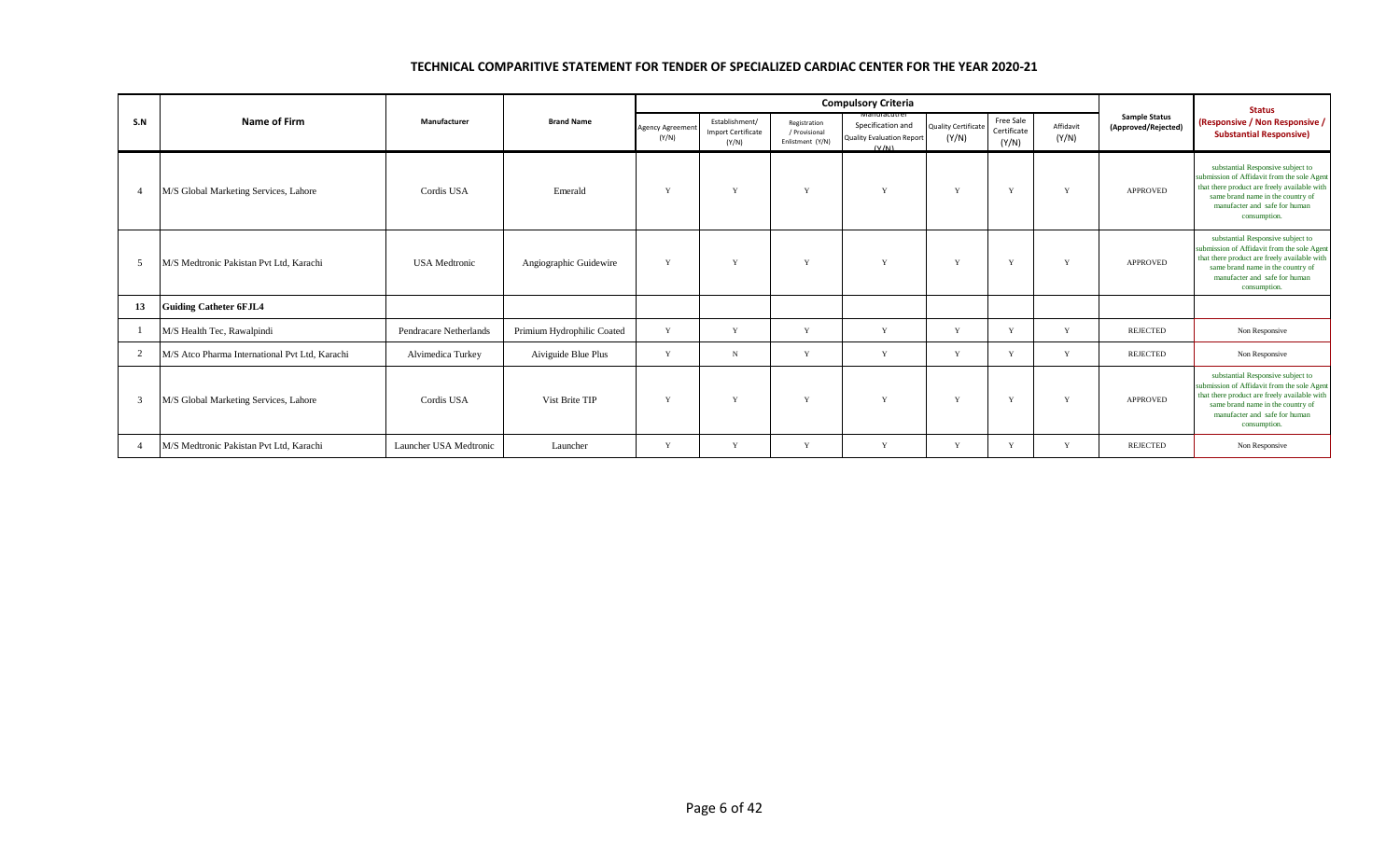# TECHNICAL COMPARITIVE STATEMENT FOR TENDER OF SPECIALIZED CARDIAC CENTER FOR THE YEAR 2020-21

| S.N | Name of Firm | Manufacturer | Brand Name | Compulsory Criteria | | | | | | | Sample Status (Approved/Rejected) | Status (Responsive / Non Responsive / Substantial Responsive) |
|---|---|---|---|---|---|---|---|---|---|---|---|---|
| | | | | Agency Agreement (Y/N) | Establishment/ Import Certificate (Y/N) | Registration / Provisional Enlistment (Y/N) | Manufacturer Specification and Quality Evaluation Report (Y/N) | Quality Certificate (Y/N) | Free Sale Certificate (Y/N) | Affidavit (Y/N) | | |
| 4 | M/S Global Marketing Services, Lahore | Cordis USA | Emerald | Y | Y | Y | Y | Y | Y | Y | APPROVED | substantial Responsive subject to submission of Affidavit from the sole Agent that there product are freely available with same brand name in the country of manufacter and safe for human consumption. |
| 5 | M/S Medtronic Pakistan Pvt Ltd, Karachi | USA Medtronic | Angiographic Guidewire | Y | Y | Y | Y | Y | Y | Y | APPROVED | substantial Responsive subject to submission of Affidavit from the sole Agent that there product are freely available with same brand name in the country of manufacter and safe for human consumption. |
| 13 | **Guiding Catheter 6FJL4** | | | | | | | | | | | |
| 1 | M/S Health Tec, Rawalpindi | Pendracare Netherlands | Primium Hydrophilic Coated | Y | Y | Y | Y | Y | Y | Y | REJECTED | Non Responsive |
| 2 | M/S Atco Pharma International Pvt Ltd, Karachi | Alvimedica Turkey | Aiviguide Blue Plus | Y | N | Y | Y | Y | Y | Y | REJECTED | Non Responsive |
| 3 | M/S Global Marketing Services, Lahore | Cordis USA | Vist Brite TIP | Y | Y | Y | Y | Y | Y | Y | APPROVED | substantial Responsive subject to submission of Affidavit from the sole Agent that there product are freely available with same brand name in the country of manufacter and safe for human consumption. |
| 4 | M/S Medtronic Pakistan Pvt Ltd, Karachi | Launcher USA Medtronic | Launcher | Y | Y | Y | Y | Y | Y | Y | REJECTED | Non Responsive |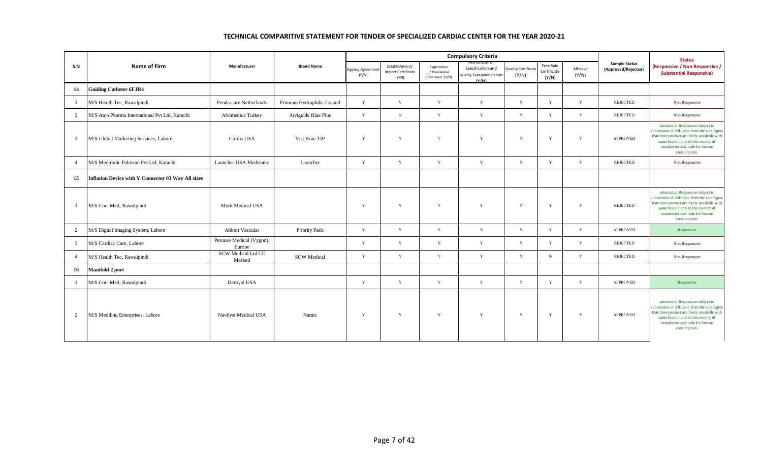# TECHNICAL COMPARITIVE STATEMENT FOR TENDER OF SPECIALIZED CARDIAC CENTER FOR THE YEAR 2020-21

| S.N | Name of Firm | Manufacturer | Brand Name | Compulsory Criteria | | | | | | | Sample Status (Approved/Rejected) | Status (Responsive / Non Responsive / Substantial Responsive) |
|---|---|---|---|---|---|---|---|---|---|---|---|---|
| | | | | Agency Agreement (Y/N) | Establishment/ Import Certificate (Y/N) | Registration / Provisional Enlistment (Y/N) | Manufacturer Specification and Quality Evaluation Report (Y/N) | Quality Certificate (Y/N) | Free Sale Certificate (Y/N) | Affidavit (Y/N) | | |
| **14** | **Guiding Catheter 6FJR4** | | | | | | | | | | | |
| 1 | M/S Health Tec, Rawalpindi | Pendracare Netherlands | Primium Hydrophilic Coated | Y | Y | Y | Y | Y | Y | Y | REJECTED | Non Responsive |
| 2 | M/S Atco Pharma International Pvt Ltd, Karachi | Alvimedica Turkey | Aiviguide Blue Plus | Y | N | Y | Y | Y | Y | Y | REJECTED | Non Responsive |
| 3 | M/S Global Marketing Services, Lahore | Cordis USA | Vist Brite TIP | Y | Y | Y | Y | Y | Y | Y | APPROVED | substantial Responsive subject to submission of Affidavit from the sole Agent that there product are freely available with same brand name in the country of manufacter and safe for human consumption. |
| 4 | M/S Medtronic Pakistan Pvt Ltd, Karachi | Launcher USA Medtronic | Launcher | Y | Y | Y | Y | Y | Y | Y | REJECTED | Non Responsive |
| **15** | **Inflation Device with Y Connector 03 Way All sizes** | | | | | | | | | | | |
| 1 | M/S Cor- Med, Rawalpindi | Merit Medical USA | | Y | Y | Y | Y | Y | Y | Y | REJECTED | substantial Responsive subject to submission of Affidavit from the sole Agent that there product are freely available with same brand name in the country of manufacter and safe for human consumption. |
| 2 | M/S Digital Imaging System, Lahore | Abbott Vascular | Priority Pack | Y | Y | Y | Y | Y | Y | Y | APPROVED | Responsive |
| 3 | M/S Cardiac Care, Lahore | Perouse Medical (Vygon), Europe | | Y | Y | N | Y | Y | Y | Y | REJECTED | Non Responsive |
| 4 | M/S Health Tec, Rawalpindi | SCW Medical Ltd CE Marked | SCW Medical | Y | Y | Y | Y | Y | N | Y | REJECTED | Non Responsive |
| **16** | **Manifold 2 port** | | | | | | | | | | | |
| 1 | M/S Cor- Med, Rawalpindi | Deroyal USA | | Y | Y | Y | Y | Y | Y | Y | APPROVED | Responsive |
| 2 | M/S Medilinq Enterprises, Lahore | Navilyst Medical USA | Namic | Y | Y | Y | Y | Y | Y | Y | APPROVED | substantial Responsive subject to submission of Affidavit from the sole Agent that there product are freely available with same brand name in the country of manufacter and safe for human consumption. |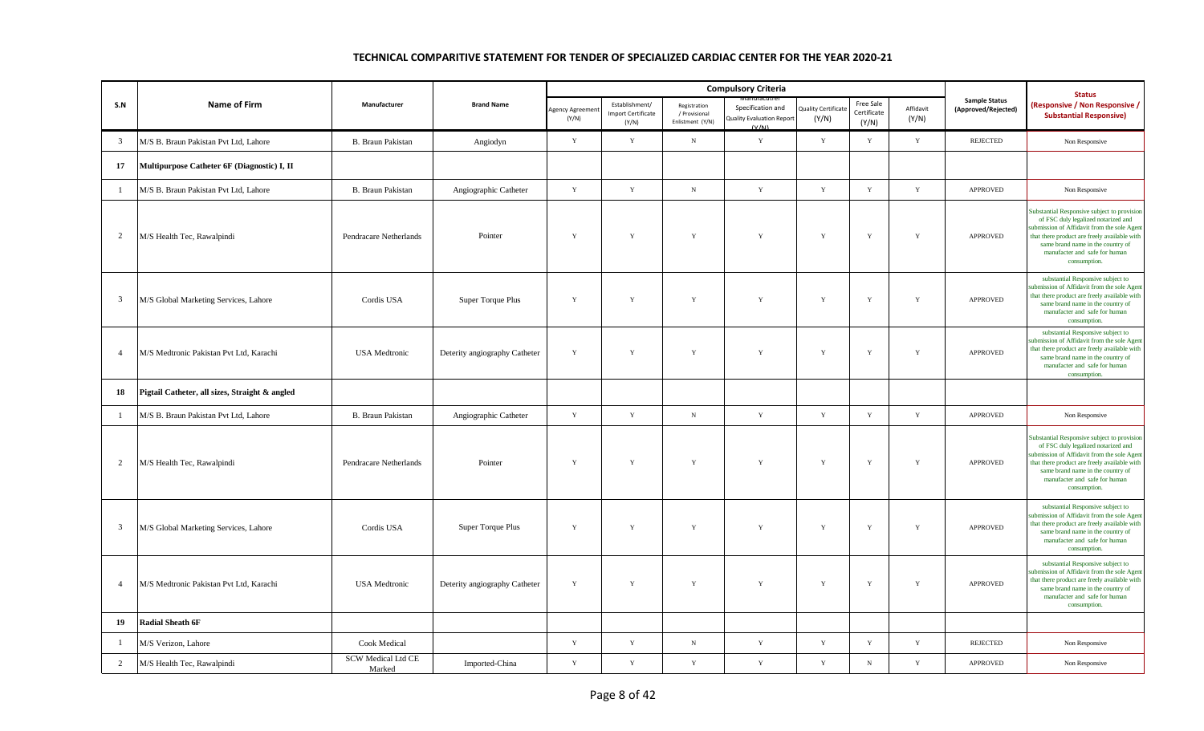# TECHNICAL COMPARITIVE STATEMENT FOR TENDER OF SPECIALIZED CARDIAC CENTER FOR THE YEAR 2020-21

| S.N | Name of Firm | Manufacturer | Brand Name | Compulsory Criteria | | | | | | | Sample Status (Approved/Rejected) | Status (Responsive / Non Responsive / Substantial Responsive) |
|---|---|---|---|---|---|---|---|---|---|---|---|---|
| | | | | Agency Agreement (Y/N) | Establishment/ Import Certificate (Y/N) | Registration / Provisional Enlistment (Y/N) | Manufacturer Specification and Quality Evaluation Report (Y/N) | Quality Certificate (Y/N) | Free Sale Certificate (Y/N) | Affidavit (Y/N) | | |
| 3 | M/S B. Braun Pakistan Pvt Ltd, Lahore | B. Braun Pakistan | Angiodyn | Y | Y | N | Y | Y | Y | Y | REJECTED | Non Responsive |
| 17 | Multipurpose Catheter 6F (Diagnostic) I, II | | | | | | | | | | | |
| 1 | M/S B. Braun Pakistan Pvt Ltd, Lahore | B. Braun Pakistan | Angiographic Catheter | Y | Y | N | Y | Y | Y | Y | APPROVED | Non Responsive |
| 2 | M/S Health Tec, Rawalpindi | Pendracare Netherlands | Pointer | Y | Y | Y | Y | Y | Y | Y | APPROVED | Substantial Responsive subject to provision of FSC duly legalized notarized and submission of Affidavit from the sole Agent that there product are freely available with same brand name in the country of manufacter and safe for human consumption. |
| 3 | M/S Global Marketing Services, Lahore | Cordis USA | Super Torque Plus | Y | Y | Y | Y | Y | Y | Y | APPROVED | substantial Responsive subject to submission of Affidavit from the sole Agent that there product are freely available with same brand name in the country of manufacter and safe for human consumption. |
| 4 | M/S Medtronic Pakistan Pvt Ltd, Karachi | USA Medtronic | Deterity angiography Catheter | Y | Y | Y | Y | Y | Y | Y | APPROVED | substantial Responsive subject to submission of Affidavit from the sole Agent that there product are freely available with same brand name in the country of manufacter and safe for human consumption. |
| 18 | Pigtail Catheter, all sizes, Straight & angled | | | | | | | | | | | |
| 1 | M/S B. Braun Pakistan Pvt Ltd, Lahore | B. Braun Pakistan | Angiographic Catheter | Y | Y | N | Y | Y | Y | Y | APPROVED | Non Responsive |
| 2 | M/S Health Tec, Rawalpindi | Pendracare Netherlands | Pointer | Y | Y | Y | Y | Y | Y | Y | APPROVED | Substantial Responsive subject to provision of FSC duly legalized notarized and submission of Affidavit from the sole Agent that there product are freely available with same brand name in the country of manufacter and safe for human consumption. |
| 3 | M/S Global Marketing Services, Lahore | Cordis USA | Super Torque Plus | Y | Y | Y | Y | Y | Y | Y | APPROVED | substantial Responsive subject to submission of Affidavit from the sole Agent that there product are freely available with same brand name in the country of manufacter and safe for human consumption. |
| 4 | M/S Medtronic Pakistan Pvt Ltd, Karachi | USA Medtronic | Deterity angiography Catheter | Y | Y | Y | Y | Y | Y | Y | APPROVED | substantial Responsive subject to submission of Affidavit from the sole Agent that there product are freely available with same brand name in the country of manufacter and safe for human consumption. |
| 19 | Radial Sheath 6F | | | | | | | | | | | |
| 1 | M/S Verizon, Lahore | Cook Medical | | Y | Y | N | Y | Y | Y | Y | REJECTED | Non Responsive |
| 2 | M/S Health Tec, Rawalpindi | SCW Medical Ltd CE Marked | Imported-China | Y | Y | Y | Y | Y | N | Y | APPROVED | Non Responsive |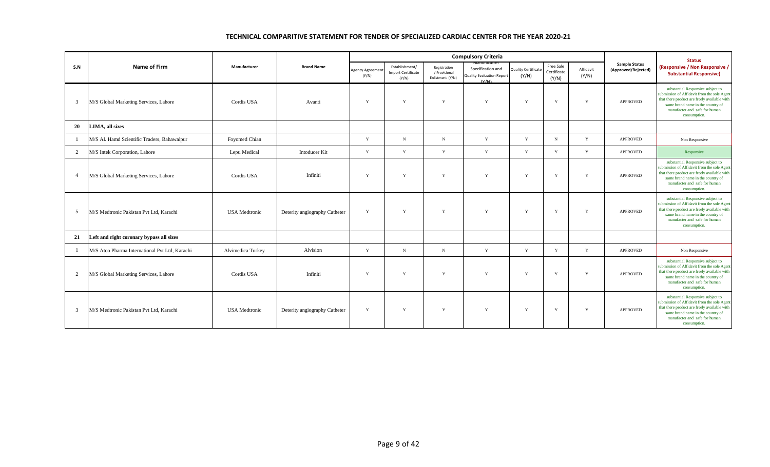# TECHNICAL COMPARITIVE STATEMENT FOR TENDER OF SPECIALIZED CARDIAC CENTER FOR THE YEAR 2020-21

| S.N | Name of Firm | Manufacturer | Brand Name | Compulsory Criteria | | | | | | | Sample Status (Approved/Rejected) | Status (Responsive / Non Responsive / Substantial Responsive) |
|---|---|---|---|---|---|---|---|---|---|---|---|---|
| | | | | Agency Agreement (Y/N) | Establishment/ Import Certificate (Y/N) | Registration / Provisional Enlistment (Y/N) | Manufacturer Specification and Quality Evaluation Report (Y/N) | Quality Certificate (Y/N) | Free Sale Certificate (Y/N) | Affidavit (Y/N) | | |
| 3 | M/S Global Marketing Services, Lahore | Cordis USA | Avanti | Y | Y | Y | Y | Y | Y | Y | APPROVED | substantial Responsive subject to submission of Affidavit from the sole Agent that there product are freely available with same brand name in the country of manufacter and safe for human consumption. |
| **20** | **LIMA, all sizes** | | | | | | | | | | | |
| 1 | M/S Al. Hamd Scientific Traders, Bahawalpur | Foyomed Chian | | Y | N | N | Y | Y | N | Y | APPROVED | Non Responsive |
| 2 | M/S Intek Corporation, Lahore | Lepu Medical | Intoducer Kit | Y | Y | Y | Y | Y | Y | Y | APPROVED | Responsive |
| 4 | M/S Global Marketing Services, Lahore | Cordis USA | Infiniti | Y | Y | Y | Y | Y | Y | Y | APPROVED | substantial Responsive subject to submission of Affidavit from the sole Agent that there product are freely available with same brand name in the country of manufacter and safe for human consumption. |
| 5 | M/S Medtronic Pakistan Pvt Ltd, Karachi | USA Medtronic | Deterity angiography Catheter | Y | Y | Y | Y | Y | Y | Y | APPROVED | substantial Responsive subject to submission of Affidavit from the sole Agent that there product are freely available with same brand name in the country of manufacter and safe for human consumption. |
| **21** | **Left and right coronary bypass all sizes** | | | | | | | | | | | |
| 1 | M/S Atco Pharma International Pvt Ltd, Karachi | Alvimedica Turkey | Alvision | Y | N | N | Y | Y | Y | Y | APPROVED | Non Responsive |
| 2 | M/S Global Marketing Services, Lahore | Cordis USA | Infiniti | Y | Y | Y | Y | Y | Y | Y | APPROVED | substantial Responsive subject to submission of Affidavit from the sole Agent that there product are freely available with same brand name in the country of manufacter and safe for human consumption. |
| 3 | M/S Medtronic Pakistan Pvt Ltd, Karachi | USA Medtronic | Deterity angiography Catheter | Y | Y | Y | Y | Y | Y | Y | APPROVED | substantial Responsive subject to submission of Affidavit from the sole Agent that there product are freely available with same brand name in the country of manufacter and safe for human consumption. |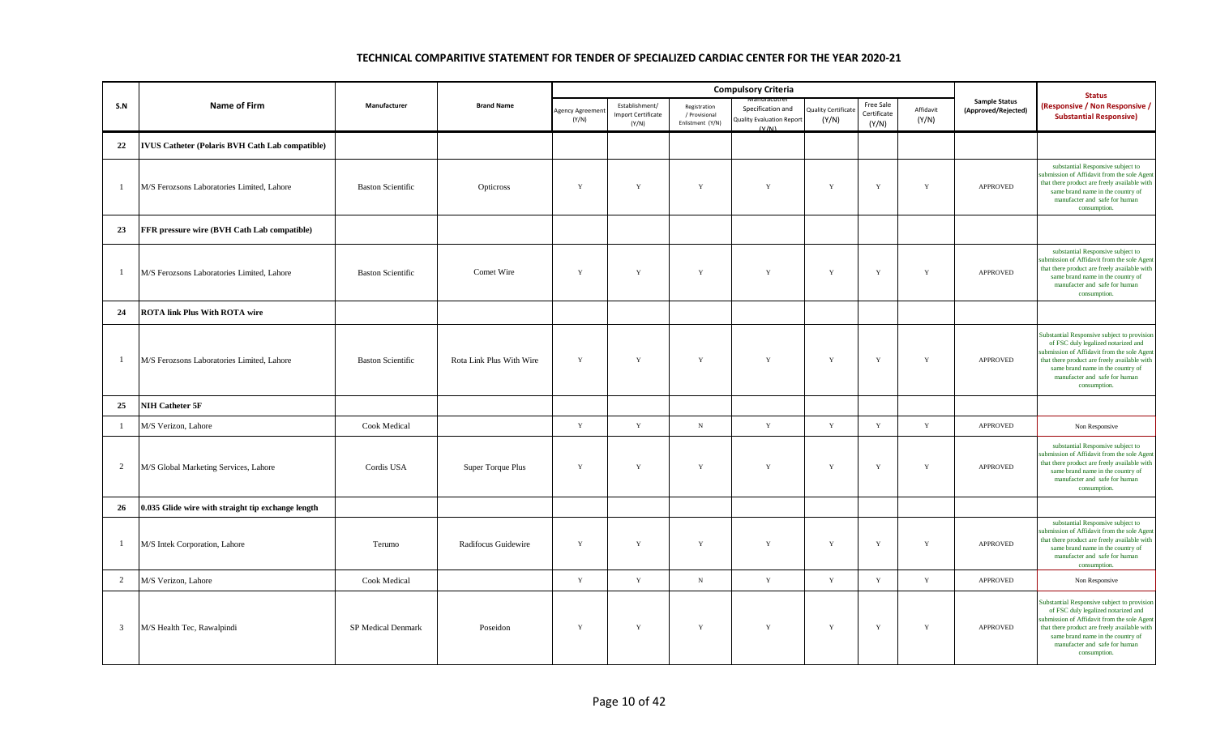## TECHNICAL COMPARITIVE STATEMENT FOR TENDER OF SPECIALIZED CARDIAC CENTER FOR THE YEAR 2020-21

| S.N | Name of Firm | Manufacturer | Brand Name | Compulsory Criteria | | | | | | | Sample Status (Approved/Rejected) | Status (Responsive / Non Responsive / Substantial Responsive) |
|---|---|---|---|---|---|---|---|---|---|---|---|---|
| | | | | Agency Agreement (Y/N) | Establishment/ Import Certificate (Y/N) | Registration / Provisional Enlistment (Y/N) | Manufacturer Specification and Quality Evaluation Report (Y/N) | Quality Certificate (Y/N) | Free Sale Certificate (Y/N) | Affidavit (Y/N) | | |
| 22 | IVUS Catheter (Polaris BVH Cath Lab compatible) | | | | | | | | | | | |
| 1 | M/S Ferozsons Laboratories Limited, Lahore | Baston Scientific | Opticross | Y | Y | Y | Y | Y | Y | Y | APPROVED | substantial Responsive subject to submission of Affidavit from the sole Agent that there product are freely available with same brand name in the country of manufacter and safe for human consumption. |
| 23 | FFR pressure wire (BVH Cath Lab compatible) | | | | | | | | | | | |
| 1 | M/S Ferozsons Laboratories Limited, Lahore | Baston Scientific | Comet Wire | Y | Y | Y | Y | Y | Y | Y | APPROVED | substantial Responsive subject to submission of Affidavit from the sole Agent that there product are freely available with same brand name in the country of manufacter and safe for human consumption. |
| 24 | ROTA link Plus With ROTA wire | | | | | | | | | | | |
| 1 | M/S Ferozsons Laboratories Limited, Lahore | Baston Scientific | Rota Link Plus With Wire | Y | Y | Y | Y | Y | Y | Y | APPROVED | Substantial Responsive subject to provision of FSC duly legalized notarized and submission of Affidavit from the sole Agent that there product are freely available with same brand name in the country of manufacter and safe for human consumption. |
| 25 | NIH Catheter 5F | | | | | | | | | | | |
| 1 | M/S Verizon, Lahore | Cook Medical | | Y | Y | N | Y | Y | Y | Y | APPROVED | Non Responsive |
| 2 | M/S Global Marketing Services, Lahore | Cordis USA | Super Torque Plus | Y | Y | Y | Y | Y | Y | Y | APPROVED | substantial Responsive subject to submission of Affidavit from the sole Agent that there product are freely available with same brand name in the country of manufacter and safe for human consumption. |
| 26 | 0.035 Glide wire with straight tip exchange length | | | | | | | | | | | |
| 1 | M/S Intek Corporation, Lahore | Terumo | Radifocus Guidewire | Y | Y | Y | Y | Y | Y | Y | APPROVED | substantial Responsive subject to submission of Affidavit from the sole Agent that there product are freely available with same brand name in the country of manufacter and safe for human consumption. |
| 2 | M/S Verizon, Lahore | Cook Medical | | Y | Y | N | Y | Y | Y | Y | APPROVED | Non Responsive |
| 3 | M/S Health Tec, Rawalpindi | SP Medical Denmark | Poseidon | Y | Y | Y | Y | Y | Y | Y | APPROVED | Substantial Responsive subject to provision of FSC duly legalized notarized and submission of Affidavit from the sole Agent that there product are freely available with same brand name in the country of manufacter and safe for human consumption. |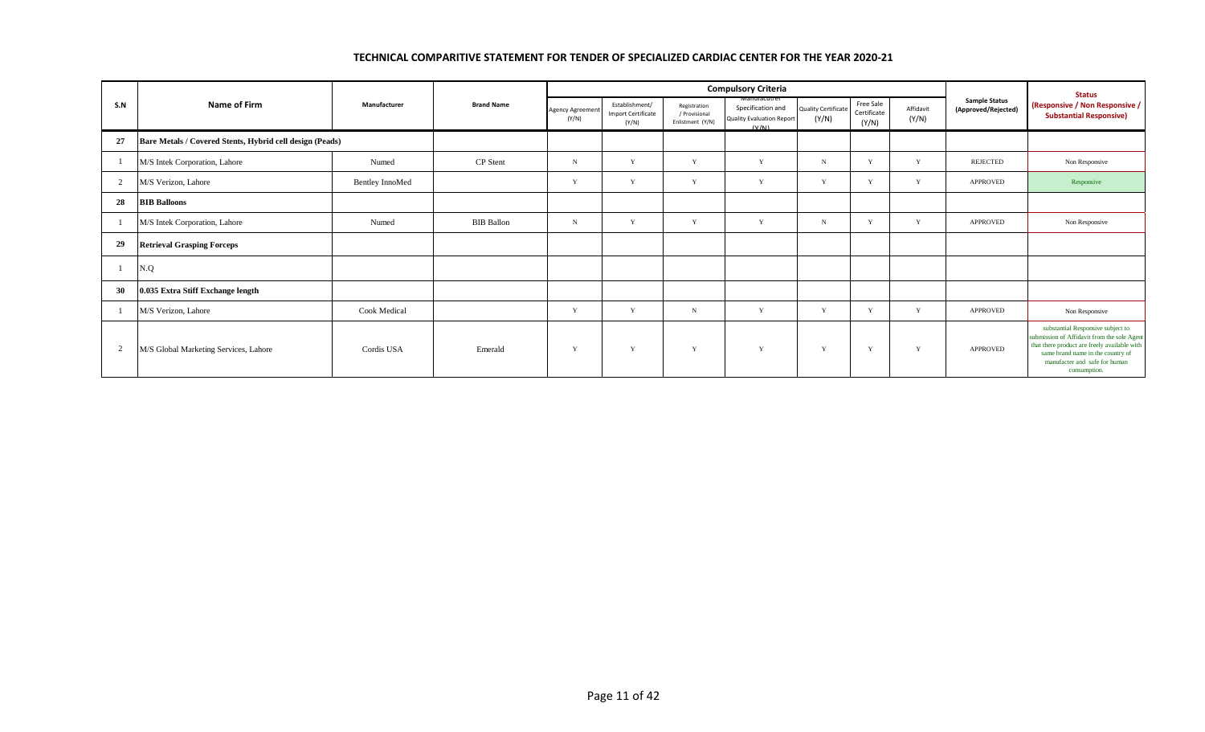## TECHNICAL COMPARITIVE STATEMENT FOR TENDER OF SPECIALIZED CARDIAC CENTER FOR THE YEAR 2020-21

| S.N | Name of Firm | Manufacturer | Brand Name | Compulsory Criteria | | | | | | | Sample Status (Approved/Rejected) | Status (Responsive / Non Responsive / Substantial Responsive) |
|---|---|---|---|---|---|---|---|---|---|---|---|---|
| | | | | Agency Agreement (Y/N) | Establishment/ Import Certificate (Y/N) | Registration / Provisional Enlistment (Y/N) | Manufacturer Specification and Quality Evaluation Report (Y/N) | Quality Certificate (Y/N) | Free Sale Certificate (Y/N) | Affidavit (Y/N) | | |
| 27 | Bare Metals / Covered Stents, Hybrid cell design (Peads) | | | | | | | | | | | |
| 1 | M/S Intek Corporation, Lahore | Numed | CP Stent | N | Y | Y | Y | N | Y | Y | REJECTED | Non Responsive |
| 2 | M/S Verizon, Lahore | Bentley InnoMed | | Y | Y | Y | Y | Y | Y | Y | APPROVED | Responsive |
| 28 | BIB Balloons | | | | | | | | | | | |
| 1 | M/S Intek Corporation, Lahore | Numed | BIB Ballon | N | Y | Y | Y | N | Y | Y | APPROVED | Non Responsive |
| 29 | Retrieval Grasping Forceps | | | | | | | | | | | |
| 1 | N.Q | | | | | | | | | | | |
| 30 | 0.035 Extra Stiff Exchange length | | | | | | | | | | | |
| 1 | M/S Verizon, Lahore | Cook Medical | | Y | Y | N | Y | Y | Y | Y | APPROVED | Non Responsive |
| 2 | M/S Global Marketing Services, Lahore | Cordis USA | Emerald | Y | Y | Y | Y | Y | Y | Y | APPROVED | substantial Responsive subject to submission of Affidavit from the sole Agent that there product are freely available with same brand name in the country of manufacter and safe for human consumption. |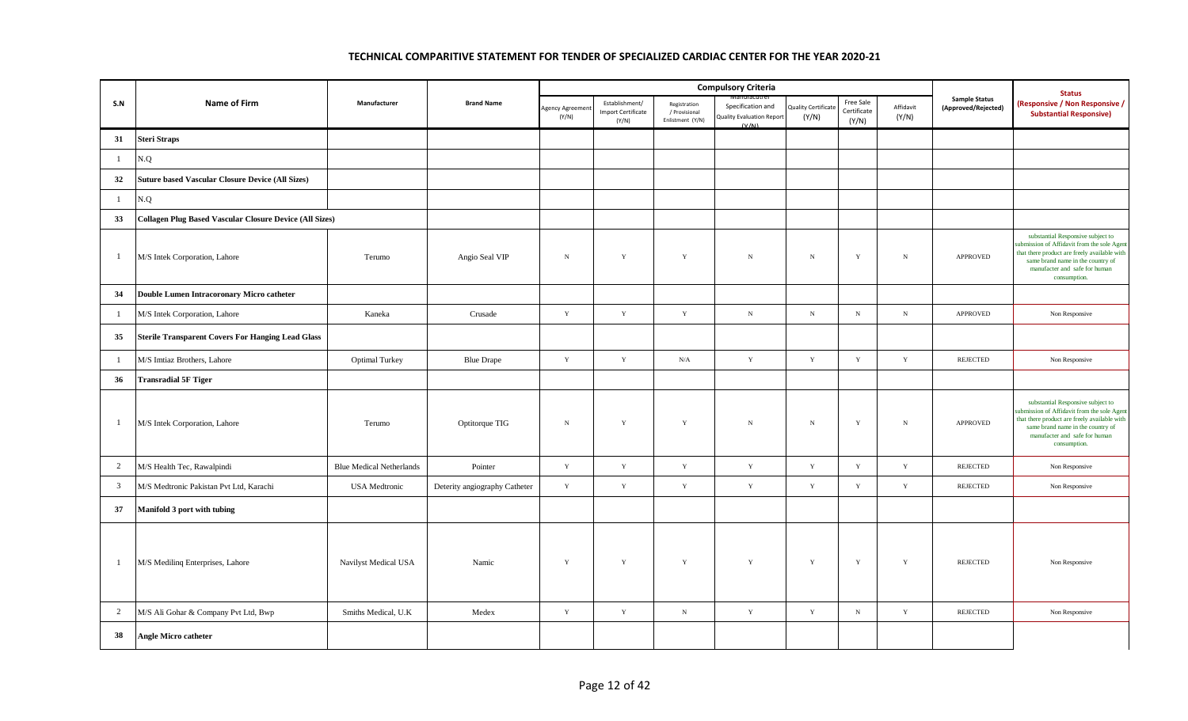## TECHNICAL COMPARITIVE STATEMENT FOR TENDER OF SPECIALIZED CARDIAC CENTER FOR THE YEAR 2020-21

| S.N | Name of Firm | Manufacturer | Brand Name | Compulsory Criteria | | | | | | | Sample Status (Approved/Rejected) | Status (Responsive / Non Responsive / Substantial Responsive) |
|---|---|---|---|---|---|---|---|---|---|---|---|---|
| | | | | Agency Agreement (Y/N) | Establishment/ Import Certificate (Y/N) | Registration / Provisional Enlistment (Y/N) | Manufacturer Specification and Quality Evaluation Report (Y/N) | Quality Certificate (Y/N) | Free Sale Certificate (Y/N) | Affidavit (Y/N) | | |
| **31** | **Steri Straps** | | | | | | | | | | | |
| 1 | N.Q | | | | | | | | | | | |
| **32** | **Suture based Vascular Closure Device (All Sizes)** | | | | | | | | | | | |
| 1 | N.Q | | | | | | | | | | | |
| **33** | **Collagen Plug Based Vascular Closure Device (All Sizes)** | | | | | | | | | | | |
| 1 | M/S Intek Corporation, Lahore | Terumo | Angio Seal VIP | N | Y | Y | N | N | Y | N | APPROVED | substantial Responsive subject to submission of Affidavit from the sole Agent that there product are freely available with same brand name in the country of manufacter and safe for human consumption. |
| **34** | **Double Lumen Intracoronary Micro catheter** | | | | | | | | | | | |
| 1 | M/S Intek Corporation, Lahore | Kaneka | Crusade | Y | Y | Y | N | N | N | N | APPROVED | Non Responsive |
| **35** | **Sterile Transparent Covers For Hanging Lead Glass** | | | | | | | | | | | |
| 1 | M/S Imtiaz Brothers, Lahore | Optimal Turkey | Blue Drape | Y | Y | N/A | Y | Y | Y | Y | REJECTED | Non Responsive |
| **36** | **Transradial 5F Tiger** | | | | | | | | | | | |
| 1 | M/S Intek Corporation, Lahore | Terumo | Optitorque TIG | N | Y | Y | N | N | Y | N | APPROVED | substantial Responsive subject to submission of Affidavit from the sole Agent that there product are freely available with same brand name in the country of manufacter and safe for human consumption. |
| 2 | M/S Health Tec, Rawalpindi | Blue Medical Netherlands | Pointer | Y | Y | Y | Y | Y | Y | Y | REJECTED | Non Responsive |
| 3 | M/S Medtronic Pakistan Pvt Ltd, Karachi | USA Medtronic | Deterity angiography Catheter | Y | Y | Y | Y | Y | Y | Y | REJECTED | Non Responsive |
| **37** | **Manifold 3 port with tubing** | | | | | | | | | | | |
| 1 | M/S Medilinq Enterprises, Lahore | Navilyst Medical USA | Namic | Y | Y | Y | Y | Y | Y | Y | REJECTED | Non Responsive |
| 2 | M/S Ali Gohar & Company Pvt Ltd, Bwp | Smiths Medical, U.K | Medex | Y | Y | N | Y | Y | N | Y | REJECTED | Non Responsive |
| **38** | **Angle Micro catheter** | | | | | | | | | | | |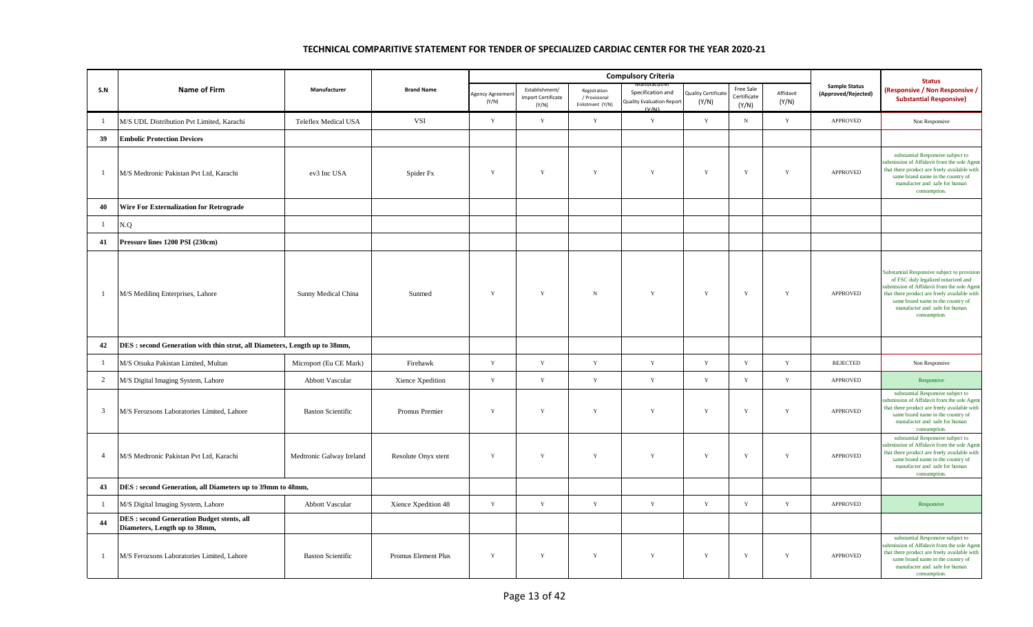## TECHNICAL COMPARITIVE STATEMENT FOR TENDER OF SPECIALIZED CARDIAC CENTER FOR THE YEAR 2020-21

| S.N | Name of Firm | Manufacturer | Brand Name | Compulsory Criteria | | | | | | | Sample Status (Approved/Rejected) | Status (Responsive / Non Responsive / Substantial Responsive) |
|---|---|---|---|---|---|---|---|---|---|---|---|---|
| | | | | Agency Agreement (Y/N) | Establishment/ Import Certificate (Y/N) | Registration / Provisional Enlistment (Y/N) | Manufacturer Specification and Quality Evaluation Report (Y/N) | Quality Certificate (Y/N) | Free Sale Certificate (Y/N) | Affidavit (Y/N) | | |
| 1 | M/S UDL Distribution Pvt Limited, Karachi | Teleflex Medical USA | VSI | Y | Y | Y | Y | Y | N | Y | APPROVED | Non Responsive |
| 39 | Embolic Protection Devices | | | | | | | | | | | |
| 1 | M/S Medtronic Pakistan Pvt Ltd, Karachi | ev3 Inc USA | Spider Fx | Y | Y | Y | Y | Y | Y | Y | APPROVED | substantial Responsive subject to submission of Affidavit from the sole Agent that there product are freely available with same brand name in the country of manufacter and safe for human consumption. |
| 40 | Wire For Externalization for Retrograde | | | | | | | | | | | |
| 1 | N.Q | | | | | | | | | | | |
| 41 | Pressure lines 1200 PSI (230cm) | | | | | | | | | | | |
| 1 | M/S Medilinq Enterprises, Lahore | Sunny Medical China | Sunmed | Y | Y | N | Y | Y | Y | Y | APPROVED | Substantial Responsive subject to provision of FSC duly legalized notarized and submission of Affidavit from the sole Agent that there product are freely available with same brand name in the country of manufacter and safe for human consumption. |
| 42 | DES : second Generation with thin strut, all Diameters, Length up to 38mm, | | | | | | | | | | | |
| 1 | M/S Otsuka Pakistan Limited, Multan | Microport (Eu CE Mark) | Firehawk | Y | Y | Y | Y | Y | Y | Y | REJECTED | Non Responsive |
| 2 | M/S Digital Imaging System, Lahore | Abbott Vascular | Xience Xpedition | Y | Y | Y | Y | Y | Y | Y | APPROVED | Responsive |
| 3 | M/S Ferozsons Laboratories Limited, Lahore | Baston Scientific | Promus Premier | Y | Y | Y | Y | Y | Y | Y | APPROVED | substantial Responsive subject to submission of Affidavit from the sole Agent that there product are freely available with same brand name in the country of manufacter and safe for human consumption. |
| 4 | M/S Medtronic Pakistan Pvt Ltd, Karachi | Medtronic Galway Ireland | Resolute Onyx stent | Y | Y | Y | Y | Y | Y | Y | APPROVED | substantial Responsive subject to submission of Affidavit from the sole Agent that there product are freely available with same brand name in the country of manufacter and safe for human consumption. |
| 43 | DES : second Generation, all Diameters up to 39mm to 48mm, | | | | | | | | | | | |
| 1 | M/S Digital Imaging System, Lahore | Abbott Vascular | Xience Xpedition 48 | Y | Y | Y | Y | Y | Y | Y | APPROVED | Responsive |
| 44 | DES : second Generation Budget stents, all Diameters, Length up to 38mm, | | | | | | | | | | | |
| 1 | M/S Ferozsons Laboratories Limited, Lahore | Baston Scientific | Promus Element Plus | Y | Y | Y | Y | Y | Y | Y | APPROVED | substantial Responsive subject to submission of Affidavit from the sole Agent that there product are freely available with same brand name in the country of manufacter and safe for human consumption. |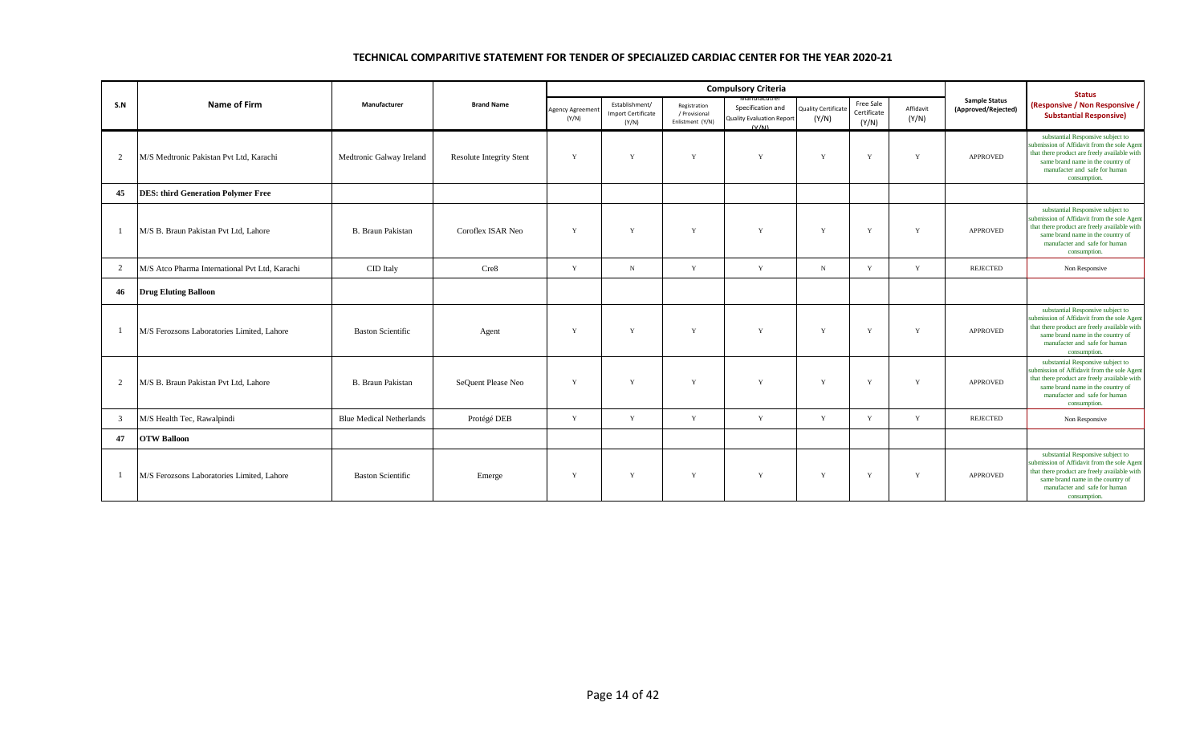## TECHNICAL COMPARITIVE STATEMENT FOR TENDER OF SPECIALIZED CARDIAC CENTER FOR THE YEAR 2020-21

| S.N | Name of Firm | Manufacturer | Brand Name | Compulsory Criteria | | | | | | | Sample Status (Approved/Rejected) | Status (Responsive / Non Responsive / Substantial Responsive) |
|---|---|---|---|---|---|---|---|---|---|---|---|---|
| | | | | Agency Agreement (Y/N) | Establishment/ Import Certificate (Y/N) | Registration / Provisional Enlistment (Y/N) | Manufacturer Specification and Quality Evaluation Report (Y/N) | Quality Certificate (Y/N) | Free Sale Certificate (Y/N) | Affidavit (Y/N) | | |
| 2 | M/S Medtronic Pakistan Pvt Ltd, Karachi | Medtronic Galway Ireland | Resolute Integrity Stent | Y | Y | Y | Y | Y | Y | Y | APPROVED | substantial Responsive subject to submission of Affidavit from the sole Agent that there product are freely available with same brand name in the country of manufacter and safe for human consumption. |
| 45 | **DES: third Generation Polymer Free** | | | | | | | | | | | |
| 1 | M/S B. Braun Pakistan Pvt Ltd, Lahore | B. Braun Pakistan | Coroflex ISAR Neo | Y | Y | Y | Y | Y | Y | Y | APPROVED | substantial Responsive subject to submission of Affidavit from the sole Agent that there product are freely available with same brand name in the country of manufacter and safe for human consumption. |
| 2 | M/S Atco Pharma International Pvt Ltd, Karachi | CID Italy | Cre8 | Y | N | Y | Y | N | Y | Y | REJECTED | Non Responsive |
| 46 | **Drug Eluting Balloon** | | | | | | | | | | | |
| 1 | M/S Ferozsons Laboratories Limited, Lahore | Baston Scientific | Agent | Y | Y | Y | Y | Y | Y | Y | APPROVED | substantial Responsive subject to submission of Affidavit from the sole Agent that there product are freely available with same brand name in the country of manufacter and safe for human consumption. |
| 2 | M/S B. Braun Pakistan Pvt Ltd, Lahore | B. Braun Pakistan | SeQuent Please Neo | Y | Y | Y | Y | Y | Y | Y | APPROVED | substantial Responsive subject to submission of Affidavit from the sole Agent that there product are freely available with same brand name in the country of manufacter and safe for human consumption. |
| 3 | M/S Health Tec, Rawalpindi | Blue Medical Netherlands | Protégé DEB | Y | Y | Y | Y | Y | Y | Y | REJECTED | Non Responsive |
| 47 | **OTW Balloon** | | | | | | | | | | | |
| 1 | M/S Ferozsons Laboratories Limited, Lahore | Baston Scientific | Emerge | Y | Y | Y | Y | Y | Y | Y | APPROVED | substantial Responsive subject to submission of Affidavit from the sole Agent that there product are freely available with same brand name in the country of manufacter and safe for human consumption. |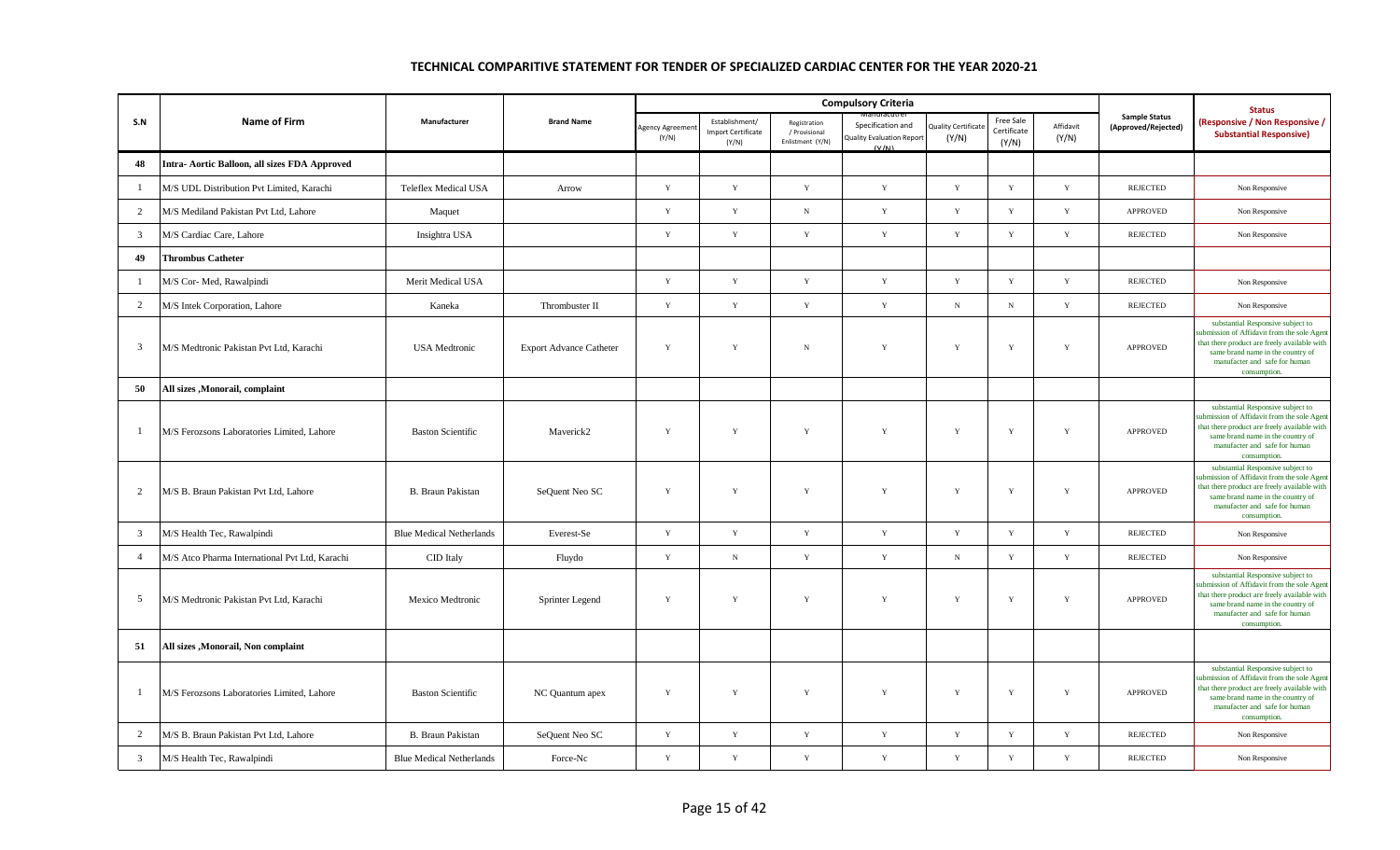## TECHNICAL COMPARITIVE STATEMENT FOR TENDER OF SPECIALIZED CARDIAC CENTER FOR THE YEAR 2020-21

| S.N | Name of Firm | Manufacturer | Brand Name | Compulsory Criteria | | | | | | | Sample Status (Approved/Rejected) | Status (Responsive / Non Responsive / Substantial Responsive) |
|---|---|---|---|---|---|---|---|---|---|---|---|---|
| | | | | Agency Agreement (Y/N) | Establishment/ Import Certificate (Y/N) | Registration / Provisional Enlistment (Y/N) | Manufacturer Specification and Quality Evaluation Report (Y/N) | Quality Certificate (Y/N) | Free Sale Certificate (Y/N) | Affidavit (Y/N) | | |
| **48** | **Intra- Aortic Balloon, all sizes FDA Approved** | | | | | | | | | | | |
| 1 | M/S UDL Distribution Pvt Limited, Karachi | Teleflex Medical USA | Arrow | Y | Y | Y | Y | Y | Y | Y | REJECTED | Non Responsive |
| 2 | M/S Mediland Pakistan Pvt Ltd, Lahore | Maquet | | Y | Y | N | Y | Y | Y | Y | APPROVED | Non Responsive |
| 3 | M/S Cardiac Care, Lahore | Insightra USA | | Y | Y | Y | Y | Y | Y | Y | REJECTED | Non Responsive |
| **49** | **Thrombus Catheter** | | | | | | | | | | | |
| 1 | M/S Cor- Med, Rawalpindi | Merit Medical USA | | Y | Y | Y | Y | Y | Y | Y | REJECTED | Non Responsive |
| 2 | M/S Intek Corporation, Lahore | Kaneka | Thrombuster II | Y | Y | Y | Y | N | N | Y | REJECTED | Non Responsive |
| 3 | M/S Medtronic Pakistan Pvt Ltd, Karachi | USA Medtronic | Export Advance Catheter | Y | Y | N | Y | Y | Y | Y | APPROVED | substantial Responsive subject to submission of Affidavit from the sole Agent that there product are freely available with same brand name in the country of manufacter and safe for human consumption. |
| **50** | **All sizes ,Monorail, complaint** | | | | | | | | | | | |
| 1 | M/S Ferozsons Laboratories Limited, Lahore | Baston Scientific | Maverick2 | Y | Y | Y | Y | Y | Y | Y | APPROVED | substantial Responsive subject to submission of Affidavit from the sole Agent that there product are freely available with same brand name in the country of manufacter and safe for human consumption. |
| 2 | M/S B. Braun Pakistan Pvt Ltd, Lahore | B. Braun Pakistan | SeQuent Neo SC | Y | Y | Y | Y | Y | Y | Y | APPROVED | substantial Responsive subject to submission of Affidavit from the sole Agent that there product are freely available with same brand name in the country of manufacter and safe for human consumption. |
| 3 | M/S Health Tec, Rawalpindi | Blue Medical Netherlands | Everest-Se | Y | Y | Y | Y | Y | Y | Y | REJECTED | Non Responsive |
| 4 | M/S Atco Pharma International Pvt Ltd, Karachi | CID Italy | Fluydo | Y | N | Y | Y | N | Y | Y | REJECTED | Non Responsive |
| 5 | M/S Medtronic Pakistan Pvt Ltd, Karachi | Mexico Medtronic | Sprinter Legend | Y | Y | Y | Y | Y | Y | Y | APPROVED | substantial Responsive subject to submission of Affidavit from the sole Agent that there product are freely available with same brand name in the country of manufacter and safe for human consumption. |
| **51** | **All sizes ,Monorail, Non complaint** | | | | | | | | | | | |
| 1 | M/S Ferozsons Laboratories Limited, Lahore | Baston Scientific | NC Quantum apex | Y | Y | Y | Y | Y | Y | Y | APPROVED | substantial Responsive subject to submission of Affidavit from the sole Agent that there product are freely available with same brand name in the country of manufacter and safe for human consumption. |
| 2 | M/S B. Braun Pakistan Pvt Ltd, Lahore | B. Braun Pakistan | SeQuent Neo SC | Y | Y | Y | Y | Y | Y | Y | REJECTED | Non Responsive |
| 3 | M/S Health Tec, Rawalpindi | Blue Medical Netherlands | Force-Nc | Y | Y | Y | Y | Y | Y | Y | REJECTED | Non Responsive |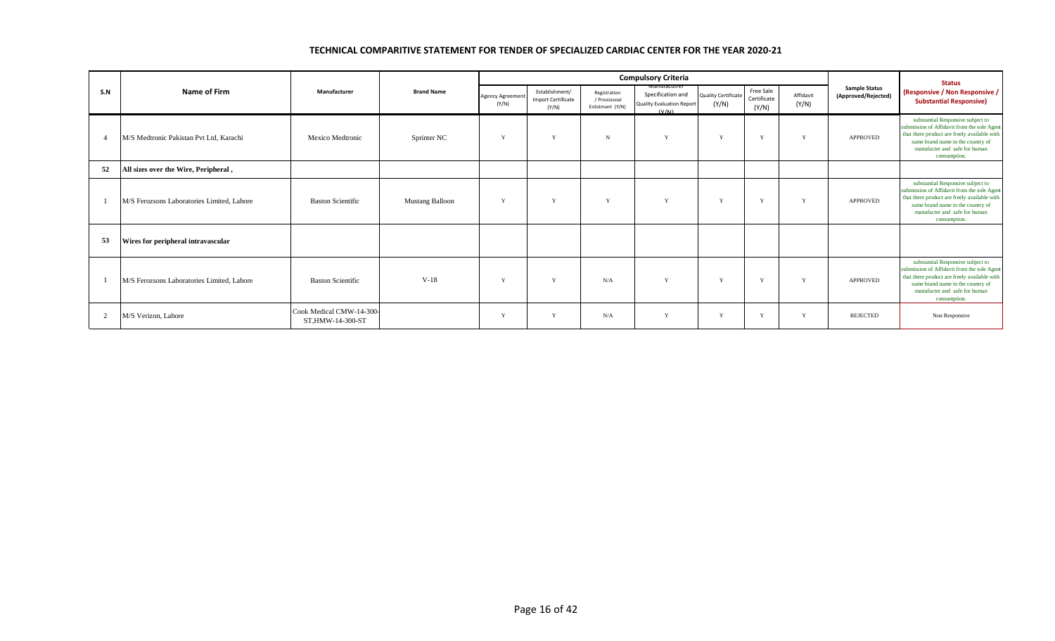## TECHNICAL COMPARITIVE STATEMENT FOR TENDER OF SPECIALIZED CARDIAC CENTER FOR THE YEAR 2020-21

| S.N | Name of Firm | Manufacturer | Brand Name | Compulsory Criteria | | | | | | | Sample Status (Approved/Rejected) | Status (Responsive / Non Responsive / Substantial Responsive) |
|---|---|---|---|---|---|---|---|---|---|---|---|---|
| | | | | Agency Agreement (Y/N) | Establishment/ Import Certificate (Y/N) | Registration / Provisional Enlistment (Y/N) | Manufacturer Specification and Quality Evaluation Report (Y/N) | Quality Certificate (Y/N) | Free Sale Certificate (Y/N) | Affidavit (Y/N) | | |
| 4 | M/S Medtronic Pakistan Pvt Ltd, Karachi | Mexico Medtronic | Sprinter NC | Y | Y | N | Y | Y | Y | Y | APPROVED | substantial Responsive subject to submission of Affidavit from the sole Agent that there product are freely available with same brand name in the country of manufacter and safe for human consumption. |
| 52 | All sizes over the Wire, Peripheral , | | | | | | | | | | | |
| 1 | M/S Ferozsons Laboratories Limited, Lahore | Baston Scientific | Mustang Balloon | Y | Y | Y | Y | Y | Y | Y | APPROVED | substantial Responsive subject to submission of Affidavit from the sole Agent that there product are freely available with same brand name in the country of manufacter and safe for human consumption. |
| 53 | Wires for peripheral intravascular | | | | | | | | | | | |
| 1 | M/S Ferozsons Laboratories Limited, Lahore | Baston Scientific | V-18 | Y | Y | N/A | Y | Y | Y | Y | APPROVED | substantial Responsive subject to submission of Affidavit from the sole Agent that there product are freely available with same brand name in the country of manufacter and safe for human consumption. |
| 2 | M/S Verizon, Lahore | Cook Medical CMW-14-300-ST,HMW-14-300-ST | | Y | Y | N/A | Y | Y | Y | Y | REJECTED | Non Responsive |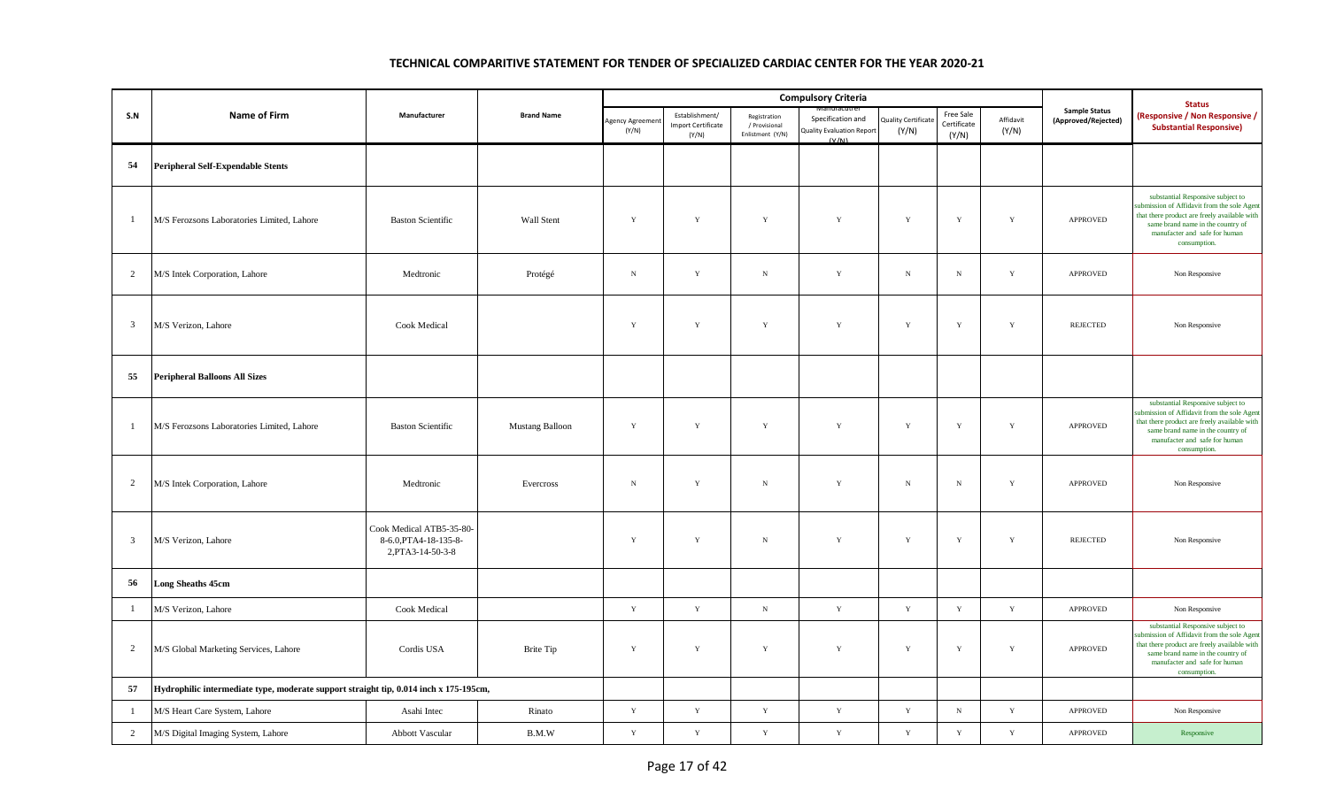# TECHNICAL COMPARITIVE STATEMENT FOR TENDER OF SPECIALIZED CARDIAC CENTER FOR THE YEAR 2020-21

| S.N | Name of Firm | Manufacturer | Brand Name | Compulsory Criteria | | | | | | | Sample Status (Approved/Rejected) | Status (Responsive / Non Responsive / Substantial Responsive) |
|---|---|---|---|---|---|---|---|---|---|---|---|---|
| | | | | Agency Agreement (Y/N) | Establishment/ Import Certificate (Y/N) | Registration / Provisional Enlistment (Y/N) | Manufacturer Specification and Quality Evaluation Report (Y/N) | Quality Certificate (Y/N) | Free Sale Certificate (Y/N) | Affidavit (Y/N) | | |
| 54 | **Peripheral Self-Expendable Stents** | | | | | | | | | | | |
| 1 | M/S Ferozsons Laboratories Limited, Lahore | Baston Scientific | Wall Stent | Y | Y | Y | Y | Y | Y | Y | APPROVED | substantial Responsive subject to submission of Affidavit from the sole Agent that there product are freely available with same brand name in the country of manufacter and safe for human consumption. |
| 2 | M/S Intek Corporation, Lahore | Medtronic | Protégé | N | Y | N | Y | N | N | Y | APPROVED | Non Responsive |
| 3 | M/S Verizon, Lahore | Cook Medical | | Y | Y | Y | Y | Y | Y | Y | REJECTED | Non Responsive |
| 55 | **Peripheral Balloons All Sizes** | | | | | | | | | | | |
| 1 | M/S Ferozsons Laboratories Limited, Lahore | Baston Scientific | Mustang Balloon | Y | Y | Y | Y | Y | Y | Y | APPROVED | substantial Responsive subject to submission of Affidavit from the sole Agent that there product are freely available with same brand name in the country of manufacter and safe for human consumption. |
| 2 | M/S Intek Corporation, Lahore | Medtronic | Evercross | N | Y | N | Y | N | N | Y | APPROVED | Non Responsive |
| 3 | M/S Verizon, Lahore | Cook Medical ATB5-35-80-8-6.0,PTA4-18-135-8-2,PTA3-14-50-3-8 | | Y | Y | N | Y | Y | Y | Y | REJECTED | Non Responsive |
| 56 | **Long Sheaths 45cm** | | | | | | | | | | | |
| 1 | M/S Verizon, Lahore | Cook Medical | | Y | Y | N | Y | Y | Y | Y | APPROVED | Non Responsive |
| 2 | M/S Global Marketing Services, Lahore | Cordis USA | Brite Tip | Y | Y | Y | Y | Y | Y | Y | APPROVED | substantial Responsive subject to submission of Affidavit from the sole Agent that there product are freely available with same brand name in the country of manufacter and safe for human consumption. |
| 57 | **Hydrophilic intermediate type, moderate support straight tip, 0.014 inch x 175-195cm,** | | | | | | | | | | | |
| 1 | M/S Heart Care System, Lahore | Asahi Intec | Rinato | Y | Y | Y | Y | Y | N | Y | APPROVED | Non Responsive |
| 2 | M/S Digital Imaging System, Lahore | Abbott Vascular | B.M.W | Y | Y | Y | Y | Y | Y | Y | APPROVED | Responsive |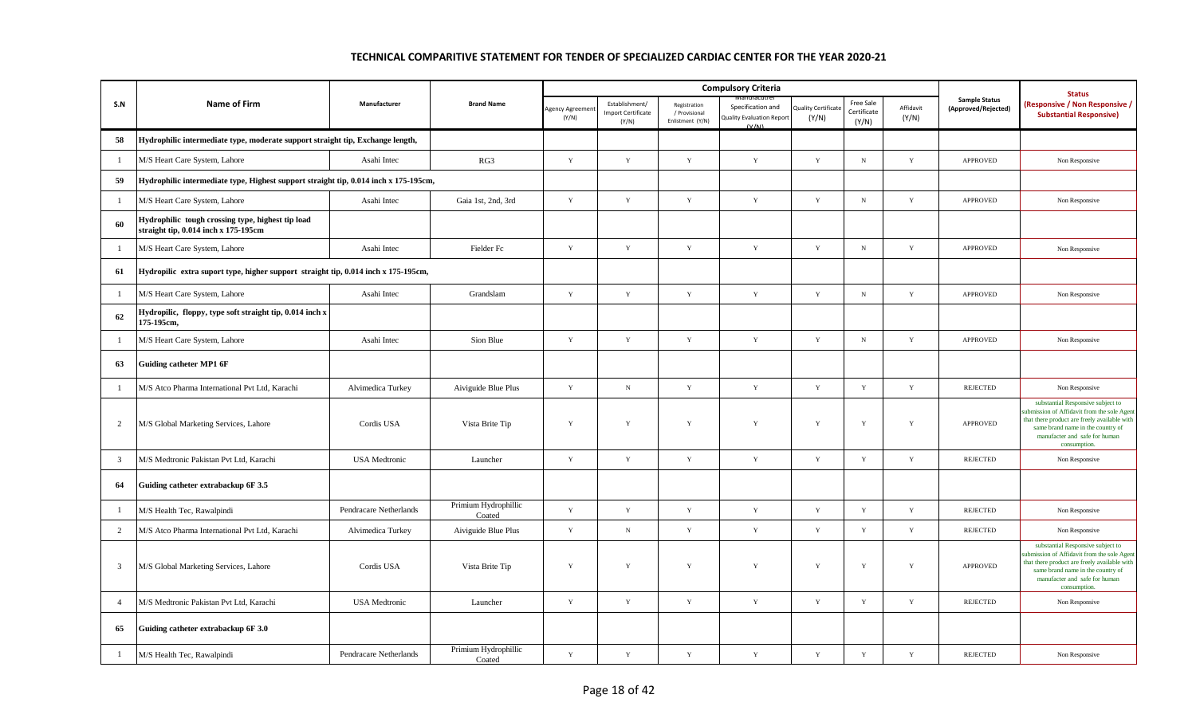## TECHNICAL COMPARITIVE STATEMENT FOR TENDER OF SPECIALIZED CARDIAC CENTER FOR THE YEAR 2020-21

| S.N | Name of Firm | Manufacturer | Brand Name | Compulsory Criteria | | | | | | | Sample Status (Approved/Rejected) | Status (Responsive / Non Responsive / Substantial Responsive) |
|---|---|---|---|---|---|---|---|---|---|---|---|---|
| | | | | Agency Agreement (Y/N) | Establishment/ Import Certificate (Y/N) | Registration / Provisional Enlistment (Y/N) | Manufacturer Specification and Quality Evaluation Report (Y/N) | Quality Certificate (Y/N) | Free Sale Certificate (Y/N) | Affidavit (Y/N) | | |
| 58 | Hydrophilic intermediate type, moderate support straight tip, Exchange length, | | | | | | | | | | | |
| 1 | M/S Heart Care System, Lahore | Asahi Intec | RG3 | Y | Y | Y | Y | Y | N | Y | APPROVED | Non Responsive |
| 59 | Hydrophilic intermediate type, Highest support straight tip, 0.014 inch x 175-195cm, | | | | | | | | | | | |
| 1 | M/S Heart Care System, Lahore | Asahi Intec | Gaia 1st, 2nd, 3rd | Y | Y | Y | Y | Y | N | Y | APPROVED | Non Responsive |
| 60 | Hydrophilic tough crossing type, highest tip load straight tip, 0.014 inch x 175-195cm | | | | | | | | | | | |
| 1 | M/S Heart Care System, Lahore | Asahi Intec | Fielder Fc | Y | Y | Y | Y | Y | N | Y | APPROVED | Non Responsive |
| 61 | Hydropilic extra suport type, higher support straight tip, 0.014 inch x 175-195cm, | | | | | | | | | | | |
| 1 | M/S Heart Care System, Lahore | Asahi Intec | Grandslam | Y | Y | Y | Y | Y | N | Y | APPROVED | Non Responsive |
| 62 | Hydropilic, floppy, type soft straight tip, 0.014 inch x 175-195cm, | | | | | | | | | | | |
| 1 | M/S Heart Care System, Lahore | Asahi Intec | Sion Blue | Y | Y | Y | Y | Y | N | Y | APPROVED | Non Responsive |
| 63 | Guiding catheter MP1 6F | | | | | | | | | | | |
| 1 | M/S Atco Pharma International Pvt Ltd, Karachi | Alvimedica Turkey | Aiviguide Blue Plus | Y | N | Y | Y | Y | Y | Y | REJECTED | Non Responsive |
| 2 | M/S Global Marketing Services, Lahore | Cordis USA | Vista Brite Tip | Y | Y | Y | Y | Y | Y | Y | APPROVED | substantial Responsive subject to submission of Affidavit from the sole Agent that there product are freely available with same brand name in the country of manufacter and safe for human consumption. |
| 3 | M/S Medtronic Pakistan Pvt Ltd, Karachi | USA Medtronic | Launcher | Y | Y | Y | Y | Y | Y | Y | REJECTED | Non Responsive |
| 64 | Guiding catheter extrabackup 6F 3.5 | | | | | | | | | | | |
| 1 | M/S Health Tec, Rawalpindi | Pendracare Netherlands | Primium Hydrophillic Coated | Y | Y | Y | Y | Y | Y | Y | REJECTED | Non Responsive |
| 2 | M/S Atco Pharma International Pvt Ltd, Karachi | Alvimedica Turkey | Aiviguide Blue Plus | Y | N | Y | Y | Y | Y | Y | REJECTED | Non Responsive |
| 3 | M/S Global Marketing Services, Lahore | Cordis USA | Vista Brite Tip | Y | Y | Y | Y | Y | Y | Y | APPROVED | substantial Responsive subject to submission of Affidavit from the sole Agent that there product are freely available with same brand name in the country of manufacter and safe for human consumption. |
| 4 | M/S Medtronic Pakistan Pvt Ltd, Karachi | USA Medtronic | Launcher | Y | Y | Y | Y | Y | Y | Y | REJECTED | Non Responsive |
| 65 | Guiding catheter extrabackup 6F 3.0 | | | | | | | | | | | |
| 1 | M/S Health Tec, Rawalpindi | Pendracare Netherlands | Primium Hydrophillic Coated | Y | Y | Y | Y | Y | Y | Y | REJECTED | Non Responsive |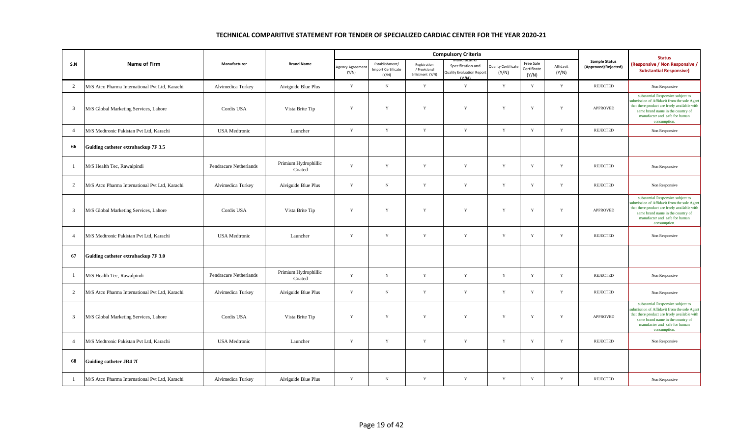## TECHNICAL COMPARITIVE STATEMENT FOR TENDER OF SPECIALIZED CARDIAC CENTER FOR THE YEAR 2020-21

| S.N | Name of Firm | Manufacturer | Brand Name | Compulsory Criteria | | | | | | | Sample Status (Approved/Rejected) | Status (Responsive / Non Responsive / Substantial Responsive) |
|---|---|---|---|---|---|---|---|---|---|---|---|---|
| | | | | Agency Agreement (Y/N) | Establishment/ Import Certificate (Y/N) | Registration / Provisional Enlistment (Y/N) | Manufacturer Specification and Quality Evaluation Report (Y/N) | Quality Certificate (Y/N) | Free Sale Certificate (Y/N) | Affidavit (Y/N) | | |
| 2 | M/S Atco Pharma International Pvt Ltd, Karachi | Alvimedica Turkey | Aiviguide Blue Plus | Y | N | Y | Y | Y | Y | Y | REJECTED | Non Responsive |
| 3 | M/S Global Marketing Services, Lahore | Cordis USA | Vista Brite Tip | Y | Y | Y | Y | Y | Y | Y | APPROVED | substantial Responsive subject to submission of Affidavit from the sole Agent that there product are freely available with same brand name in the country of manufacter and safe for human consumption. |
| 4 | M/S Medtronic Pakistan Pvt Ltd, Karachi | USA Medtronic | Launcher | Y | Y | Y | Y | Y | Y | Y | REJECTED | Non Responsive |
| 66 | Guiding catheter extrabackup 7F 3.5 | | | | | | | | | | | |
| 1 | M/S Health Tec, Rawalpindi | Pendracare Netherlands | Primium Hydrophillic Coated | Y | Y | Y | Y | Y | Y | Y | REJECTED | Non Responsive |
| 2 | M/S Atco Pharma International Pvt Ltd, Karachi | Alvimedica Turkey | Aiviguide Blue Plus | Y | N | Y | Y | Y | Y | Y | REJECTED | Non Responsive |
| 3 | M/S Global Marketing Services, Lahore | Cordis USA | Vista Brite Tip | Y | Y | Y | Y | Y | Y | Y | APPROVED | substantial Responsive subject to submission of Affidavit from the sole Agent that there product are freely available with same brand name in the country of manufacter and safe for human consumption. |
| 4 | M/S Medtronic Pakistan Pvt Ltd, Karachi | USA Medtronic | Launcher | Y | Y | Y | Y | Y | Y | Y | REJECTED | Non Responsive |
| 67 | Guiding catheter extrabackup 7F 3.0 | | | | | | | | | | | |
| 1 | M/S Health Tec, Rawalpindi | Pendracare Netherlands | Primium Hydrophillic Coated | Y | Y | Y | Y | Y | Y | Y | REJECTED | Non Responsive |
| 2 | M/S Atco Pharma International Pvt Ltd, Karachi | Alvimedica Turkey | Aiviguide Blue Plus | Y | N | Y | Y | Y | Y | Y | REJECTED | Non Responsive |
| 3 | M/S Global Marketing Services, Lahore | Cordis USA | Vista Brite Tip | Y | Y | Y | Y | Y | Y | Y | APPROVED | substantial Responsive subject to submission of Affidavit from the sole Agent that there product are freely available with same brand name in the country of manufacter and safe for human consumption. |
| 4 | M/S Medtronic Pakistan Pvt Ltd, Karachi | USA Medtronic | Launcher | Y | Y | Y | Y | Y | Y | Y | REJECTED | Non Responsive |
| 68 | Guiding catheter JR4 7f | | | | | | | | | | | |
| 1 | M/S Atco Pharma International Pvt Ltd, Karachi | Alvimedica Turkey | Aiviguide Blue Plus | Y | N | Y | Y | Y | Y | Y | REJECTED | Non Responsive |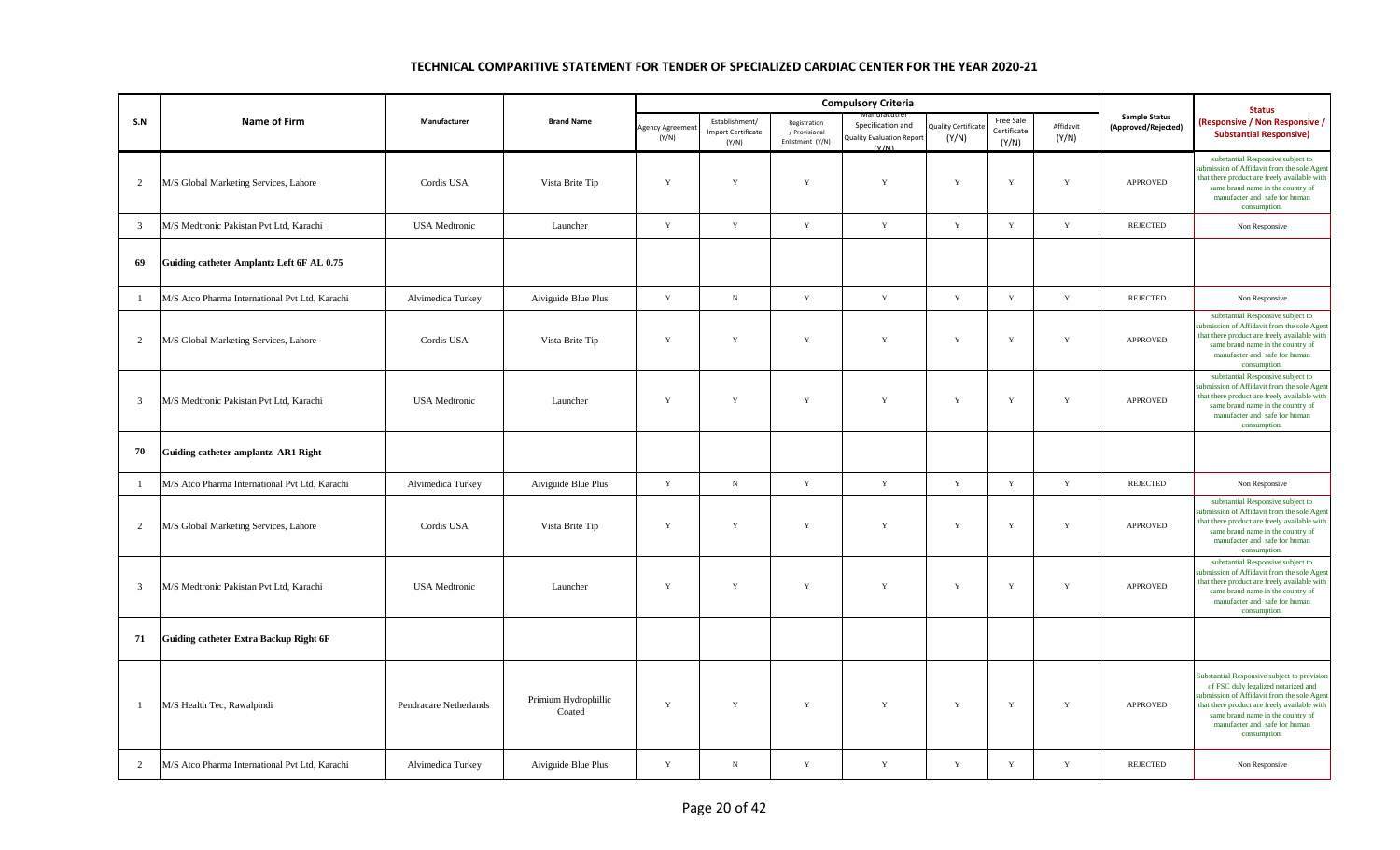# TECHNICAL COMPARITIVE STATEMENT FOR TENDER OF SPECIALIZED CARDIAC CENTER FOR THE YEAR 2020-21

| S.N | Name of Firm | Manufacturer | Brand Name | Compulsory Criteria | | | | | | | Sample Status (Approved/Rejected) | Status (Responsive / Non Responsive / Substantial Responsive) |
|---|---|---|---|---|---|---|---|---|---|---|---|---|
| | | | | Agency Agreement (Y/N) | Establishment/ Import Certificate (Y/N) | Registration / Provisional Enlistment (Y/N) | Manufacturer Specification and Quality Evaluation Report (Y/N) | Quality Certificate (Y/N) | Free Sale Certificate (Y/N) | Affidavit (Y/N) | | |
| 2 | M/S Global Marketing Services, Lahore | Cordis USA | Vista Brite Tip | Y | Y | Y | Y | Y | Y | Y | APPROVED | substantial Responsive subject to submission of Affidavit from the sole Agent that there product are freely available with same brand name in the country of manufacter and safe for human consumption. |
| 3 | M/S Medtronic Pakistan Pvt Ltd, Karachi | USA Medtronic | Launcher | Y | Y | Y | Y | Y | Y | Y | REJECTED | Non Responsive |
| **69** | **Guiding catheter Amplantz Left 6F AL 0.75** | | | | | | | | | | | |
| 1 | M/S Atco Pharma International Pvt Ltd, Karachi | Alvimedica Turkey | Aiviguide Blue Plus | Y | N | Y | Y | Y | Y | Y | REJECTED | Non Responsive |
| 2 | M/S Global Marketing Services, Lahore | Cordis USA | Vista Brite Tip | Y | Y | Y | Y | Y | Y | Y | APPROVED | substantial Responsive subject to submission of Affidavit from the sole Agent that there product are freely available with same brand name in the country of manufacter and safe for human consumption. |
| 3 | M/S Medtronic Pakistan Pvt Ltd, Karachi | USA Medtronic | Launcher | Y | Y | Y | Y | Y | Y | Y | APPROVED | substantial Responsive subject to submission of Affidavit from the sole Agent that there product are freely available with same brand name in the country of manufacter and safe for human consumption. |
| **70** | **Guiding catheter amplantz AR1 Right** | | | | | | | | | | | |
| 1 | M/S Atco Pharma International Pvt Ltd, Karachi | Alvimedica Turkey | Aiviguide Blue Plus | Y | N | Y | Y | Y | Y | Y | REJECTED | Non Responsive |
| 2 | M/S Global Marketing Services, Lahore | Cordis USA | Vista Brite Tip | Y | Y | Y | Y | Y | Y | Y | APPROVED | substantial Responsive subject to submission of Affidavit from the sole Agent that there product are freely available with same brand name in the country of manufacter and safe for human consumption. |
| 3 | M/S Medtronic Pakistan Pvt Ltd, Karachi | USA Medtronic | Launcher | Y | Y | Y | Y | Y | Y | Y | APPROVED | substantial Responsive subject to submission of Affidavit from the sole Agent that there product are freely available with same brand name in the country of manufacter and safe for human consumption. |
| **71** | **Guiding catheter Extra Backup Right 6F** | | | | | | | | | | | |
| 1 | M/S Health Tec, Rawalpindi | Pendracare Netherlands | Primium Hydrophillic Coated | Y | Y | Y | Y | Y | Y | Y | APPROVED | Substantial Responsive subject to provision of FSC duly legalized notarized and submission of Affidavit from the sole Agent that there product are freely available with same brand name in the country of manufacter and safe for human consumption. |
| 2 | M/S Atco Pharma International Pvt Ltd, Karachi | Alvimedica Turkey | Aiviguide Blue Plus | Y | N | Y | Y | Y | Y | Y | REJECTED | Non Responsive |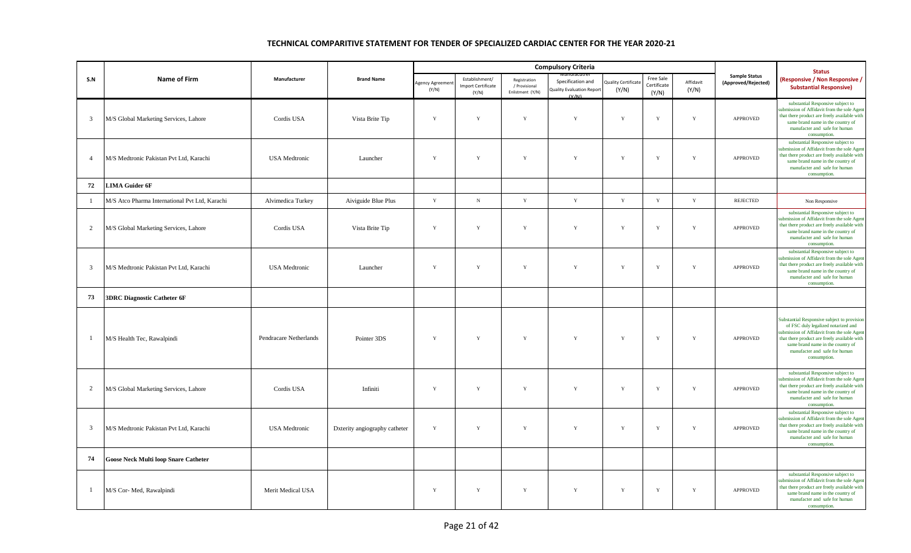## TECHNICAL COMPARITIVE STATEMENT FOR TENDER OF SPECIALIZED CARDIAC CENTER FOR THE YEAR 2020-21

| S.N | Name of Firm | Manufacturer | Brand Name | Compulsory Criteria | | | | | | | Sample Status (Approved/Rejected) | Status (Responsive / Non Responsive / Substantial Responsive) |
|---|---|---|---|---|---|---|---|---|---|---|---|---|
| | | | | Agency Agreement (Y/N) | Establishment/ Import Certificate (Y/N) | Registration / Provisional Enlistment (Y/N) | Manufacturer Specification and Quality Evaluation Report (Y/N) | Quality Certificate (Y/N) | Free Sale Certificate (Y/N) | Affidavit (Y/N) | | |
| 3 | M/S Global Marketing Services, Lahore | Cordis USA | Vista Brite Tip | Y | Y | Y | Y | Y | Y | Y | APPROVED | substantial Responsive subject to submission of Affidavit from the sole Agent that there product are freely available with same brand name in the country of manufacter and safe for human consumption. |
| 4 | M/S Medtronic Pakistan Pvt Ltd, Karachi | USA Medtronic | Launcher | Y | Y | Y | Y | Y | Y | Y | APPROVED | substantial Responsive subject to submission of Affidavit from the sole Agent that there product are freely available with same brand name in the country of manufacter and safe for human consumption. |
| 72 | **LIMA Guider 6F** | | | | | | | | | | | |
| 1 | M/S Atco Pharma International Pvt Ltd, Karachi | Alvimedica Turkey | Aiviguide Blue Plus | Y | N | Y | Y | Y | Y | Y | REJECTED | Non Responsive |
| 2 | M/S Global Marketing Services, Lahore | Cordis USA | Vista Brite Tip | Y | Y | Y | Y | Y | Y | Y | APPROVED | substantial Responsive subject to submission of Affidavit from the sole Agent that there product are freely available with same brand name in the country of manufacter and safe for human consumption. |
| 3 | M/S Medtronic Pakistan Pvt Ltd, Karachi | USA Medtronic | Launcher | Y | Y | Y | Y | Y | Y | Y | APPROVED | substantial Responsive subject to submission of Affidavit from the sole Agent that there product are freely available with same brand name in the country of manufacter and safe for human consumption. |
| 73 | **3DRC Diagnostic Catheter 6F** | | | | | | | | | | | |
| 1 | M/S Health Tec, Rawalpindi | Pendracare Netherlands | Pointer 3DS | Y | Y | Y | Y | Y | Y | Y | APPROVED | Substantial Responsive subject to provision of FSC duly legalized notarized and submission of Affidavit from the sole Agent that there product are freely available with same brand name in the country of manufacter and safe for human consumption. |
| 2 | M/S Global Marketing Services, Lahore | Cordis USA | Infiniti | Y | Y | Y | Y | Y | Y | Y | APPROVED | substantial Responsive subject to submission of Affidavit from the sole Agent that there product are freely available with same brand name in the country of manufacter and safe for human consumption. |
| 3 | M/S Medtronic Pakistan Pvt Ltd, Karachi | USA Medtronic | Dxterity angiography catheter | Y | Y | Y | Y | Y | Y | Y | APPROVED | substantial Responsive subject to submission of Affidavit from the sole Agent that there product are freely available with same brand name in the country of manufacter and safe for human consumption. |
| 74 | **Goose Neck Multi loop Snare Catheter** | | | | | | | | | | | |
| 1 | M/S Cor- Med, Rawalpindi | Merit Medical USA | | Y | Y | Y | Y | Y | Y | Y | APPROVED | substantial Responsive subject to submission of Affidavit from the sole Agent that there product are freely available with same brand name in the country of manufacter and safe for human consumption. |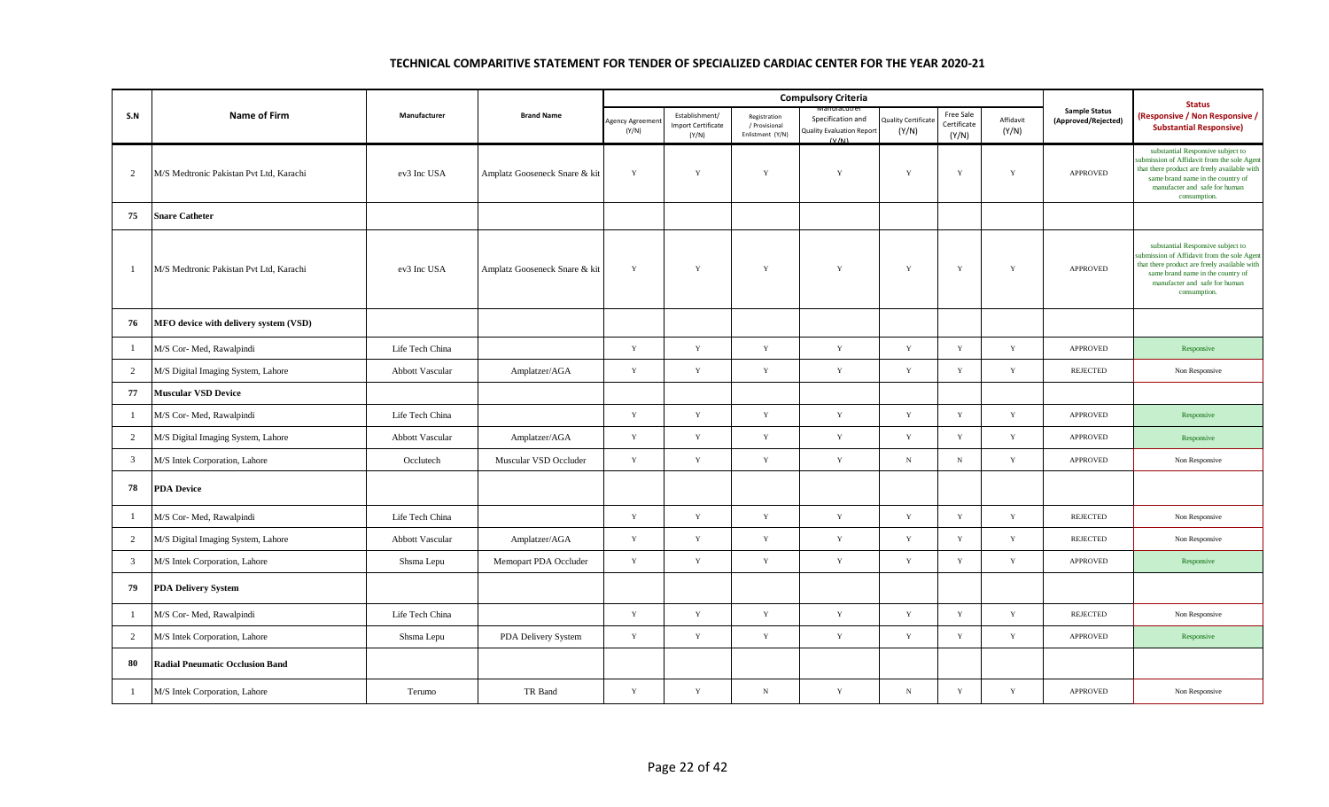# TECHNICAL COMPARITIVE STATEMENT FOR TENDER OF SPECIALIZED CARDIAC CENTER FOR THE YEAR 2020-21

| S.N | Name of Firm | Manufacturer | Brand Name | Compulsory Criteria | | | | | | | Sample Status (Approved/Rejected) | Status (Responsive / Non Responsive / Substantial Responsive) |
|---|---|---|---|---|---|---|---|---|---|---|---|---|
| | | | | Agency Agreement (Y/N) | Establishment/ Import Certificate (Y/N) | Registration / Provisional Enlistment (Y/N) | Manufacturer Specification and Quality Evaluation Report (Y/N) | Quality Certificate (Y/N) | Free Sale Certificate (Y/N) | Affidavit (Y/N) | | |
| 2 | M/S Medtronic Pakistan Pvt Ltd, Karachi | ev3 Inc USA | Amplatz Gooseneck Snare & kit | Y | Y | Y | Y | Y | Y | Y | APPROVED | substantial Responsive subject to submission of Affidavit from the sole Agent that there product are freely available with same brand name in the country of manufacter and safe for human consumption. |
| 75 | Snare Catheter | | | | | | | | | | | |
| 1 | M/S Medtronic Pakistan Pvt Ltd, Karachi | ev3 Inc USA | Amplatz Gooseneck Snare & kit | Y | Y | Y | Y | Y | Y | Y | APPROVED | substantial Responsive subject to submission of Affidavit from the sole Agent that there product are freely available with same brand name in the country of manufacter and safe for human consumption. |
| 76 | MFO device with delivery system (VSD) | | | | | | | | | | | |
| 1 | M/S Cor- Med, Rawalpindi | Life Tech China | | Y | Y | Y | Y | Y | Y | Y | APPROVED | Responsive |
| 2 | M/S Digital Imaging System, Lahore | Abbott Vascular | Amplatzer/AGA | Y | Y | Y | Y | Y | Y | Y | REJECTED | Non Responsive |
| 77 | Muscular VSD Device | | | | | | | | | | | |
| 1 | M/S Cor- Med, Rawalpindi | Life Tech China | | Y | Y | Y | Y | Y | Y | Y | APPROVED | Responsive |
| 2 | M/S Digital Imaging System, Lahore | Abbott Vascular | Amplatzer/AGA | Y | Y | Y | Y | Y | Y | Y | APPROVED | Responsive |
| 3 | M/S Intek Corporation, Lahore | Occlutech | Muscular VSD Occluder | Y | Y | Y | Y | N | N | Y | APPROVED | Non Responsive |
| 78 | PDA Device | | | | | | | | | | | |
| 1 | M/S Cor- Med, Rawalpindi | Life Tech China | | Y | Y | Y | Y | Y | Y | Y | REJECTED | Non Responsive |
| 2 | M/S Digital Imaging System, Lahore | Abbott Vascular | Amplatzer/AGA | Y | Y | Y | Y | Y | Y | Y | REJECTED | Non Responsive |
| 3 | M/S Intek Corporation, Lahore | Shsma Lepu | Memopart PDA Occluder | Y | Y | Y | Y | Y | Y | Y | APPROVED | Responsive |
| 79 | PDA Delivery System | | | | | | | | | | | |
| 1 | M/S Cor- Med, Rawalpindi | Life Tech China | | Y | Y | Y | Y | Y | Y | Y | REJECTED | Non Responsive |
| 2 | M/S Intek Corporation, Lahore | Shsma Lepu | PDA Delivery System | Y | Y | Y | Y | Y | Y | Y | APPROVED | Responsive |
| 80 | Radial Pneumatic Occlusion Band | | | | | | | | | | | |
| 1 | M/S Intek Corporation, Lahore | Terumo | TR Band | Y | Y | N | Y | N | Y | Y | APPROVED | Non Responsive |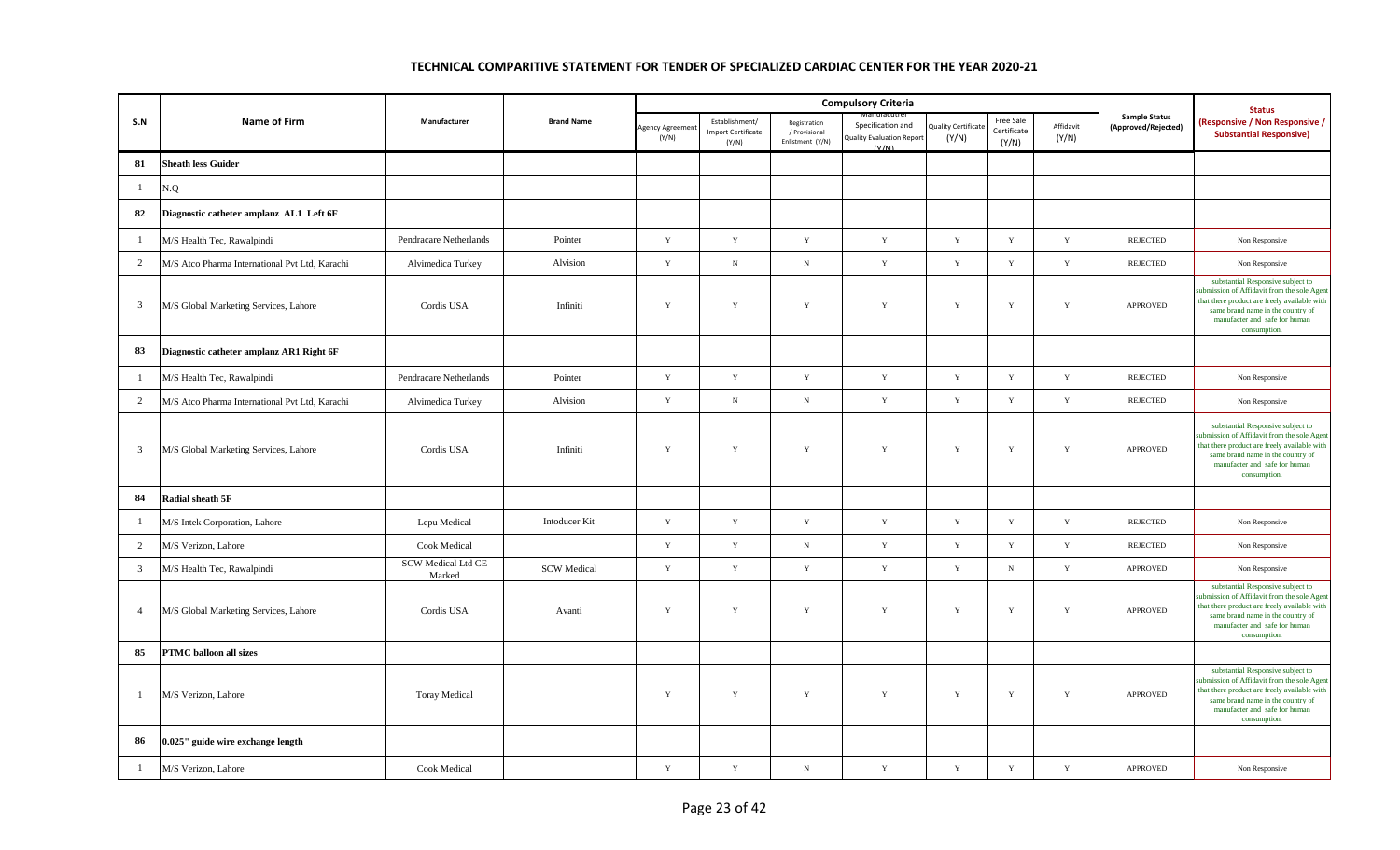# TECHNICAL COMPARITIVE STATEMENT FOR TENDER OF SPECIALIZED CARDIAC CENTER FOR THE YEAR 2020-21

| S.N | Name of Firm | Manufacturer | Brand Name | Compulsory Criteria | | | | | | | Sample Status (Approved/Rejected) | Status (Responsive / Non Responsive / Substantial Responsive) |
|---|---|---|---|---|---|---|---|---|---|---|---|---|
| | | | | Agency Agreement (Y/N) | Establishment/ Import Certificate (Y/N) | Registration / Provisional Enlistment (Y/N) | Manufacturer Specification and Quality Evaluation Report (Y/N) | Quality Certificate (Y/N) | Free Sale Certificate (Y/N) | Affidavit (Y/N) | | |
| **81** | **Sheath less Guider** | | | | | | | | | | | |
| 1 | N.Q | | | | | | | | | | | |
| **82** | **Diagnostic catheter amplanz AL1 Left 6F** | | | | | | | | | | | |
| 1 | M/S Health Tec, Rawalpindi | Pendracare Netherlands | Pointer | Y | Y | Y | Y | Y | Y | Y | REJECTED | Non Responsive |
| 2 | M/S Atco Pharma International Pvt Ltd, Karachi | Alvimedica Turkey | Alvision | Y | N | N | Y | Y | Y | Y | REJECTED | Non Responsive |
| 3 | M/S Global Marketing Services, Lahore | Cordis USA | Infiniti | Y | Y | Y | Y | Y | Y | Y | APPROVED | substantial Responsive subject to submission of Affidavit from the sole Agent that there product are freely available with same brand name in the country of manufacter and safe for human consumption. |
| **83** | **Diagnostic catheter amplanz AR1 Right 6F** | | | | | | | | | | | |
| 1 | M/S Health Tec, Rawalpindi | Pendracare Netherlands | Pointer | Y | Y | Y | Y | Y | Y | Y | REJECTED | Non Responsive |
| 2 | M/S Atco Pharma International Pvt Ltd, Karachi | Alvimedica Turkey | Alvision | Y | N | N | Y | Y | Y | Y | REJECTED | Non Responsive |
| 3 | M/S Global Marketing Services, Lahore | Cordis USA | Infiniti | Y | Y | Y | Y | Y | Y | Y | APPROVED | substantial Responsive subject to submission of Affidavit from the sole Agent that there product are freely available with same brand name in the country of manufacter and safe for human consumption. |
| **84** | **Radial sheath 5F** | | | | | | | | | | | |
| 1 | M/S Intek Corporation, Lahore | Lepu Medical | Intoducer Kit | Y | Y | Y | Y | Y | Y | Y | REJECTED | Non Responsive |
| 2 | M/S Verizon, Lahore | Cook Medical | | Y | Y | N | Y | Y | Y | Y | REJECTED | Non Responsive |
| 3 | M/S Health Tec, Rawalpindi | SCW Medical Ltd CE Marked | SCW Medical | Y | Y | Y | Y | Y | N | Y | APPROVED | Non Responsive |
| 4 | M/S Global Marketing Services, Lahore | Cordis USA | Avanti | Y | Y | Y | Y | Y | Y | Y | APPROVED | substantial Responsive subject to submission of Affidavit from the sole Agent that there product are freely available with same brand name in the country of manufacter and safe for human consumption. |
| **85** | **PTMC balloon all sizes** | | | | | | | | | | | |
| 1 | M/S Verizon, Lahore | Toray Medical | | Y | Y | Y | Y | Y | Y | Y | APPROVED | substantial Responsive subject to submission of Affidavit from the sole Agent that there product are freely available with same brand name in the country of manufacter and safe for human consumption. |
| **86** | **0.025" guide wire exchange length** | | | | | | | | | | | |
| 1 | M/S Verizon, Lahore | Cook Medical | | Y | Y | N | Y | Y | Y | Y | APPROVED | Non Responsive |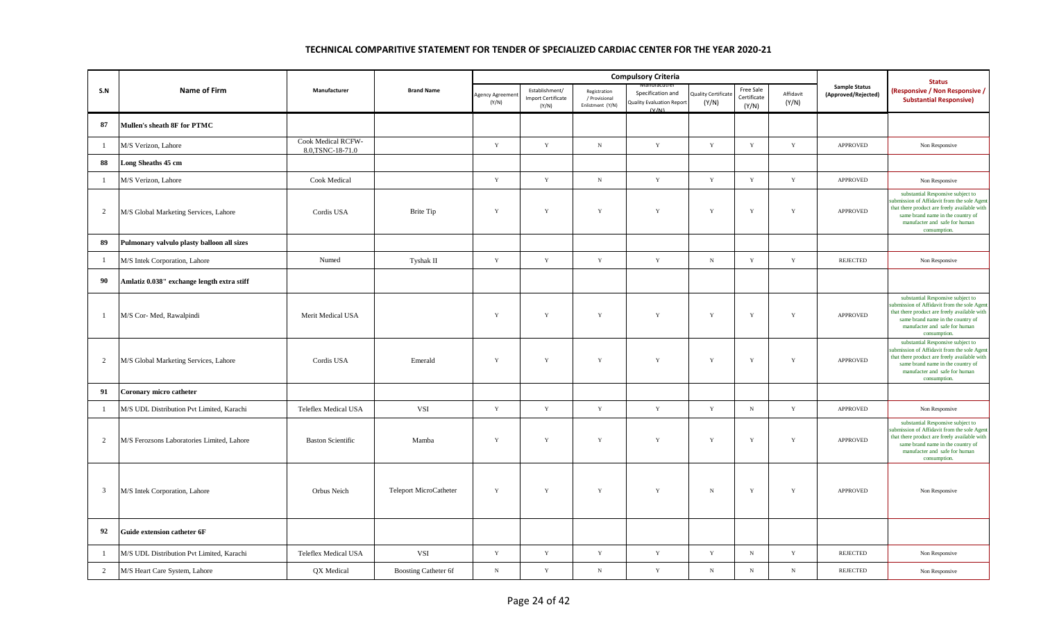## TECHNICAL COMPARITIVE STATEMENT FOR TENDER OF SPECIALIZED CARDIAC CENTER FOR THE YEAR 2020-21

| S.N | Name of Firm | Manufacturer | Brand Name | Compulsory Criteria | | | | | | | Sample Status (Approved/Rejected) | Status (Responsive / Non Responsive / Substantial Responsive) |
|---|---|---|---|---|---|---|---|---|---|---|---|---|
| | | | | Agency Agreement (Y/N) | Establishment/ Import Certificate (Y/N) | Registration / Provisional Enlistment (Y/N) | Manufacturer Specification and Quality Evaluation Report (Y/N) | Quality Certificate (Y/N) | Free Sale Certificate (Y/N) | Affidavit (Y/N) | | |
| **87** | **Mullen's sheath 8F for PTMC** | | | | | | | | | | | |
| 1 | M/S Verizon, Lahore | Cook Medical RCFW-8.0,TSNC-18-71.0 | | Y | Y | N | Y | Y | Y | Y | APPROVED | Non Responsive |
| **88** | **Long Sheaths 45 cm** | | | | | | | | | | | |
| 1 | M/S Verizon, Lahore | Cook Medical | | Y | Y | N | Y | Y | Y | Y | APPROVED | Non Responsive |
| 2 | M/S Global Marketing Services, Lahore | Cordis USA | Brite Tip | Y | Y | Y | Y | Y | Y | Y | APPROVED | substantial Responsive subject to submission of Affidavit from the sole Agent that there product are freely available with same brand name in the country of manufacter and safe for human consumption. |
| **89** | **Pulmonary valvulo plasty balloon all sizes** | | | | | | | | | | | |
| 1 | M/S Intek Corporation, Lahore | Numed | Tyshak II | Y | Y | Y | Y | N | Y | Y | REJECTED | Non Responsive |
| **90** | **Amlatiz 0.038" exchange length extra stiff** | | | | | | | | | | | |
| 1 | M/S Cor- Med, Rawalpindi | Merit Medical USA | | Y | Y | Y | Y | Y | Y | Y | APPROVED | substantial Responsive subject to submission of Affidavit from the sole Agent that there product are freely available with same brand name in the country of manufacter and safe for human consumption. |
| 2 | M/S Global Marketing Services, Lahore | Cordis USA | Emerald | Y | Y | Y | Y | Y | Y | Y | APPROVED | substantial Responsive subject to submission of Affidavit from the sole Agent that there product are freely available with same brand name in the country of manufacter and safe for human consumption. |
| **91** | **Coronary micro catheter** | | | | | | | | | | | |
| 1 | M/S UDL Distribution Pvt Limited, Karachi | Teleflex Medical USA | VSI | Y | Y | Y | Y | Y | N | Y | APPROVED | Non Responsive |
| 2 | M/S Ferozsons Laboratories Limited, Lahore | Baston Scientific | Mamba | Y | Y | Y | Y | Y | Y | Y | APPROVED | substantial Responsive subject to submission of Affidavit from the sole Agent that there product are freely available with same brand name in the country of manufacter and safe for human consumption. |
| 3 | M/S Intek Corporation, Lahore | Orbus Neich | Teleport MicroCatheter | Y | Y | Y | Y | N | Y | Y | APPROVED | Non Responsive |
| **92** | **Guide extension catheter 6F** | | | | | | | | | | | |
| 1 | M/S UDL Distribution Pvt Limited, Karachi | Teleflex Medical USA | VSI | Y | Y | Y | Y | Y | N | Y | REJECTED | Non Responsive |
| 2 | M/S Heart Care System, Lahore | QX Medical | Boosting Catheter 6f | N | Y | N | Y | N | N | N | REJECTED | Non Responsive |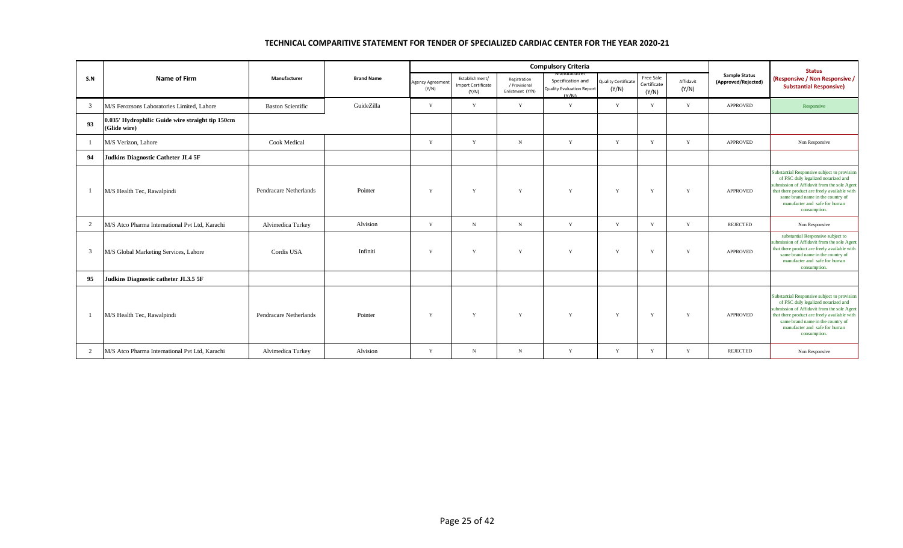# TECHNICAL COMPARITIVE STATEMENT FOR TENDER OF SPECIALIZED CARDIAC CENTER FOR THE YEAR 2020-21

| S.N | Name of Firm | Manufacturer | Brand Name | Compulsory Criteria | | | | | | | Sample Status (Approved/Rejected) | Status (Responsive / Non Responsive / Substantial Responsive) |
|---|---|---|---|---|---|---|---|---|---|---|---|---|
| | | | | Agency Agreement (Y/N) | Establishment/ Import Certificate (Y/N) | Registration / Provisional Enlistment (Y/N) | Manufacturer Specification and Quality Evaluation Report (Y/N) | Quality Certificate (Y/N) | Free Sale Certificate (Y/N) | Affidavit (Y/N) | | |
| 3 | M/S Ferozsons Laboratories Limited, Lahore | Baston Scientific | GuideZilla | Y | Y | Y | Y | Y | Y | Y | APPROVED | Responsive |
| **93** | **0.035' Hydrophilic Guide wire straight tip 150cm (Glide wire)** | | | | | | | | | | | |
| 1 | M/S Verizon, Lahore | Cook Medical | | Y | Y | N | Y | Y | Y | Y | APPROVED | Non Responsive |
| **94** | **Judkins Diagnostic Catheter JL4 5F** | | | | | | | | | | | |
| 1 | M/S Health Tec, Rawalpindi | Pendracare Netherlands | Pointer | Y | Y | Y | Y | Y | Y | Y | APPROVED | Substantial Responsive subject to provision of FSC duly legalized notarized and submission of Affidavit from the sole Agent that there product are freely available with same brand name in the country of manufacter and safe for human consumption. |
| 2 | M/S Atco Pharma International Pvt Ltd, Karachi | Alvimedica Turkey | Alvision | Y | N | N | Y | Y | Y | Y | REJECTED | Non Responsive |
| 3 | M/S Global Marketing Services, Lahore | Cordis USA | Infiniti | Y | Y | Y | Y | Y | Y | Y | APPROVED | substantial Responsive subject to submission of Affidavit from the sole Agent that there product are freely available with same brand name in the country of manufacter and safe for human consumption. |
| **95** | **Judkins Diagnostic catheter JL3.5 5F** | | | | | | | | | | | |
| 1 | M/S Health Tec, Rawalpindi | Pendracare Netherlands | Pointer | Y | Y | Y | Y | Y | Y | Y | APPROVED | Substantial Responsive subject to provision of FSC duly legalized notarized and submission of Affidavit from the sole Agent that there product are freely available with same brand name in the country of manufacter and safe for human consumption. |
| 2 | M/S Atco Pharma International Pvt Ltd, Karachi | Alvimedica Turkey | Alvision | Y | N | N | Y | Y | Y | Y | REJECTED | Non Responsive |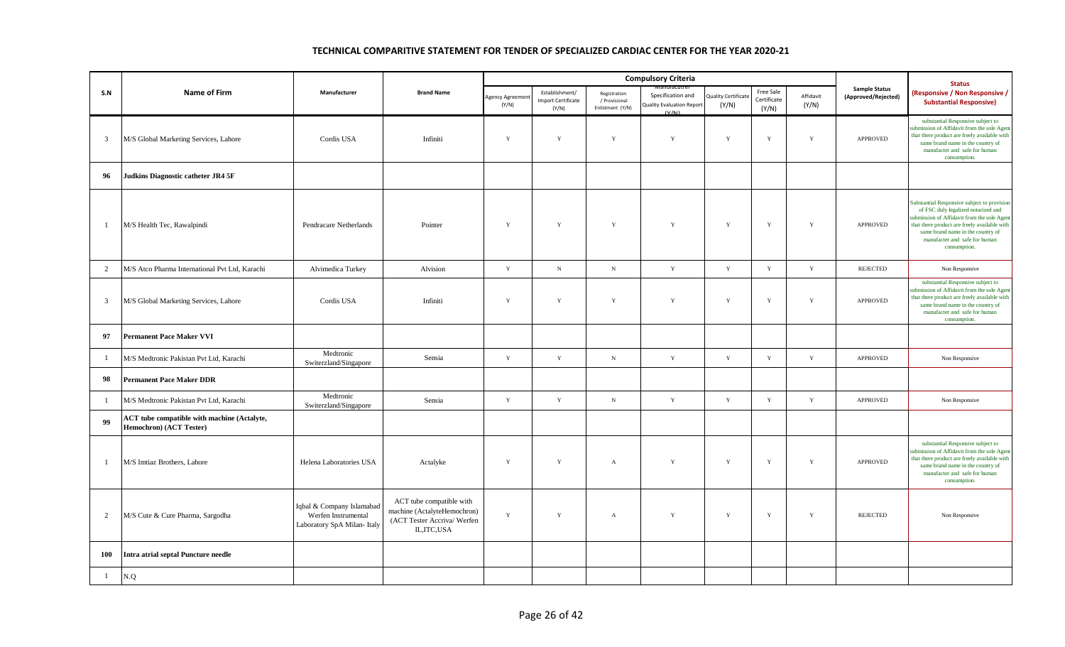# TECHNICAL COMPARITIVE STATEMENT FOR TENDER OF SPECIALIZED CARDIAC CENTER FOR THE YEAR 2020-21

| S.N | Name of Firm | Manufacturer | Brand Name | Compulsory Criteria | | | | | | | Sample Status (Approved/Rejected) | Status (Responsive / Non Responsive / Substantial Responsive) |
|---|---|---|---|---|---|---|---|---|---|---|---|---|
| | | | | Agency Agreement (Y/N) | Establishment/ Import Certificate (Y/N) | Registration / Provisional Enlistment (Y/N) | Manufacturer Specification and Quality Evaluation Report (Y/N) | Quality Certificate (Y/N) | Free Sale Certificate (Y/N) | Affidavit (Y/N) | | |
| 3 | M/S Global Marketing Services, Lahore | Cordis USA | Infiniti | Y | Y | Y | Y | Y | Y | Y | APPROVED | substantial Responsive subject to submission of Affidavit from the sole Agent that there product are freely available with same brand name in the country of manufacter and safe for human consumption. |
| 96 | **Judkins Diagnostic catheter JR4 5F** | | | | | | | | | | | |
| 1 | M/S Health Tec, Rawalpindi | Pendracare Netherlands | Pointer | Y | Y | Y | Y | Y | Y | Y | APPROVED | Substantial Responsive subject to provision of FSC duly legalized notarized and submission of Affidavit from the sole Agent that there product are freely available with same brand name in the country of manufacter and safe for human consumption. |
| 2 | M/S Atco Pharma International Pvt Ltd, Karachi | Alvimedica Turkey | Alvision | Y | N | N | Y | Y | Y | Y | REJECTED | Non Responsive |
| 3 | M/S Global Marketing Services, Lahore | Cordis USA | Infiniti | Y | Y | Y | Y | Y | Y | Y | APPROVED | substantial Responsive subject to submission of Affidavit from the sole Agent that there product are freely available with same brand name in the country of manufacter and safe for human consumption. |
| 97 | **Permanent Pace Maker VVI** | | | | | | | | | | | |
| 1 | M/S Medtronic Pakistan Pvt Ltd, Karachi | Medtronic Switerzland/Singapore | Sensia | Y | Y | N | Y | Y | Y | Y | APPROVED | Non Responsive |
| 98 | **Permanent Pace Maker DDR** | | | | | | | | | | | |
| 1 | M/S Medtronic Pakistan Pvt Ltd, Karachi | Medtronic Switerzland/Singapore | Sensia | Y | Y | N | Y | Y | Y | Y | APPROVED | Non Responsive |
| 99 | **ACT tube compatible with machine (Actalyte, Hemochron) (ACT Tester)** | | | | | | | | | | | |
| 1 | M/S Imtiaz Brothers, Lahore | Helena Laboratories USA | Actalyke | Y | Y | A | Y | Y | Y | Y | APPROVED | substantial Responsive subject to submission of Affidavit from the sole Agent that there product are freely available with same brand name in the country of manufacter and safe for human consumption. |
| 2 | M/S Cute & Cure Pharma, Sargodha | Iqbal & Company Islamabad Werfen Instrumental Laboratory SpA Milan- Italy | ACT tube compatible with machine (ActalyteHemochron) (ACT Tester Accriva/ Werfen IL,ITC,USA | Y | Y | A | Y | Y | Y | Y | REJECTED | Non Responsive |
| 100 | **Intra atrial septal Puncture needle** | | | | | | | | | | | |
| 1 | N.Q | | | | | | | | | | | |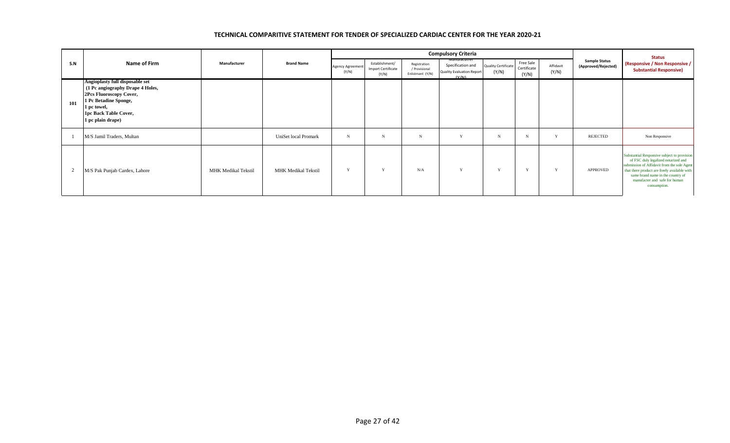# TECHNICAL COMPARITIVE STATEMENT FOR TENDER OF SPECIALIZED CARDIAC CENTER FOR THE YEAR 2020-21

| S.N | Name of Firm | Manufacturer | Brand Name | Compulsory Criteria | | | | | | | Sample Status (Approved/Rejected) | Status (Responsive / Non Responsive / Substantial Responsive) |
|---|---|---|---|---|---|---|---|---|---|---|---|---|
| | | | | Agency Agreement (Y/N) | Establishment/ Import Certificate (Y/N) | Registration / Provisional Enlistment (Y/N) | Manufacturer Specification and Quality Evaluation Report (Y/N) | Quality Certificate (Y/N) | Free Sale Certificate (Y/N) | Affidavit (Y/N) | | |
| 101 | **Angioplasty full disposable set (1 Pc angiography Drape 4 Holes, 2Pcs Fluoroscopy Cover, 1 Pc Betadine Sponge, 1 pc towel, 1pc Back Table Cover, 1 pc plain drape)** | | | | | | | | | | | |
| 1 | M/S Jamil Traders, Multan | | UniSet local Promark | N | N | N | Y | N | N | Y | REJECTED | Non Responsive |
| 2 | M/S Pak Punjab Cardex, Lahore | MHK Medikal Tekstil | MHK Medikal Tekstil | Y | Y | N/A | Y | Y | Y | Y | APPROVED | Substantial Responsive subject to provision of FSC duly legalized notarized and submission of Affidavit from the sole Agent that there product are freely available with same brand name in the country of manufacter and safe for human consumption. |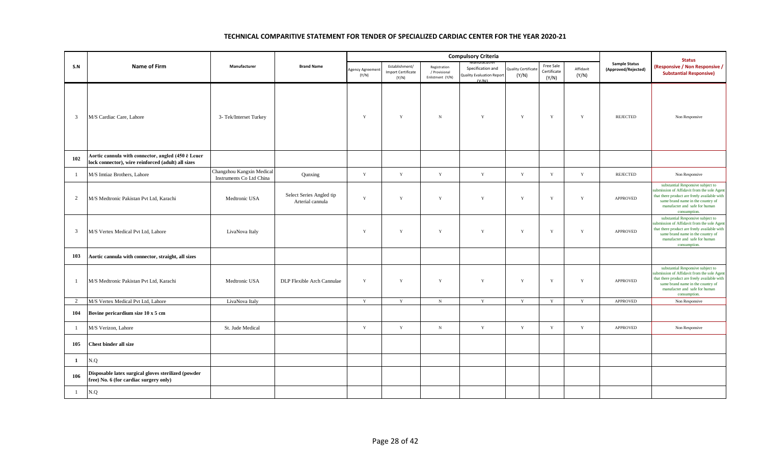# TECHNICAL COMPARITIVE STATEMENT FOR TENDER OF SPECIALIZED CARDIAC CENTER FOR THE YEAR 2020-21

| S.N | Name of Firm | Manufacturer | Brand Name | Compulsory Criteria | | | | | | | Sample Status (Approved/Rejected) | Status (Responsive / Non Responsive / Substantial Responsive) |
|---|---|---|---|---|---|---|---|---|---|---|---|---|
| | | | | Agency Agreement (Y/N) | Establishment/ Import Certificate (Y/N) | Registration / Provisional Enlistment (Y/N) | Manufacturer Specification and Quality Evaluation Report (Y/N) | Quality Certificate (Y/N) | Free Sale Certificate (Y/N) | Affidavit (Y/N) | | |
| 3 | M/S Cardiac Care, Lahore | 3- Tek/Interset Turkey | | Y | Y | N | Y | Y | Y | Y | REJECTED | Non Responsive |
| **102** | **Aortic cannula with connector, angled (450 ĉ Leuer lock connector), wire reinforced (adult) all sizes** | | | | | | | | | | | |
| 1 | M/S Imtiaz Brothers, Lahore | Changzhou Kangxin Medical Instruments Co Ltd China | Qunxing | Y | Y | Y | Y | Y | Y | Y | REJECTED | Non Responsive |
| 2 | M/S Medtronic Pakistan Pvt Ltd, Karachi | Medtronic USA | Select Series Angled tip Arterial cannula | Y | Y | Y | Y | Y | Y | Y | APPROVED | substantial Responsive subject to submission of Affidavit from the sole Agent that there product are freely available with same brand name in the country of manufacter and safe for human consumption. |
| 3 | M/S Vertex Medical Pvt Ltd, Lahore | LivaNova Italy | | Y | Y | Y | Y | Y | Y | Y | APPROVED | substantial Responsive subject to submission of Affidavit from the sole Agent that there product are freely available with same brand name in the country of manufacter and safe for human consumption. |
| **103** | **Aortic cannula with connector, straight, all sizes** | | | | | | | | | | | |
| 1 | M/S Medtronic Pakistan Pvt Ltd, Karachi | Medtronic USA | DLP Flexible Arch Cannulae | Y | Y | Y | Y | Y | Y | Y | APPROVED | substantial Responsive subject to submission of Affidavit from the sole Agent that there product are freely available with same brand name in the country of manufacter and safe for human consumption. |
| 2 | M/S Vertex Medical Pvt Ltd, Lahore | LivaNova Italy | | Y | Y | N | Y | Y | Y | Y | APPROVED | Non Responsive |
| **104** | **Bovine pericardium size 10 x 5 cm** | | | | | | | | | | | |
| 1 | M/S Verizon, Lahore | St. Jude Medical | | Y | Y | N | Y | Y | Y | Y | APPROVED | Non Responsive |
| **105** | **Chest binder all size** | | | | | | | | | | | |
| **1** | N.Q | | | | | | | | | | | |
| **106** | **Disposable latex surgical gloves sterilized (powder free) No. 6 (for cardiac surgery only)** | | | | | | | | | | | |
| 1 | N.Q | | | | | | | | | | | |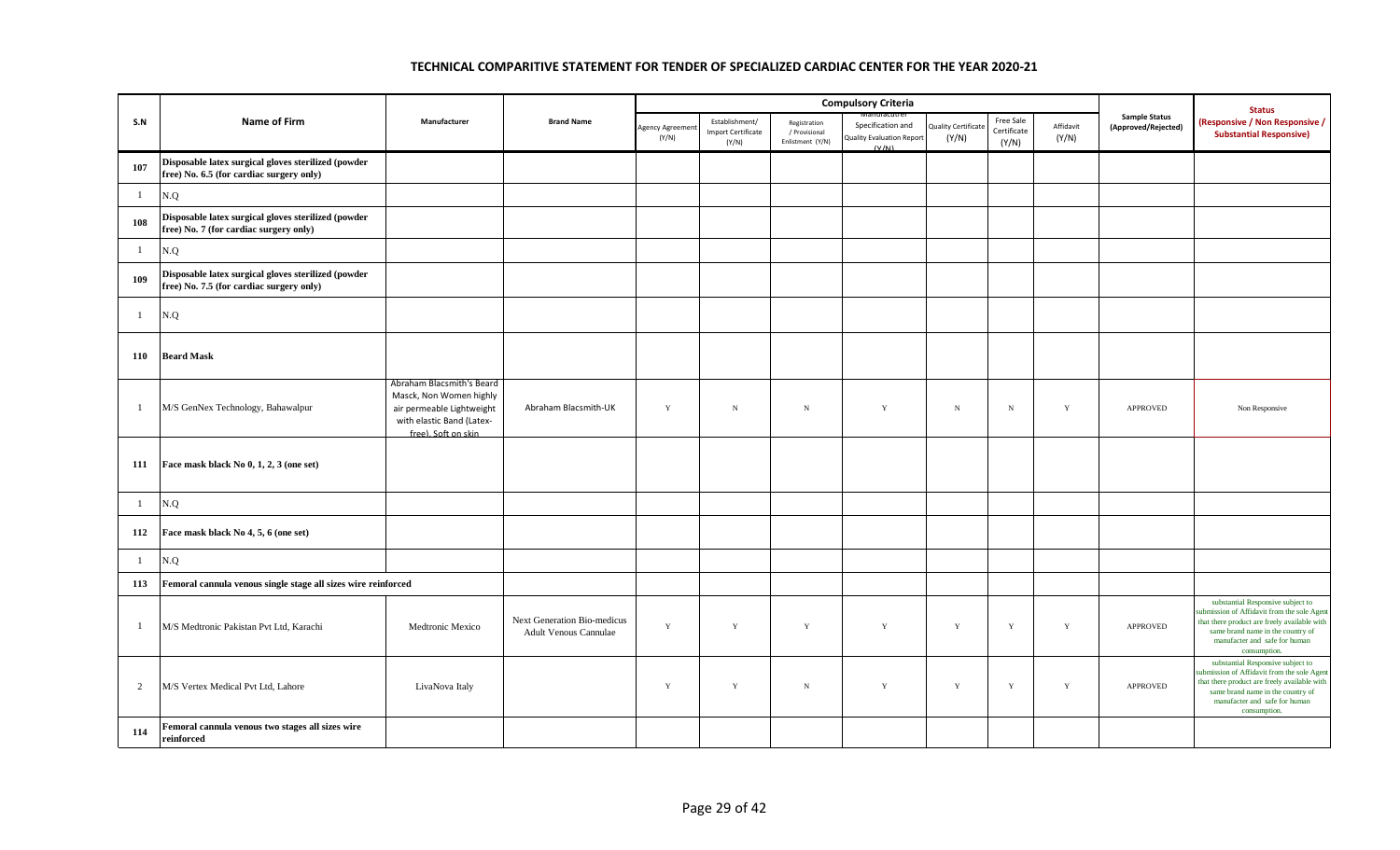# TECHNICAL COMPARITIVE STATEMENT FOR TENDER OF SPECIALIZED CARDIAC CENTER FOR THE YEAR 2020-21

| S.N | Name of Firm | Manufacturer | Brand Name | Compulsory Criteria | | | | | | | Sample Status (Approved/Rejected) | Status (Responsive / Non Responsive / Substantial Responsive) |
|---|---|---|---|---|---|---|---|---|---|---|---|---|
| | | | | Agency Agreement (Y/N) | Establishment/ Import Certificate (Y/N) | Registration / Provisional Enlistment (Y/N) | Manufacturer Specification and Quality Evaluation Report (Y/N) | Quality Certificate (Y/N) | Free Sale Certificate (Y/N) | Affidavit (Y/N) | | |
| 107 | **Disposable latex surgical gloves sterilized (powder free) No. 6.5 (for cardiac surgery only)** | | | | | | | | | | | |
| 1 | N.Q | | | | | | | | | | | |
| 108 | **Disposable latex surgical gloves sterilized (powder free) No. 7 (for cardiac surgery only)** | | | | | | | | | | | |
| 1 | N.Q | | | | | | | | | | | |
| 109 | **Disposable latex surgical gloves sterilized (powder free) No. 7.5 (for cardiac surgery only)** | | | | | | | | | | | |
| 1 | N.Q | | | | | | | | | | | |
| 110 | **Beard Mask** | | | | | | | | | | | |
| 1 | M/S GenNex Technology, Bahawalpur | Abraham Blacsmith's Beard Masck, Non Women highly air permeable Lightweight with elastic Band (Latex-free). Soft on skin | Abraham Blacsmith-UK | Y | N | N | Y | N | N | Y | APPROVED | Non Responsive |
| 111 | **Face mask black No 0, 1, 2, 3 (one set)** | | | | | | | | | | | |
| 1 | N.Q | | | | | | | | | | | |
| 112 | **Face mask black No 4, 5, 6 (one set)** | | | | | | | | | | | |
| 1 | N.Q | | | | | | | | | | | |
| 113 | **Femoral cannula venous single stage all sizes wire reinforced** | | | | | | | | | | | |
| 1 | M/S Medtronic Pakistan Pvt Ltd, Karachi | Medtronic Mexico | Next Generation Bio-medicus Adult Venous Cannulae | Y | Y | Y | Y | Y | Y | Y | APPROVED | substantial Responsive subject to submission of Affidavit from the sole Agent that there product are freely available with same brand name in the country of manufacter and safe for human consumption. |
| 2 | M/S Vertex Medical Pvt Ltd, Lahore | LivaNova Italy | | Y | Y | N | Y | Y | Y | Y | APPROVED | substantial Responsive subject to submission of Affidavit from the sole Agent that there product are freely available with same brand name in the country of manufacter and safe for human consumption. |
| 114 | **Femoral cannula venous two stages all sizes wire reinforced** | | | | | | | | | | | |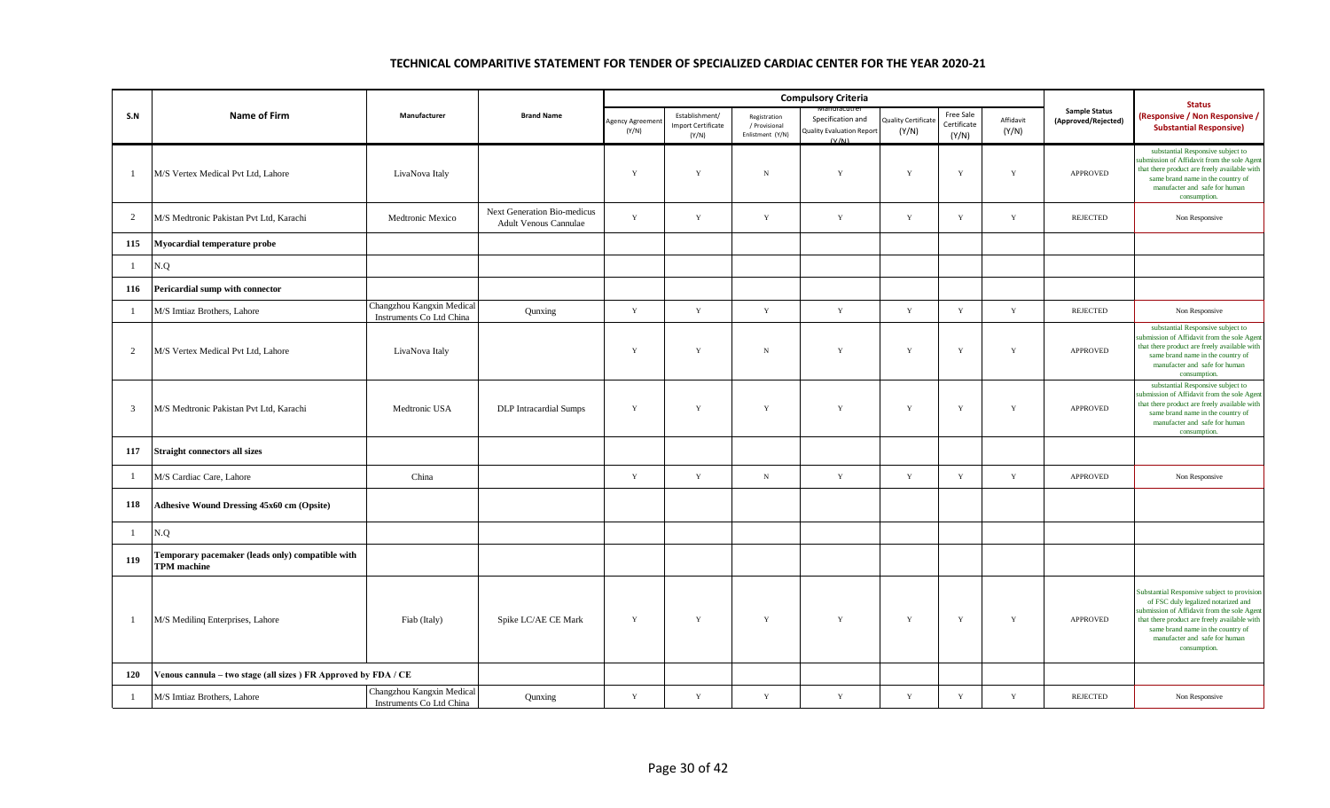## TECHNICAL COMPARITIVE STATEMENT FOR TENDER OF SPECIALIZED CARDIAC CENTER FOR THE YEAR 2020-21

| S.N | Name of Firm | Manufacturer | Brand Name | Compulsory Criteria | | | | | | | Sample Status (Approved/Rejected) | Status (Responsive / Non Responsive / Substantial Responsive) |
|---|---|---|---|---|---|---|---|---|---|---|---|---|
| | | | | Agency Agreement (Y/N) | Establishment/ Import Certificate (Y/N) | Registration / Provisional Enlistment (Y/N) | Manufacturer Specification and Quality Evaluation Report (Y/N) | Quality Certificate (Y/N) | Free Sale Certificate (Y/N) | Affidavit (Y/N) | | |
| 1 | M/S Vertex Medical Pvt Ltd, Lahore | LivaNova Italy | | Y | Y | N | Y | Y | Y | Y | APPROVED | substantial Responsive subject to submission of Affidavit from the sole Agent that there product are freely available with same brand name in the country of manufacter and safe for human consumption. |
| 2 | M/S Medtronic Pakistan Pvt Ltd, Karachi | Medtronic Mexico | Next Generation Bio-medicus Adult Venous Cannulae | Y | Y | Y | Y | Y | Y | Y | REJECTED | Non Responsive |
| 115 | Myocardial temperature probe | | | | | | | | | | | |
| 1 | N.Q | | | | | | | | | | | |
| 116 | Pericardial sump with connector | | | | | | | | | | | |
| 1 | M/S Imtiaz Brothers, Lahore | Changzhou Kangxin Medical Instruments Co Ltd China | Qunxing | Y | Y | Y | Y | Y | Y | Y | REJECTED | Non Responsive |
| 2 | M/S Vertex Medical Pvt Ltd, Lahore | LivaNova Italy | | Y | Y | N | Y | Y | Y | Y | APPROVED | substantial Responsive subject to submission of Affidavit from the sole Agent that there product are freely available with same brand name in the country of manufacter and safe for human consumption. |
| 3 | M/S Medtronic Pakistan Pvt Ltd, Karachi | Medtronic USA | DLP Intracardial Sumps | Y | Y | Y | Y | Y | Y | Y | APPROVED | substantial Responsive subject to submission of Affidavit from the sole Agent that there product are freely available with same brand name in the country of manufacter and safe for human consumption. |
| 117 | Straight connectors all sizes | | | | | | | | | | | |
| 1 | M/S Cardiac Care, Lahore | China | | Y | Y | N | Y | Y | Y | Y | APPROVED | Non Responsive |
| 118 | Adhesive Wound Dressing 45x60 cm (Opsite) | | | | | | | | | | | |
| 1 | N.Q | | | | | | | | | | | |
| 119 | Temporary pacemaker (leads only) compatible with TPM machine | | | | | | | | | | | |
| 1 | M/S Medilinq Enterprises, Lahore | Fiab (Italy) | Spike LC/AE CE Mark | Y | Y | Y | Y | Y | Y | Y | APPROVED | Substantial Responsive subject to provision of FSC duly legalized notarized and submission of Affidavit from the sole Agent that there product are freely available with same brand name in the country of manufacter and safe for human consumption. |
| 120 | Venous cannula – two stage (all sizes ) FR Approved by FDA / CE | | | | | | | | | | | |
| 1 | M/S Imtiaz Brothers, Lahore | Changzhou Kangxin Medical Instruments Co Ltd China | Qunxing | Y | Y | Y | Y | Y | Y | Y | REJECTED | Non Responsive |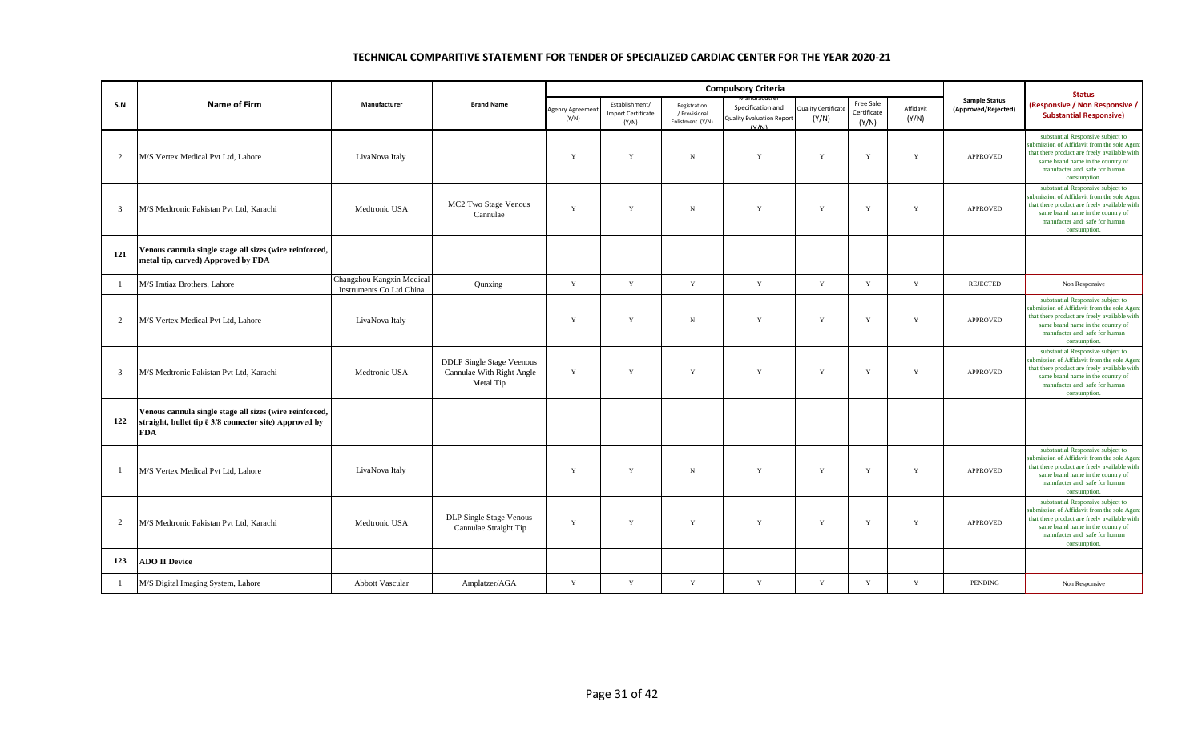## TECHNICAL COMPARITIVE STATEMENT FOR TENDER OF SPECIALIZED CARDIAC CENTER FOR THE YEAR 2020-21

| S.N | Name of Firm | Manufacturer | Brand Name | Compulsory Criteria | | | | | | | Sample Status (Approved/Rejected) | Status (Responsive / Non Responsive / Substantial Responsive) |
|---|---|---|---|---|---|---|---|---|---|---|---|---|
| | | | | Agency Agreement (Y/N) | Establishment/ Import Certificate (Y/N) | Registration / Provisional Enlistment (Y/N) | Manufacturer Specification and Quality Evaluation Report (Y/N) | Quality Certificate (Y/N) | Free Sale Certificate (Y/N) | Affidavit (Y/N) | | |
| 2 | M/S Vertex Medical Pvt Ltd, Lahore | LivaNova Italy | | Y | Y | N | Y | Y | Y | Y | APPROVED | substantial Responsive subject to submission of Affidavit from the sole Agent that there product are freely available with same brand name in the country of manufacter and safe for human consumption. |
| 3 | M/S Medtronic Pakistan Pvt Ltd, Karachi | Medtronic USA | MC2 Two Stage Venous Cannulae | Y | Y | N | Y | Y | Y | Y | APPROVED | substantial Responsive subject to submission of Affidavit from the sole Agent that there product are freely available with same brand name in the country of manufacter and safe for human consumption. |
| **121** | **Venous cannula single stage all sizes (wire reinforced, metal tip, curved) Approved by FDA** | | | | | | | | | | | |
| 1 | M/S Imtiaz Brothers, Lahore | Changzhou Kangxin Medical Instruments Co Ltd China | Qunxing | Y | Y | Y | Y | Y | Y | Y | REJECTED | Non Responsive |
| 2 | M/S Vertex Medical Pvt Ltd, Lahore | LivaNova Italy | | Y | Y | N | Y | Y | Y | Y | APPROVED | substantial Responsive subject to submission of Affidavit from the sole Agent that there product are freely available with same brand name in the country of manufacter and safe for human consumption. |
| 3 | M/S Medtronic Pakistan Pvt Ltd, Karachi | Medtronic USA | DDLP Single Stage Veenous Cannulae With Right Angle Metal Tip | Y | Y | Y | Y | Y | Y | Y | APPROVED | substantial Responsive subject to submission of Affidavit from the sole Agent that there product are freely available with same brand name in the country of manufacter and safe for human consumption. |
| **122** | **Venous cannula single stage all sizes (wire reinforced, straight, bullet tip ē 3/8 connector site) Approved by FDA** | | | | | | | | | | | |
| 1 | M/S Vertex Medical Pvt Ltd, Lahore | LivaNova Italy | | Y | Y | N | Y | Y | Y | Y | APPROVED | substantial Responsive subject to submission of Affidavit from the sole Agent that there product are freely available with same brand name in the country of manufacter and safe for human consumption. |
| 2 | M/S Medtronic Pakistan Pvt Ltd, Karachi | Medtronic USA | DLP Single Stage Venous Cannulae Straight Tip | Y | Y | Y | Y | Y | Y | Y | APPROVED | substantial Responsive subject to submission of Affidavit from the sole Agent that there product are freely available with same brand name in the country of manufacter and safe for human consumption. |
| **123** | **ADO II Device** | | | | | | | | | | | |
| 1 | M/S Digital Imaging System, Lahore | Abbott Vascular | Amplatzer/AGA | Y | Y | Y | Y | Y | Y | Y | PENDING | Non Responsive |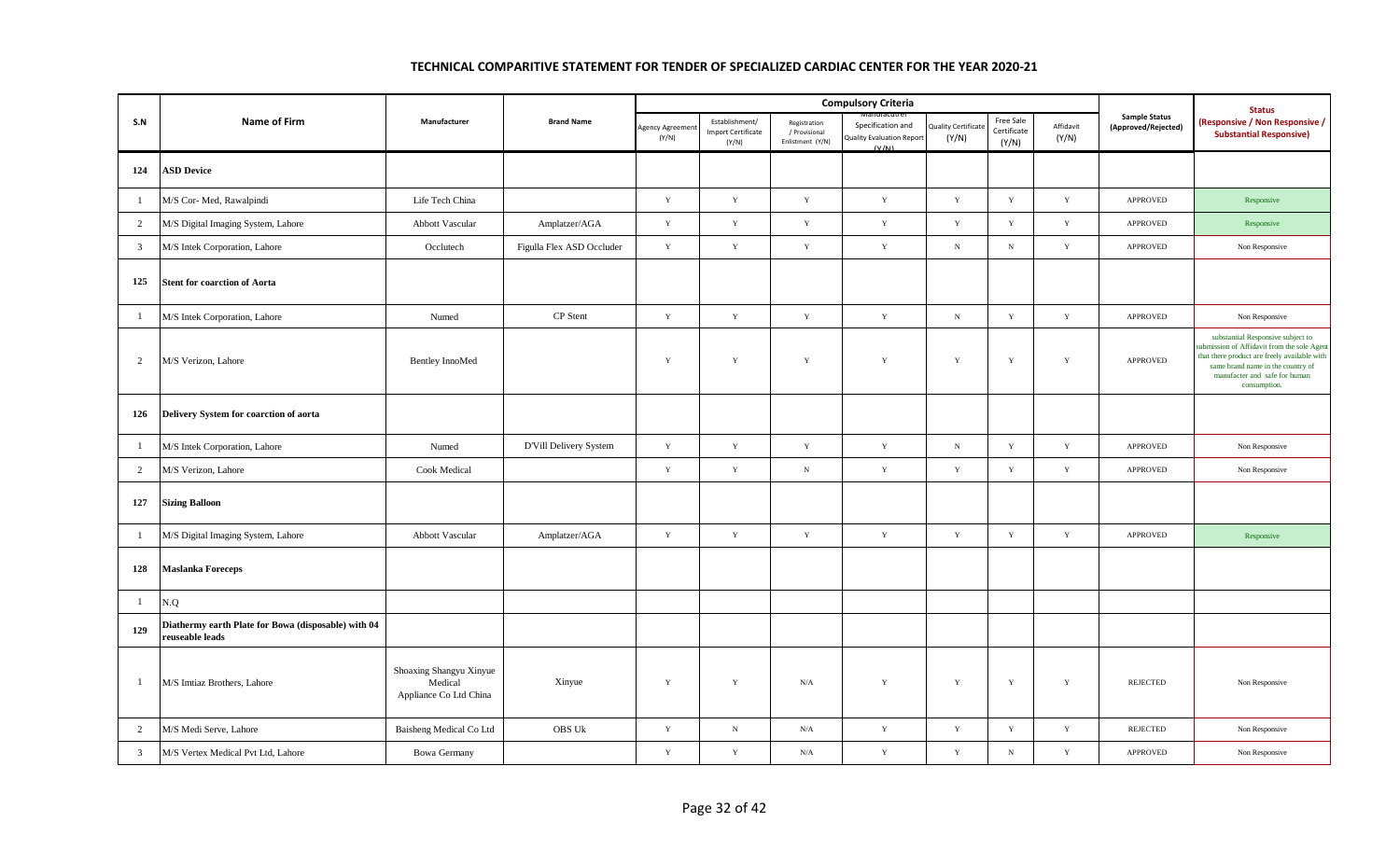# TECHNICAL COMPARITIVE STATEMENT FOR TENDER OF SPECIALIZED CARDIAC CENTER FOR THE YEAR 2020-21

| S.N | Name of Firm | Manufacturer | Brand Name | Compulsory Criteria | | | | | | | Sample Status (Approved/Rejected) | Status (Responsive / Non Responsive / Substantial Responsive) |
|---|---|---|---|---|---|---|---|---|---|---|---|---|
| | | | | Agency Agreement (Y/N) | Establishment/ Import Certificate (Y/N) | Registration / Provisional Enlistment (Y/N) | Manufacturer Specification and Quality Evaluation Report (Y/N) | Quality Certificate (Y/N) | Free Sale Certificate (Y/N) | Affidavit (Y/N) | | |
| **124** | **ASD Device** | | | | | | | | | | | |
| 1 | M/S Cor- Med, Rawalpindi | Life Tech China | | Y | Y | Y | Y | Y | Y | Y | APPROVED | Responsive |
| 2 | M/S Digital Imaging System, Lahore | Abbott Vascular | Amplatzer/AGA | Y | Y | Y | Y | Y | Y | Y | APPROVED | Responsive |
| 3 | M/S Intek Corporation, Lahore | Occlutech | Figulla Flex ASD Occluder | Y | Y | Y | Y | N | N | Y | APPROVED | Non Responsive |
| **125** | **Stent for coarction of Aorta** | | | | | | | | | | | |
| 1 | M/S Intek Corporation, Lahore | Numed | CP Stent | Y | Y | Y | Y | N | Y | Y | APPROVED | Non Responsive |
| 2 | M/S Verizon, Lahore | Bentley InnoMed | | Y | Y | Y | Y | Y | Y | Y | APPROVED | substantial Responsive subject to submission of Affidavit from the sole Agent that there product are freely available with same brand name in the country of manufacter and safe for human consumption. |
| **126** | **Delivery System for coarction of aorta** | | | | | | | | | | | |
| 1 | M/S Intek Corporation, Lahore | Numed | D'Vill Delivery System | Y | Y | Y | Y | N | Y | Y | APPROVED | Non Responsive |
| 2 | M/S Verizon, Lahore | Cook Medical | | Y | Y | N | Y | Y | Y | Y | APPROVED | Non Responsive |
| **127** | **Sizing Balloon** | | | | | | | | | | | |
| 1 | M/S Digital Imaging System, Lahore | Abbott Vascular | Amplatzer/AGA | Y | Y | Y | Y | Y | Y | Y | APPROVED | Responsive |
| **128** | **Maslanka Foreceps** | | | | | | | | | | | |
| 1 | N.Q | | | | | | | | | | | |
| **129** | **Diathermy earth Plate for Bowa (disposable) with 04 reuseable leads** | | | | | | | | | | | |
| 1 | M/S Imtiaz Brothers, Lahore | Shoaxing Shangyu Xinyue Medical Appliance Co Ltd China | Xinyue | Y | Y | N/A | Y | Y | Y | Y | REJECTED | Non Responsive |
| 2 | M/S Medi Serve, Lahore | Baisheng Medical Co Ltd | OBS Uk | Y | N | N/A | Y | Y | Y | Y | REJECTED | Non Responsive |
| 3 | M/S Vertex Medical Pvt Ltd, Lahore | Bowa Germany | | Y | Y | N/A | Y | Y | N | Y | APPROVED | Non Responsive |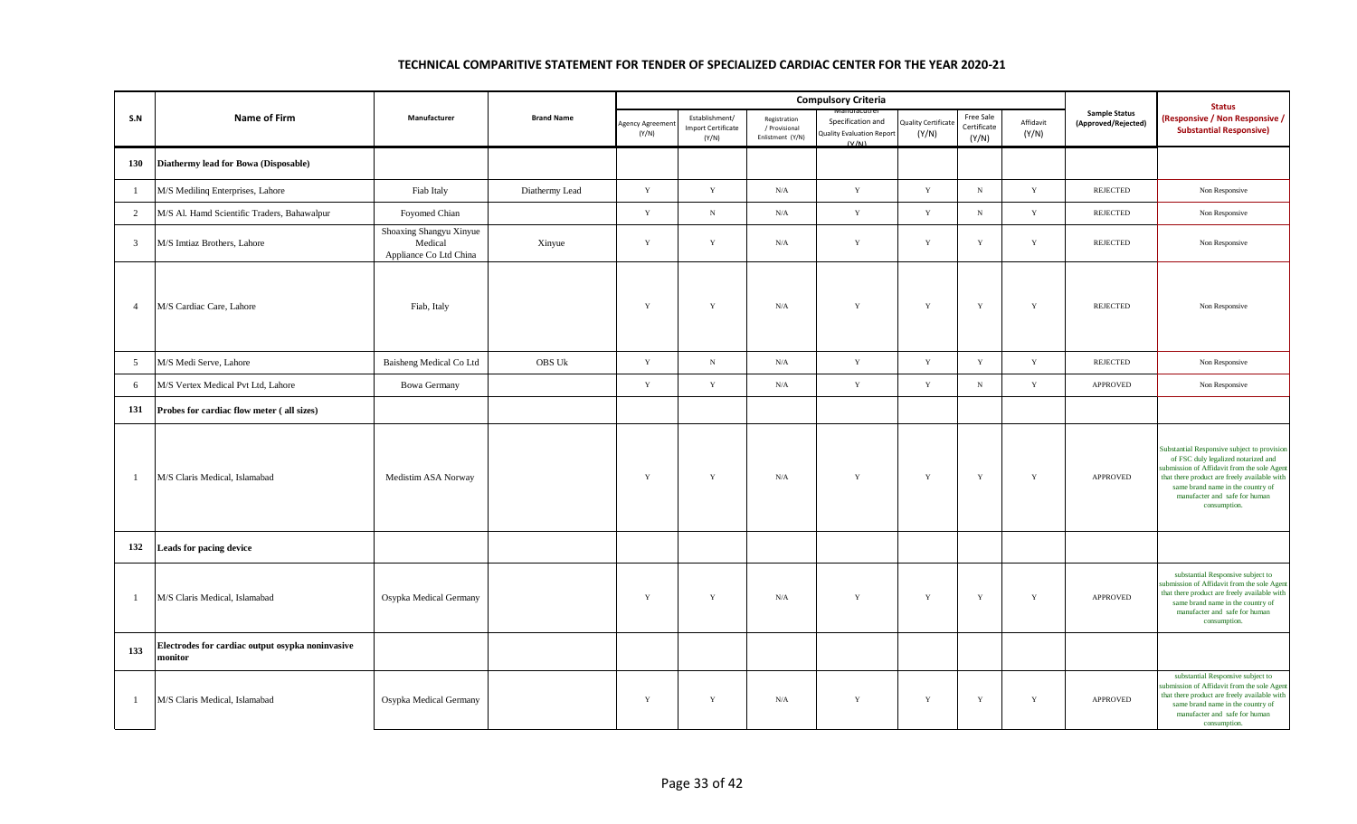## TECHNICAL COMPARITIVE STATEMENT FOR TENDER OF SPECIALIZED CARDIAC CENTER FOR THE YEAR 2020-21

| S.N | Name of Firm | Manufacturer | Brand Name | Compulsory Criteria | | | | | | | Sample Status (Approved/Rejected) | Status (Responsive / Non Responsive / Substantial Responsive) |
|---|---|---|---|---|---|---|---|---|---|---|---|---|
| | | | | Agency Agreement (Y/N) | Establishment/ Import Certificate (Y/N) | Registration / Provisional Enlistment (Y/N) | Manufacturer Specification and Quality Evaluation Report (Y/N) | Quality Certificate (Y/N) | Free Sale Certificate (Y/N) | Affidavit (Y/N) | | |
| **130** | **Diathermy lead for Bowa (Disposable)** | | | | | | | | | | | |
| 1 | M/S Medilinq Enterprises, Lahore | Fiab Italy | Diathermy Lead | Y | Y | N/A | Y | Y | N | Y | REJECTED | Non Responsive |
| 2 | M/S Al. Hamd Scientific Traders, Bahawalpur | Foyomed Chian | | Y | N | N/A | Y | Y | N | Y | REJECTED | Non Responsive |
| 3 | M/S Imtiaz Brothers, Lahore | Shoaxing Shangyu Xinyue Medical Appliance Co Ltd China | Xinyue | Y | Y | N/A | Y | Y | Y | Y | REJECTED | Non Responsive |
| 4 | M/S Cardiac Care, Lahore | Fiab, Italy | | Y | Y | N/A | Y | Y | Y | Y | REJECTED | Non Responsive |
| 5 | M/S Medi Serve, Lahore | Baisheng Medical Co Ltd | OBS Uk | Y | N | N/A | Y | Y | Y | Y | REJECTED | Non Responsive |
| 6 | M/S Vertex Medical Pvt Ltd, Lahore | Bowa Germany | | Y | Y | N/A | Y | Y | N | Y | APPROVED | Non Responsive |
| **131** | **Probes for cardiac flow meter ( all sizes)** | | | | | | | | | | | |
| 1 | M/S Claris Medical, Islamabad | Medistim ASA Norway | | Y | Y | N/A | Y | Y | Y | Y | APPROVED | Substantial Responsive subject to provision of FSC duly legalized notarized and submission of Affidavit from the sole Agent that there product are freely available with same brand name in the country of manufacter and safe for human consumption. |
| **132** | **Leads for pacing device** | | | | | | | | | | | |
| 1 | M/S Claris Medical, Islamabad | Osypka Medical Germany | | Y | Y | N/A | Y | Y | Y | Y | APPROVED | substantial Responsive subject to submission of Affidavit from the sole Agent that there product are freely available with same brand name in the country of manufacter and safe for human consumption. |
| **133** | **Electrodes for cardiac output osypka noninvasive monitor** | | | | | | | | | | | |
| 1 | M/S Claris Medical, Islamabad | Osypka Medical Germany | | Y | Y | N/A | Y | Y | Y | Y | APPROVED | substantial Responsive subject to submission of Affidavit from the sole Agent that there product are freely available with same brand name in the country of manufacter and safe for human consumption. |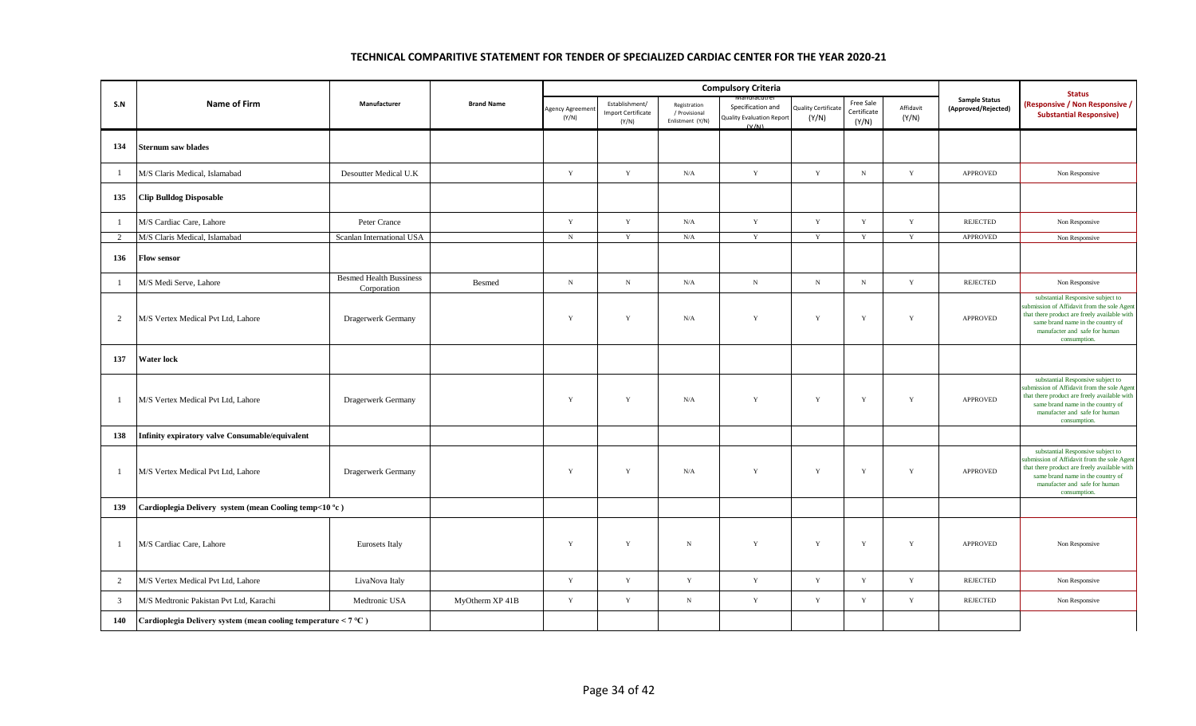## TECHNICAL COMPARITIVE STATEMENT FOR TENDER OF SPECIALIZED CARDIAC CENTER FOR THE YEAR 2020-21

| S.N | Name of Firm | Manufacturer | Brand Name | Compulsory Criteria | | | | | | | Sample Status (Approved/Rejected) | Status (Responsive / Non Responsive / Substantial Responsive) |
|---|---|---|---|---|---|---|---|---|---|---|---|---|
| | | | | Agency Agreement (Y/N) | Establishment/ Import Certificate (Y/N) | Registration / Provisional Enlistment (Y/N) | Manufacturer Specification and Quality Evaluation Report (Y/N) | Quality Certificate (Y/N) | Free Sale Certificate (Y/N) | Affidavit (Y/N) | | |
| 134 | **Sternum saw blades** | | | | | | | | | | | |
| 1 | M/S Claris Medical, Islamabad | Desoutter Medical U.K | | Y | Y | N/A | Y | Y | N | Y | APPROVED | Non Responsive |
| 135 | **Clip Bulldog Disposable** | | | | | | | | | | | |
| 1 | M/S Cardiac Care, Lahore | Peter Crance | | Y | Y | N/A | Y | Y | Y | Y | REJECTED | Non Responsive |
| 2 | M/S Claris Medical, Islamabad | Scanlan International USA | | N | Y | N/A | Y | Y | Y | Y | APPROVED | Non Responsive |
| 136 | **Flow sensor** | | | | | | | | | | | |
| 1 | M/S Medi Serve, Lahore | Besmed Health Bussiness Corporation | Besmed | N | N | N/A | N | N | N | Y | REJECTED | Non Responsive |
| 2 | M/S Vertex Medical Pvt Ltd, Lahore | Dragerwerk Germany | | Y | Y | N/A | Y | Y | Y | Y | APPROVED | substantial Responsive subject to submission of Affidavit from the sole Agent that there product are freely available with same brand name in the country of manufacter and safe for human consumption. |
| 137 | **Water lock** | | | | | | | | | | | |
| 1 | M/S Vertex Medical Pvt Ltd, Lahore | Dragerwerk Germany | | Y | Y | N/A | Y | Y | Y | Y | APPROVED | substantial Responsive subject to submission of Affidavit from the sole Agent that there product are freely available with same brand name in the country of manufacter and safe for human consumption. |
| 138 | **Infinity expiratory valve Consumable/equivalent** | | | | | | | | | | | |
| 1 | M/S Vertex Medical Pvt Ltd, Lahore | Dragerwerk Germany | | Y | Y | N/A | Y | Y | Y | Y | APPROVED | substantial Responsive subject to submission of Affidavit from the sole Agent that there product are freely available with same brand name in the country of manufacter and safe for human consumption. |
| 139 | **Cardioplegia Delivery system (mean Cooling temp<10 °c )** | | | | | | | | | | | |
| 1 | M/S Cardiac Care, Lahore | Eurosets Italy | | Y | Y | N | Y | Y | Y | Y | APPROVED | Non Responsive |
| 2 | M/S Vertex Medical Pvt Ltd, Lahore | LivaNova Italy | | Y | Y | Y | Y | Y | Y | Y | REJECTED | Non Responsive |
| 3 | M/S Medtronic Pakistan Pvt Ltd, Karachi | Medtronic USA | MyOtherm XP 41B | Y | Y | N | Y | Y | Y | Y | REJECTED | Non Responsive |
| 140 | **Cardioplegia Delivery system (mean cooling temperature < 7 ºC )** | | | | | | | | | | | |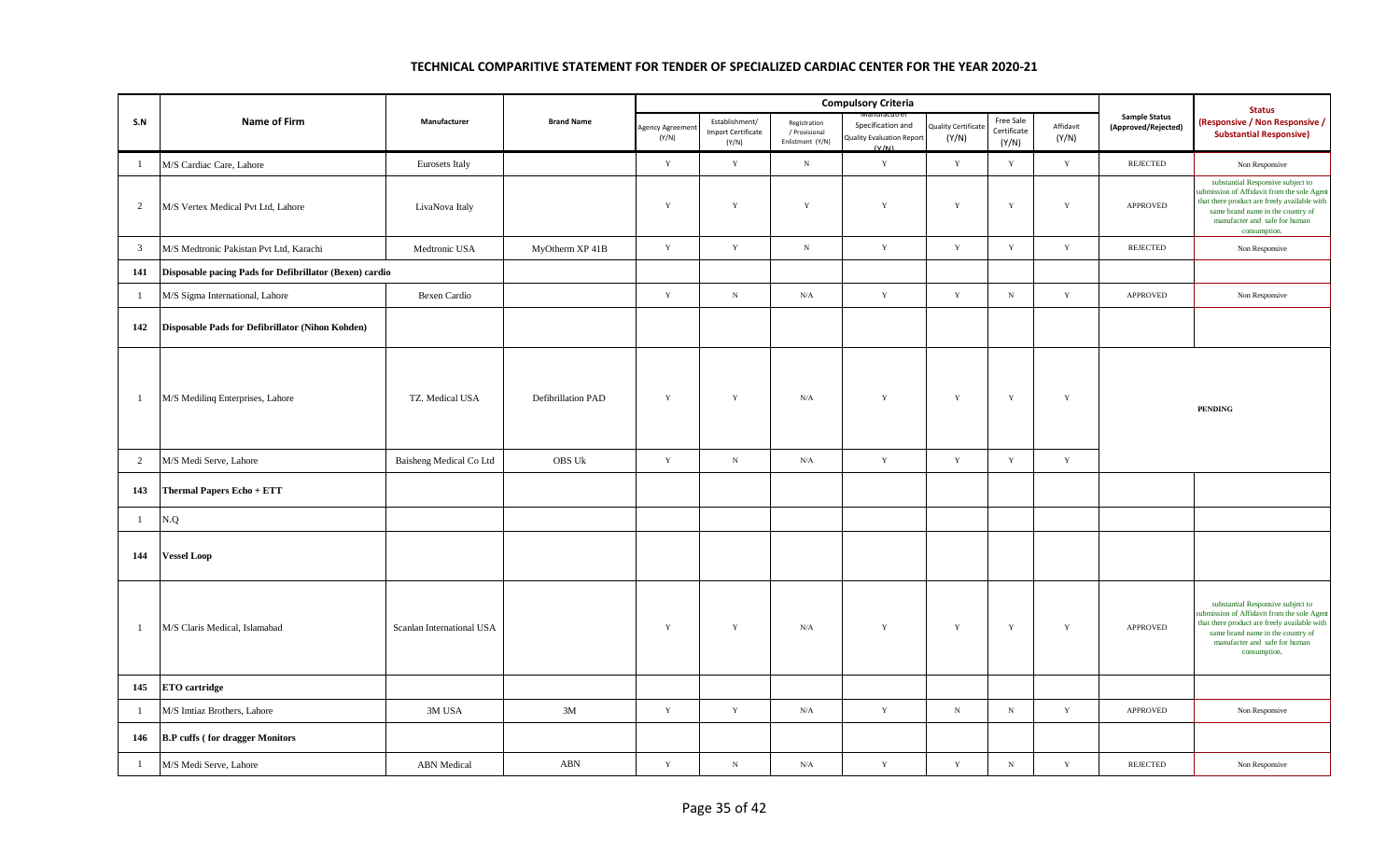# TECHNICAL COMPARITIVE STATEMENT FOR TENDER OF SPECIALIZED CARDIAC CENTER FOR THE YEAR 2020-21

| S.N | Name of Firm | Manufacturer | Brand Name | Compulsory Criteria | | | | | | | Sample Status (Approved/Rejected) | Status (Responsive / Non Responsive / Substantial Responsive) |
|---|---|---|---|---|---|---|---|---|---|---|---|---|
| | | | | Agency Agreement (Y/N) | Establishment/ Import Certificate (Y/N) | Registration / Provisional Enlistment (Y/N) | Manufacturer Specification and Quality Evaluation Report (Y/N) | Quality Certificate (Y/N) | Free Sale Certificate (Y/N) | Affidavit (Y/N) | | |
| 1 | M/S Cardiac Care, Lahore | Eurosets Italy | | Y | Y | N | Y | Y | Y | Y | REJECTED | Non Responsive |
| 2 | M/S Vertex Medical Pvt Ltd, Lahore | LivaNova Italy | | Y | Y | Y | Y | Y | Y | Y | APPROVED | substantial Responsive subject to submission of Affidavit from the sole Agent that there product are freely available with same brand name in the country of manufacter and safe for human consumption. |
| 3 | M/S Medtronic Pakistan Pvt Ltd, Karachi | Medtronic USA | MyOtherm XP 41B | Y | Y | N | Y | Y | Y | Y | REJECTED | Non Responsive |
| **141** | **Disposable pacing Pads for Defibrillator (Bexen) cardio** | | | | | | | | | | | |
| 1 | M/S Sigma International, Lahore | Bexen Cardio | | Y | N | N/A | Y | Y | N | Y | APPROVED | Non Responsive |
| **142** | **Disposable Pads for Defibrillator (Nihon Kohden)** | | | | | | | | | | | |
| 1 | M/S Medilinq Enterprises, Lahore | TZ. Medical USA | Defibrillation PAD | Y | Y | N/A | Y | Y | Y | Y | PENDING | |
| 2 | M/S Medi Serve, Lahore | Baisheng Medical Co Ltd | OBS Uk | Y | N | N/A | Y | Y | Y | Y | | |
| **143** | **Thermal Papers Echo + ETT** | | | | | | | | | | | |
| 1 | N.Q | | | | | | | | | | | |
| **144** | **Vessel Loop** | | | | | | | | | | | |
| 1 | M/S Claris Medical, Islamabad | Scanlan International USA | | Y | Y | N/A | Y | Y | Y | Y | APPROVED | substantial Responsive subject to submission of Affidavit from the sole Agent that there product are freely available with same brand name in the country of manufacter and safe for human consumption. |
| **145** | **ETO cartridge** | | | | | | | | | | | |
| 1 | M/S Imtiaz Brothers, Lahore | 3M USA | 3M | Y | Y | N/A | Y | N | N | Y | APPROVED | Non Responsive |
| **146** | **B.P cuffs ( for dragger Monitors** | | | | | | | | | | | |
| 1 | M/S Medi Serve, Lahore | ABN Medical | ABN | Y | N | N/A | Y | Y | N | Y | REJECTED | Non Responsive |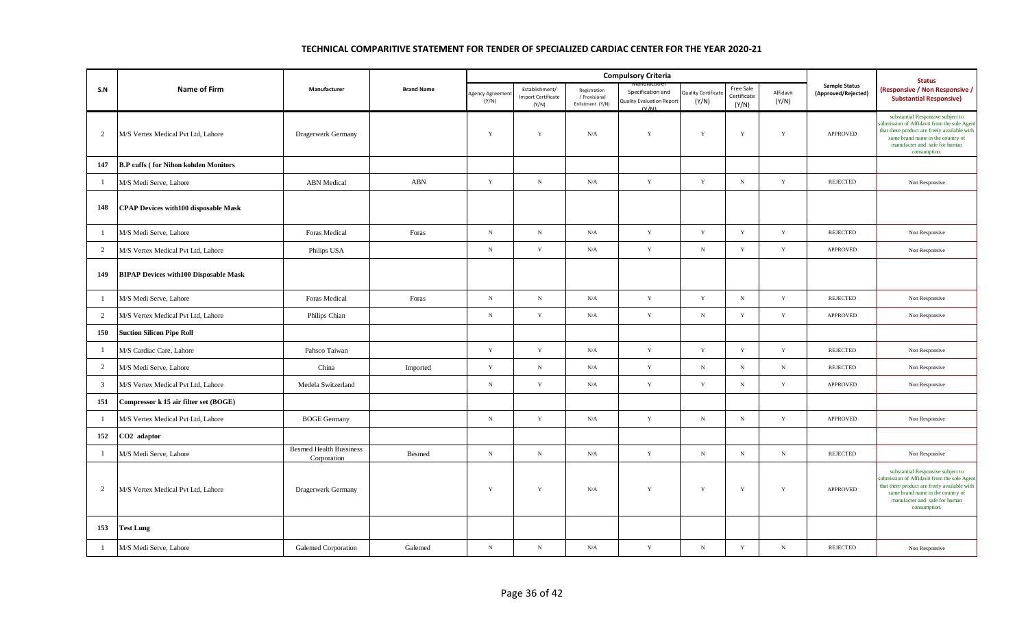## TECHNICAL COMPARITIVE STATEMENT FOR TENDER OF SPECIALIZED CARDIAC CENTER FOR THE YEAR 2020-21

| S.N | Name of Firm | Manufacturer | Brand Name | Compulsory Criteria | | | | | | | Sample Status (Approved/Rejected) | Status (Responsive / Non Responsive / Substantial Responsive) |
|---|---|---|---|---|---|---|---|---|---|---|---|---|
| | | | | Agency Agreement (Y/N) | Establishment/ Import Certificate (Y/N) | Registration / Provisional Enlistment (Y/N) | Manufacturer Specification and Quality Evaluation Report (Y/N) | Quality Certificate (Y/N) | Free Sale Certificate (Y/N) | Affidavit (Y/N) | | |
| 2 | M/S Vertex Medical Pvt Ltd, Lahore | Dragerwerk Germany | | Y | Y | N/A | Y | Y | Y | Y | APPROVED | substantial Responsive subject to submission of Affidavit from the sole Agent that there product are freely available with same brand name in the country of manufacter and safe for human consumption. |
| 147 | B.P cuffs ( for Nihon kohden Monitors | | | | | | | | | | | |
| 1 | M/S Medi Serve, Lahore | ABN Medical | ABN | Y | N | N/A | Y | Y | N | Y | REJECTED | Non Responsive |
| 148 | CPAP Devices with100 disposable Mask | | | | | | | | | | | |
| 1 | M/S Medi Serve, Lahore | Foras Medical | Foras | N | N | N/A | Y | Y | Y | Y | REJECTED | Non Responsive |
| 2 | M/S Vertex Medical Pvt Ltd, Lahore | Philips USA | | N | Y | N/A | Y | N | Y | Y | APPROVED | Non Responsive |
| 149 | BIPAP Devices with100 Disposable Mask | | | | | | | | | | | |
| 1 | M/S Medi Serve, Lahore | Foras Medical | Foras | N | N | N/A | Y | Y | N | Y | REJECTED | Non Responsive |
| 2 | M/S Vertex Medical Pvt Ltd, Lahore | Philips Chian | | N | Y | N/A | Y | N | Y | Y | APPROVED | Non Responsive |
| 150 | Suction Silicon Pipe Roll | | | | | | | | | | | |
| 1 | M/S Cardiac Care, Lahore | Pahsco Taiwan | | Y | Y | N/A | Y | Y | Y | Y | REJECTED | Non Responsive |
| 2 | M/S Medi Serve, Lahore | China | Imported | Y | N | N/A | Y | N | N | N | REJECTED | Non Responsive |
| 3 | M/S Vertex Medical Pvt Ltd, Lahore | Medela Switzerland | | N | Y | N/A | Y | Y | N | Y | APPROVED | Non Responsive |
| 151 | Compressor k 15 air filter set (BOGE) | | | | | | | | | | | |
| 1 | M/S Vertex Medical Pvt Ltd, Lahore | BOGE Germany | | N | Y | N/A | Y | N | N | Y | APPROVED | Non Responsive |
| 152 | CO2 adaptor | | | | | | | | | | | |
| 1 | M/S Medi Serve, Lahore | Besmed Health Bussiness Corporation | Besmed | N | N | N/A | Y | N | N | N | REJECTED | Non Responsive |
| 2 | M/S Vertex Medical Pvt Ltd, Lahore | Dragerwerk Germany | | Y | Y | N/A | Y | Y | Y | Y | APPROVED | substantial Responsive subject to submission of Affidavit from the sole Agent that there product are freely available with same brand name in the country of manufacter and safe for human consumption. |
| 153 | Test Lung | | | | | | | | | | | |
| 1 | M/S Medi Serve, Lahore | Galemed Corporation | Galemed | N | N | N/A | Y | N | Y | N | REJECTED | Non Responsive |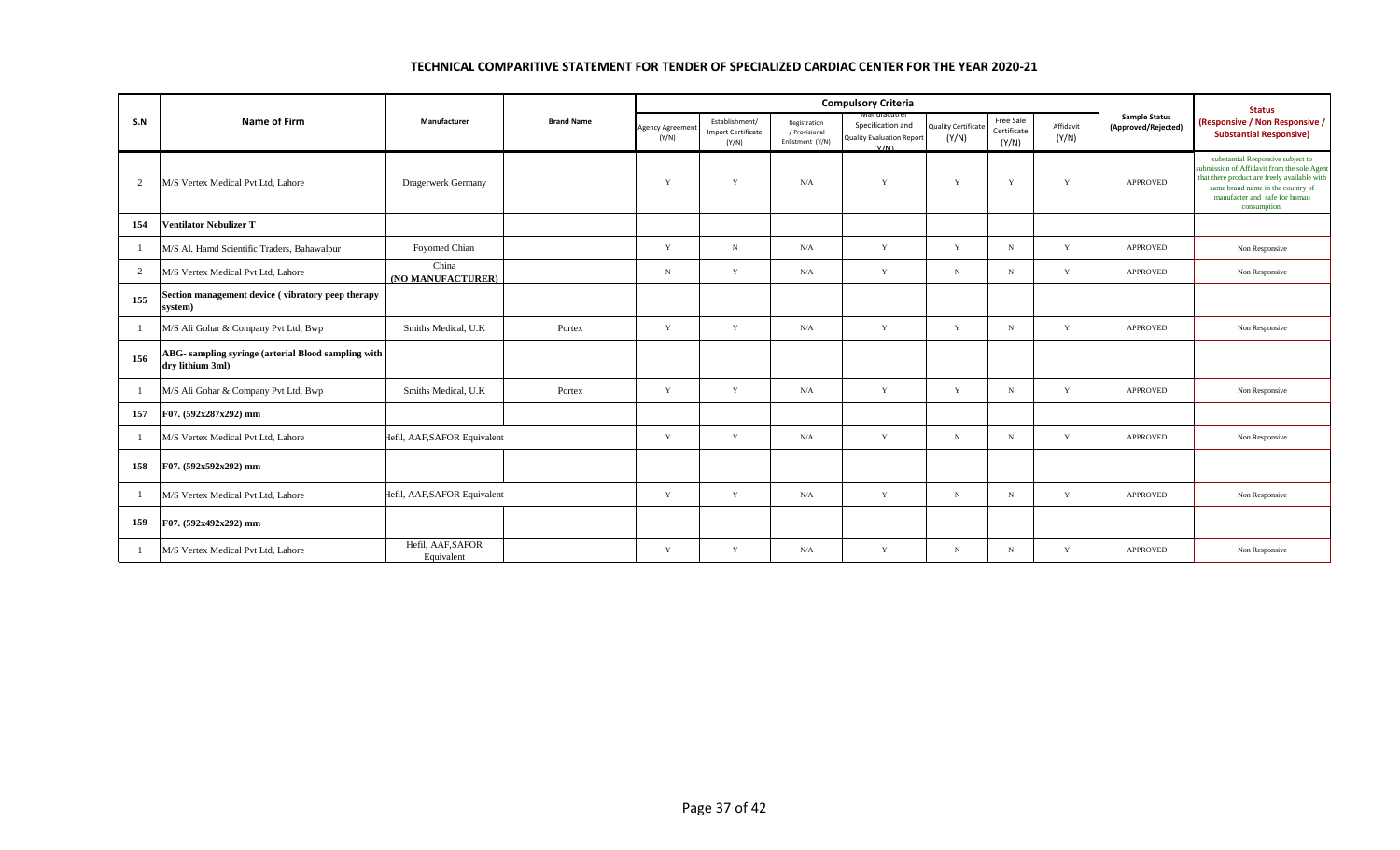# TECHNICAL COMPARITIVE STATEMENT FOR TENDER OF SPECIALIZED CARDIAC CENTER FOR THE YEAR 2020-21

| S.N | Name of Firm | Manufacturer | Brand Name | Compulsory Criteria | | | | | | | Sample Status (Approved/Rejected) | Status (Responsive / Non Responsive / Substantial Responsive) |
|---|---|---|---|---|---|---|---|---|---|---|---|---|
| | | | | Agency Agreement (Y/N) | Establishment/ Import Certificate (Y/N) | Registration / Provisional Enlistment (Y/N) | Manufacturer Specification and Quality Evaluation Report (Y/N) | Quality Certificate (Y/N) | Free Sale Certificate (Y/N) | Affidavit (Y/N) | | |
| 2 | M/S Vertex Medical Pvt Ltd, Lahore | Dragerwerk Germany | | Y | Y | N/A | Y | Y | Y | Y | APPROVED | substantial Responsive subject to submission of Affidavit from the sole Agent that there product are freely available with same brand name in the country of manufacter and safe for human consumption. |
| **154** | **Ventilator Nebulizer T** | | | | | | | | | | | |
| 1 | M/S Al. Hamd Scientific Traders, Bahawalpur | Foyomed Chian | | Y | N | N/A | Y | Y | N | Y | APPROVED | Non Responsive |
| 2 | M/S Vertex Medical Pvt Ltd, Lahore | China (NO MANUFACTURER) | | N | Y | N/A | Y | N | N | Y | APPROVED | Non Responsive |
| **155** | **Section management device ( vibratory peep therapy system)** | | | | | | | | | | | |
| 1 | M/S Ali Gohar & Company Pvt Ltd, Bwp | Smiths Medical, U.K | Portex | Y | Y | N/A | Y | Y | N | Y | APPROVED | Non Responsive |
| **156** | **ABG- sampling syringe (arterial Blood sampling with dry lithium 3ml)** | | | | | | | | | | | |
| 1 | M/S Ali Gohar & Company Pvt Ltd, Bwp | Smiths Medical, U.K | Portex | Y | Y | N/A | Y | Y | N | Y | APPROVED | Non Responsive |
| **157** | **F07. (592x287x292) mm** | | | | | | | | | | | |
| 1 | M/S Vertex Medical Pvt Ltd, Lahore | Hefil, AAF,SAFOR Equivalent | | Y | Y | N/A | Y | N | N | Y | APPROVED | Non Responsive |
| **158** | **F07. (592x592x292) mm** | | | | | | | | | | | |
| 1 | M/S Vertex Medical Pvt Ltd, Lahore | Hefil, AAF,SAFOR Equivalent | | Y | Y | N/A | Y | N | N | Y | APPROVED | Non Responsive |
| **159** | **F07. (592x492x292) mm** | | | | | | | | | | | |
| 1 | M/S Vertex Medical Pvt Ltd, Lahore | Hefil, AAF,SAFOR Equivalent | | Y | Y | N/A | Y | N | N | Y | APPROVED | Non Responsive |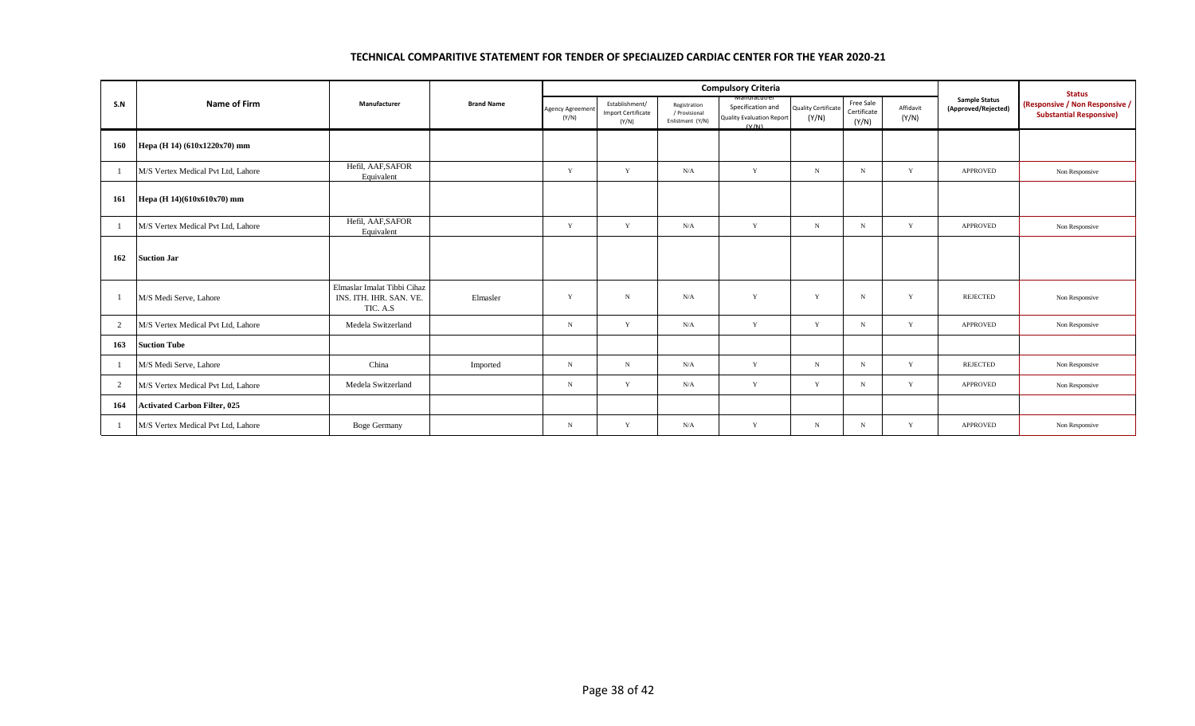# TECHNICAL COMPARITIVE STATEMENT FOR TENDER OF SPECIALIZED CARDIAC CENTER FOR THE YEAR 2020-21

| S.N | Name of Firm | Manufacturer | Brand Name | Compulsory Criteria | | | | | | | Sample Status (Approved/Rejected) | Status (Responsive / Non Responsive / Substantial Responsive) |
|---|---|---|---|---|---|---|---|---|---|---|---|---|
| | | | | Agency Agreement (Y/N) | Establishment/ Import Certificate (Y/N) | Registration / Provisional Enlistment (Y/N) | Manufacturer Specification and Quality Evaluation Report (Y/N) | Quality Certificate (Y/N) | Free Sale Certificate (Y/N) | Affidavit (Y/N) | | |
| **160** | **Hepa (H 14) (610x1220x70) mm** | | | | | | | | | | | |
| 1 | M/S Vertex Medical Pvt Ltd, Lahore | Hefil, AAF,SAFOR Equivalent | | Y | Y | N/A | Y | N | N | Y | APPROVED | Non Responsive |
| **161** | **Hepa (H 14)(610x610x70) mm** | | | | | | | | | | | |
| 1 | M/S Vertex Medical Pvt Ltd, Lahore | Hefil, AAF,SAFOR Equivalent | | Y | Y | N/A | Y | N | N | Y | APPROVED | Non Responsive |
| **162** | **Suction Jar** | | | | | | | | | | | |
| 1 | M/S Medi Serve, Lahore | Elmaslar Imalat Tibbi Cihaz INS. ITH. IHR. SAN. VE. TIC. A.S | Elmasler | Y | N | N/A | Y | Y | N | Y | REJECTED | Non Responsive |
| 2 | M/S Vertex Medical Pvt Ltd, Lahore | Medela Switzerland | | N | Y | N/A | Y | Y | N | Y | APPROVED | Non Responsive |
| **163** | **Suction Tube** | | | | | | | | | | | |
| 1 | M/S Medi Serve, Lahore | China | Imported | N | N | N/A | Y | N | N | Y | REJECTED | Non Responsive |
| 2 | M/S Vertex Medical Pvt Ltd, Lahore | Medela Switzerland | | N | Y | N/A | Y | Y | N | Y | APPROVED | Non Responsive |
| **164** | **Activated Carbon Filter, 025** | | | | | | | | | | | |
| 1 | M/S Vertex Medical Pvt Ltd, Lahore | Boge Germany | | N | Y | N/A | Y | N | N | Y | APPROVED | Non Responsive |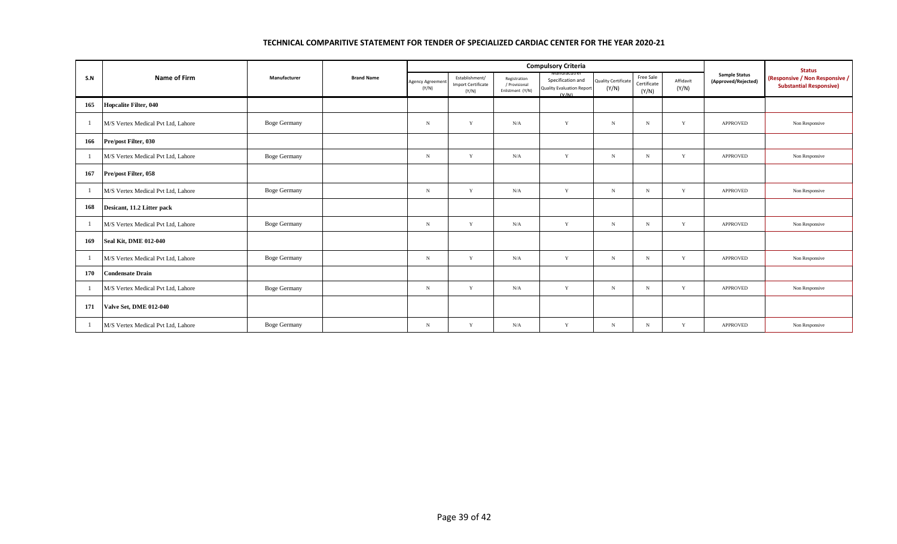## TECHNICAL COMPARITIVE STATEMENT FOR TENDER OF SPECIALIZED CARDIAC CENTER FOR THE YEAR 2020-21

| S.N | Name of Firm | Manufacturer | Brand Name | Compulsory Criteria | | | | | | | Sample Status (Approved/Rejected) | Status (Responsive / Non Responsive / Substantial Responsive) |
|---|---|---|---|---|---|---|---|---|---|---|---|---|
| | | | | Agency Agreement (Y/N) | Establishment/ Import Certificate (Y/N) | Registration / Provisional Enlistment (Y/N) | Manufacturer Specification and Quality Evaluation Report (Y/N) | Quality Certificate (Y/N) | Free Sale Certificate (Y/N) | Affidavit (Y/N) | | |
| **165** | **Hopcalite Filter, 040** | | | | | | | | | | | |
| 1 | M/S Vertex Medical Pvt Ltd, Lahore | Boge Germany | | N | Y | N/A | Y | N | N | Y | APPROVED | Non Responsive |
| **166** | **Pre/post Filter, 030** | | | | | | | | | | | |
| 1 | M/S Vertex Medical Pvt Ltd, Lahore | Boge Germany | | N | Y | N/A | Y | N | N | Y | APPROVED | Non Responsive |
| **167** | **Pre/post Filter, 058** | | | | | | | | | | | |
| 1 | M/S Vertex Medical Pvt Ltd, Lahore | Boge Germany | | N | Y | N/A | Y | N | N | Y | APPROVED | Non Responsive |
| **168** | **Desicant, 11.2 Litter pack** | | | | | | | | | | | |
| 1 | M/S Vertex Medical Pvt Ltd, Lahore | Boge Germany | | N | Y | N/A | Y | N | N | Y | APPROVED | Non Responsive |
| **169** | **Seal Kit, DME 012-040** | | | | | | | | | | | |
| 1 | M/S Vertex Medical Pvt Ltd, Lahore | Boge Germany | | N | Y | N/A | Y | N | N | Y | APPROVED | Non Responsive |
| **170** | **Condensate Drain** | | | | | | | | | | | |
| 1 | M/S Vertex Medical Pvt Ltd, Lahore | Boge Germany | | N | Y | N/A | Y | N | N | Y | APPROVED | Non Responsive |
| **171** | **Valve Set, DME 012-040** | | | | | | | | | | | |
| 1 | M/S Vertex Medical Pvt Ltd, Lahore | Boge Germany | | N | Y | N/A | Y | N | N | Y | APPROVED | Non Responsive |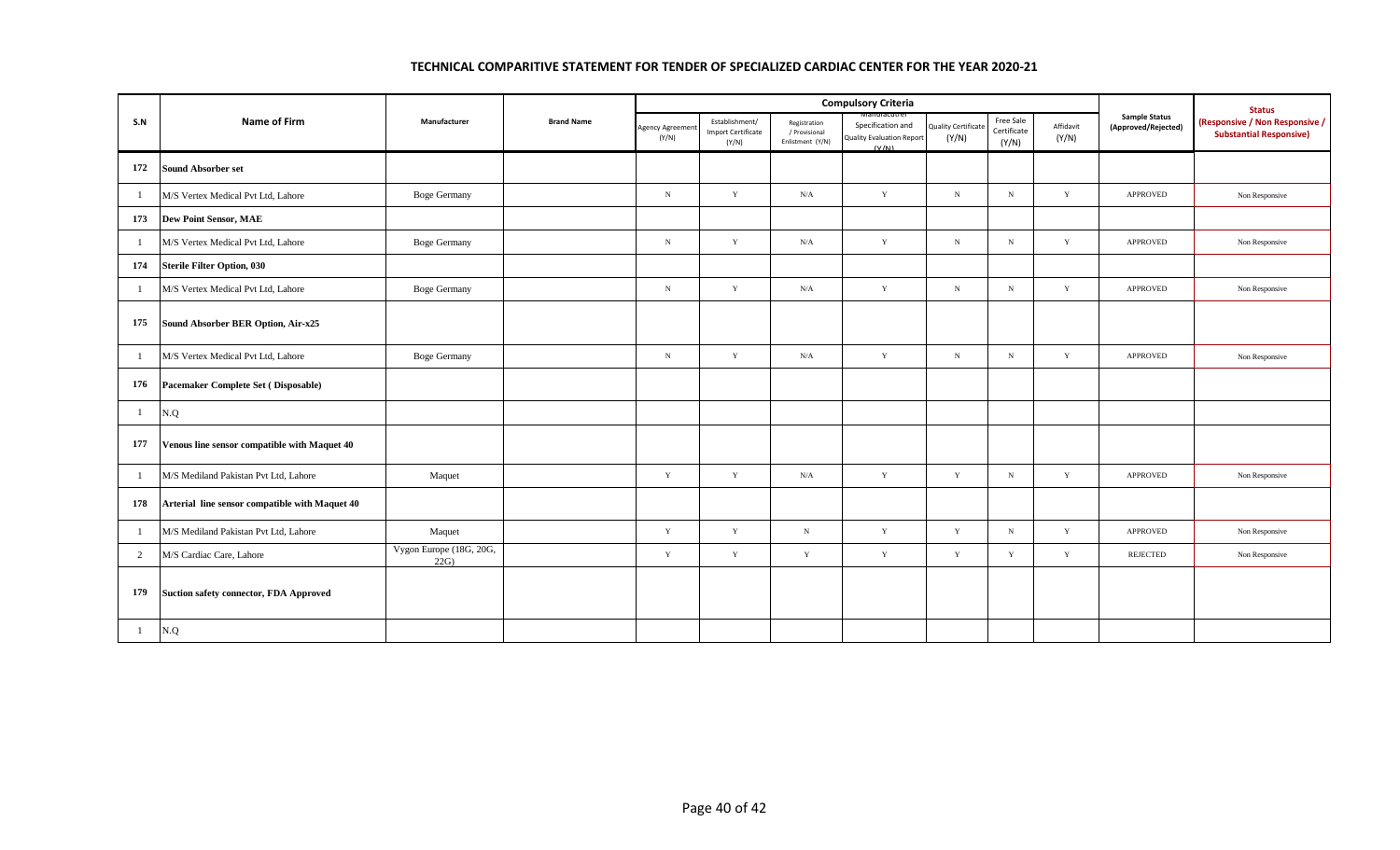## TECHNICAL COMPARITIVE STATEMENT FOR TENDER OF SPECIALIZED CARDIAC CENTER FOR THE YEAR 2020-21

| S.N | Name of Firm | Manufacturer | Brand Name | Compulsory Criteria | | | | | | | Sample Status (Approved/Rejected) | Status (Responsive / Non Responsive / Substantial Responsive) |
|---|---|---|---|---|---|---|---|---|---|---|---|---|
| | | | | Agency Agreement (Y/N) | Establishment/ Import Certificate (Y/N) | Registration / Provisional Enlistment (Y/N) | Manufacturer Specification and Quality Evaluation Report (Y/N) | Quality Certificate (Y/N) | Free Sale Certificate (Y/N) | Affidavit (Y/N) | | |
| 172 | Sound Absorber set | | | | | | | | | | | |
| 1 | M/S Vertex Medical Pvt Ltd, Lahore | Boge Germany | | N | Y | N/A | Y | N | N | Y | APPROVED | Non Responsive |
| 173 | Dew Point Sensor, MAE | | | | | | | | | | | |
| 1 | M/S Vertex Medical Pvt Ltd, Lahore | Boge Germany | | N | Y | N/A | Y | N | N | Y | APPROVED | Non Responsive |
| 174 | Sterile Filter Option, 030 | | | | | | | | | | | |
| 1 | M/S Vertex Medical Pvt Ltd, Lahore | Boge Germany | | N | Y | N/A | Y | N | N | Y | APPROVED | Non Responsive |
| 175 | Sound Absorber BER Option, Air-x25 | | | | | | | | | | | |
| 1 | M/S Vertex Medical Pvt Ltd, Lahore | Boge Germany | | N | Y | N/A | Y | N | N | Y | APPROVED | Non Responsive |
| 176 | Pacemaker Complete Set ( Disposable) | | | | | | | | | | | |
| 1 | N.Q | | | | | | | | | | | |
| 177 | Venous line sensor compatible with Maquet 40 | | | | | | | | | | | |
| 1 | M/S Mediland Pakistan Pvt Ltd, Lahore | Maquet | | Y | Y | N/A | Y | Y | N | Y | APPROVED | Non Responsive |
| 178 | Arterial line sensor compatible with Maquet 40 | | | | | | | | | | | |
| 1 | M/S Mediland Pakistan Pvt Ltd, Lahore | Maquet | | Y | Y | N | Y | Y | N | Y | APPROVED | Non Responsive |
| 2 | M/S Cardiac Care, Lahore | Vygon Europe (18G, 20G, 22G) | | Y | Y | Y | Y | Y | Y | Y | REJECTED | Non Responsive |
| 179 | Suction safety connector, FDA Approved | | | | | | | | | | | |
| 1 | N.Q | | | | | | | | | | | |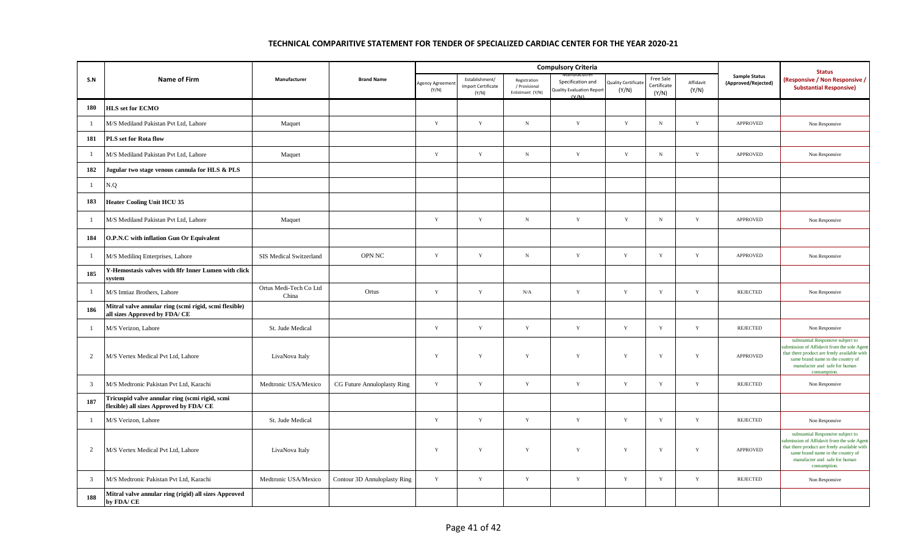# TECHNICAL COMPARITIVE STATEMENT FOR TENDER OF SPECIALIZED CARDIAC CENTER FOR THE YEAR 2020-21

| S.N | Name of Firm | Manufacturer | Brand Name | Compulsory Criteria | | | | | | | Sample Status (Approved/Rejected) | Status (Responsive / Non Responsive / Substantial Responsive) |
|---|---|---|---|---|---|---|---|---|---|---|---|---|
| | | | | Agency Agreement (Y/N) | Establishment/ Import Certificate (Y/N) | Registration / Provisional Enlistment (Y/N) | Manufacturer Specification and Quality Evaluation Report (Y/N) | Quality Certificate (Y/N) | Free Sale Certificate (Y/N) | Affidavit (Y/N) | | |
| 180 | HLS set for ECMO | | | | | | | | | | | |
| 1 | M/S Mediland Pakistan Pvt Ltd, Lahore | Maquet | | Y | Y | N | Y | Y | N | Y | APPROVED | Non Responsive |
| 181 | PLS set for Rota flow | | | | | | | | | | | |
| 1 | M/S Mediland Pakistan Pvt Ltd, Lahore | Maquet | | Y | Y | N | Y | Y | N | Y | APPROVED | Non Responsive |
| 182 | Jugular two stage venous cannula for HLS & PLS | | | | | | | | | | | |
| 1 | N.Q | | | | | | | | | | | |
| 183 | Heater Cooling Unit HCU 35 | | | | | | | | | | | |
| 1 | M/S Mediland Pakistan Pvt Ltd, Lahore | Maquet | | Y | Y | N | Y | Y | N | Y | APPROVED | Non Responsive |
| 184 | O.P.N.C with inflation Gun Or Equivalent | | | | | | | | | | | |
| 1 | M/S Medilinq Enterprises, Lahore | SIS Medical Switzerland | OPN NC | Y | Y | N | Y | Y | Y | Y | APPROVED | Non Responsive |
| 185 | Y-Hemostasis valves with 8fr Inner Lumen with click system | | | | | | | | | | | |
| 1 | M/S Imtiaz Brothers, Lahore | Ortus Medi-Tech Co Ltd China | Ortus | Y | Y | N/A | Y | Y | Y | Y | REJECTED | Non Responsive |
| 186 | Mitral valve annular ring (scmi rigid, scmi flexible) all sizes Approved by FDA/ CE | | | | | | | | | | | |
| 1 | M/S Verizon, Lahore | St. Jude Medical | | Y | Y | Y | Y | Y | Y | Y | REJECTED | Non Responsive |
| 2 | M/S Vertex Medical Pvt Ltd, Lahore | LivaNova Italy | | Y | Y | Y | Y | Y | Y | Y | APPROVED | substantial Responsive subject to submission of Affidavit from the sole Agent that there product are freely available with same brand name in the country of manufacter and safe for human consumption. |
| 3 | M/S Medtronic Pakistan Pvt Ltd, Karachi | Medtronic USA/Mexico | CG Future Annuloplasty Ring | Y | Y | Y | Y | Y | Y | Y | REJECTED | Non Responsive |
| 187 | Tricuspid valve annular ring (scmi rigid, scmi flexible) all sizes Approved by FDA/ CE | | | | | | | | | | | |
| 1 | M/S Verizon, Lahore | St. Jude Medical | | Y | Y | Y | Y | Y | Y | Y | REJECTED | Non Responsive |
| 2 | M/S Vertex Medical Pvt Ltd, Lahore | LivaNova Italy | | Y | Y | Y | Y | Y | Y | Y | APPROVED | substantial Responsive subject to submission of Affidavit from the sole Agent that there product are freely available with same brand name in the country of manufacter and safe for human consumption. |
| 3 | M/S Medtronic Pakistan Pvt Ltd, Karachi | Medtronic USA/Mexico | Contour 3D Annuloplasty Ring | Y | Y | Y | Y | Y | Y | Y | REJECTED | Non Responsive |
| 188 | Mitral valve annular ring (rigid) all sizes Approved by FDA/ CE | | | | | | | | | | | |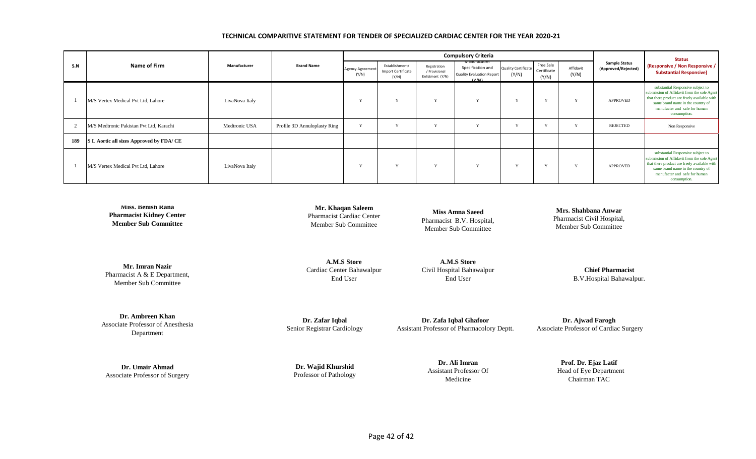# TECHNICAL COMPARITIVE STATEMENT FOR TENDER OF SPECIALIZED CARDIAC CENTER FOR THE YEAR 2020-21

| S.N | Name of Firm | Manufacturer | Brand Name | Compulsory Criteria | | | | | | | Sample Status (Approved/Rejected) | Status (Responsive / Non Responsive / Substantial Responsive) |
|---|---|---|---|---|---|---|---|---|---|---|---|---|
| | | | | Agency Agreement (Y/N) | Establishment/ Import Certificate (Y/N) | Registration / Provisional Enlistment (Y/N) | Manufacturer Specification and Quality Evaluation Report (Y/N) | Quality Certificate (Y/N) | Free Sale Certificate (Y/N) | Affidavit (Y/N) | | |
| 1 | M/S Vertex Medical Pvt Ltd, Lahore | LivaNova Italy | | Y | Y | Y | Y | Y | Y | Y | APPROVED | substantial Responsive subject to submission of Affidavit from the sole Agent that there product are freely available with same brand name in the country of manufacter and safe for human consumption. |
| 2 | M/S Medtronic Pakistan Pvt Ltd, Karachi | Medtronic USA | Profile 3D Annuloplasty Ring | Y | Y | Y | Y | Y | Y | Y | REJECTED | Non Responsive |
| 189 | S L Aortic all sizes Approved by FDA/ CE | | | | | | | | | | | |
| 1 | M/S Vertex Medical Pvt Ltd, Lahore | LivaNova Italy | | Y | Y | Y | Y | Y | Y | Y | APPROVED | substantial Responsive subject to submission of Affidavit from the sole Agent that there product are freely available with same brand name in the country of manufacter and safe for human consumption. |

**Miss. Benish Rana**
**Pharmacist Kidney Center**
**Member Sub Committee**

**Mr. Khaqan Saleem**
Pharmacist Cardiac Center
Member Sub Committee

**Miss Amna Saeed**
Pharmacist B.V. Hospital,
Member Sub Committee

**Mrs. Shahbana Anwar**
Pharmacist Civil Hospital,
Member Sub Committee

**Mr. Imran Nazir**
Pharmacist A & E Department,
Member Sub Committee

**A.M.S Store**
Cardiac Center Bahawalpur
End User

**A.M.S Store**
Civil Hospital Bahawalpur
End User

**Chief Pharmacist**
B.V.Hospital Bahawalpur.

**Dr. Ambreen Khan**
Associate Professor of Anesthesia Department

**Dr. Zafar Iqbal**
Senior Registrar Cardiology

**Dr. Zafa Iqbal Ghafoor**
Assistant Professor of Pharmacolory Deptt.

**Dr. Ajwad Farogh**
Associate Professor of Cardiac Surgery

**Dr. Umair Ahmad**
Associate Professor of Surgery

**Dr. Wajid Khurshid**
Professor of Pathology

**Dr. Ali Imran**
Assistant Professor Of Medicine

**Prof. Dr. Ejaz Latif**
Head of Eye Department
Chairman TAC